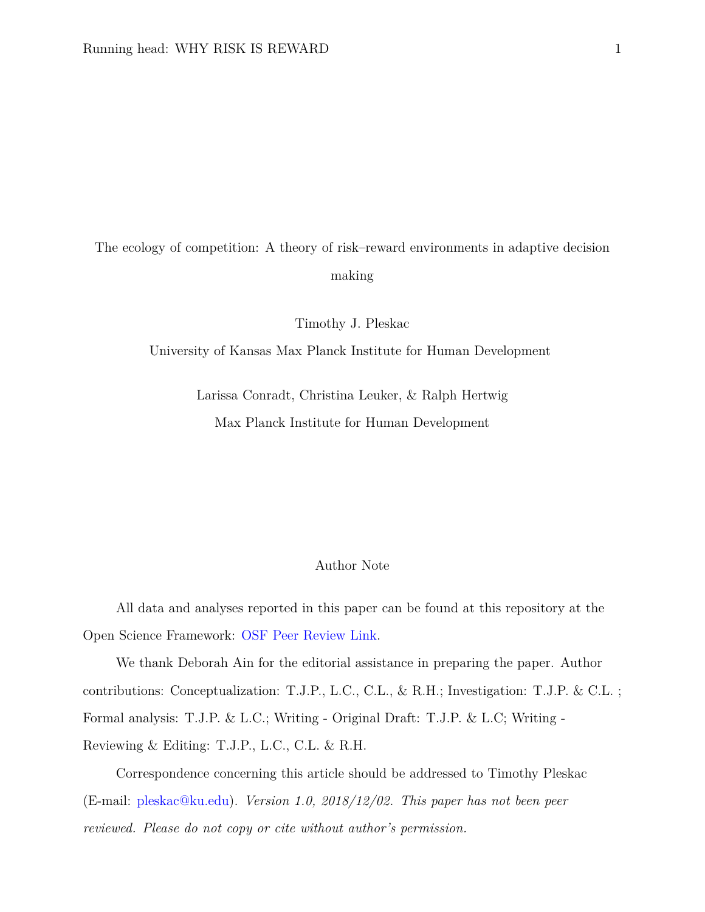# The ecology of competition: A theory of risk–reward environments in adaptive decision making

Timothy J. Pleskac

University of Kansas Max Planck Institute for Human Development

Larissa Conradt, Christina Leuker, & Ralph Hertwig

Max Planck Institute for Human Development

## Author Note

All data and analyses reported in this paper can be found at this repository at the Open Science Framework: OSF Peer Review Link.

We thank Deborah Ain for the editorial assistance in preparing the paper. Author contributions: Conceptualization: T.J.P., L.C., C.L., & R.H.; Investigation: T.J.P. & C.L. ; Formal analysis: T.J.P. & L.C.; Writing - Original Draft: T.J.P. & L.C; Writing - Reviewing & Editing: T.J.P., L.C., C.L. & R.H.

Correspondence concerning this article should be addressed to Timothy Pleskac (E-mail: pleskac@ku.edu). *Version 1.0, 2018/12/02. This paper has not been peer reviewed. Please do not copy or cite without author's permission.*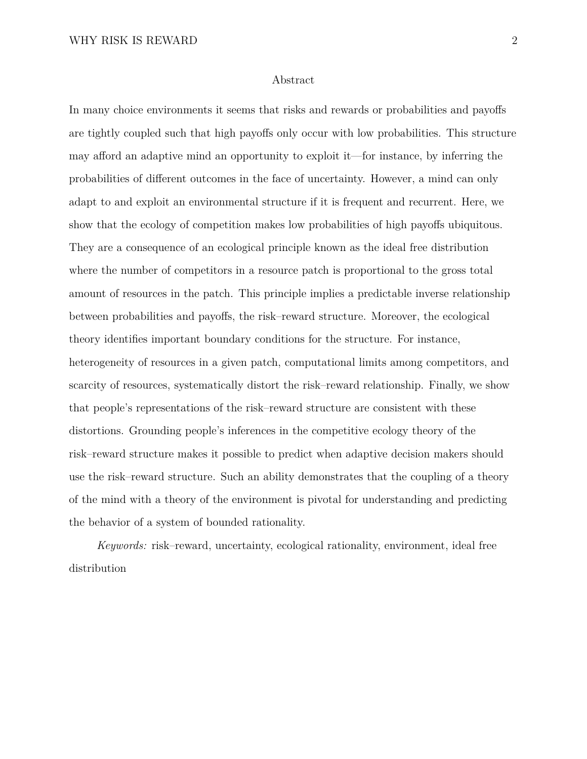## Abstract

In many choice environments it seems that risks and rewards or probabilities and payoffs are tightly coupled such that high payoffs only occur with low probabilities. This structure may afford an adaptive mind an opportunity to exploit it—for instance, by inferring the probabilities of different outcomes in the face of uncertainty. However, a mind can only adapt to and exploit an environmental structure if it is frequent and recurrent. Here, we show that the ecology of competition makes low probabilities of high payoffs ubiquitous. They are a consequence of an ecological principle known as the ideal free distribution where the number of competitors in a resource patch is proportional to the gross total amount of resources in the patch. This principle implies a predictable inverse relationship between probabilities and payoffs, the risk–reward structure. Moreover, the ecological theory identifies important boundary conditions for the structure. For instance, heterogeneity of resources in a given patch, computational limits among competitors, and scarcity of resources, systematically distort the risk–reward relationship. Finally, we show that people's representations of the risk–reward structure are consistent with these distortions. Grounding people's inferences in the competitive ecology theory of the risk–reward structure makes it possible to predict when adaptive decision makers should use the risk–reward structure. Such an ability demonstrates that the coupling of a theory of the mind with a theory of the environment is pivotal for understanding and predicting the behavior of a system of bounded rationality.

*Keywords:* risk–reward, uncertainty, ecological rationality, environment, ideal free distribution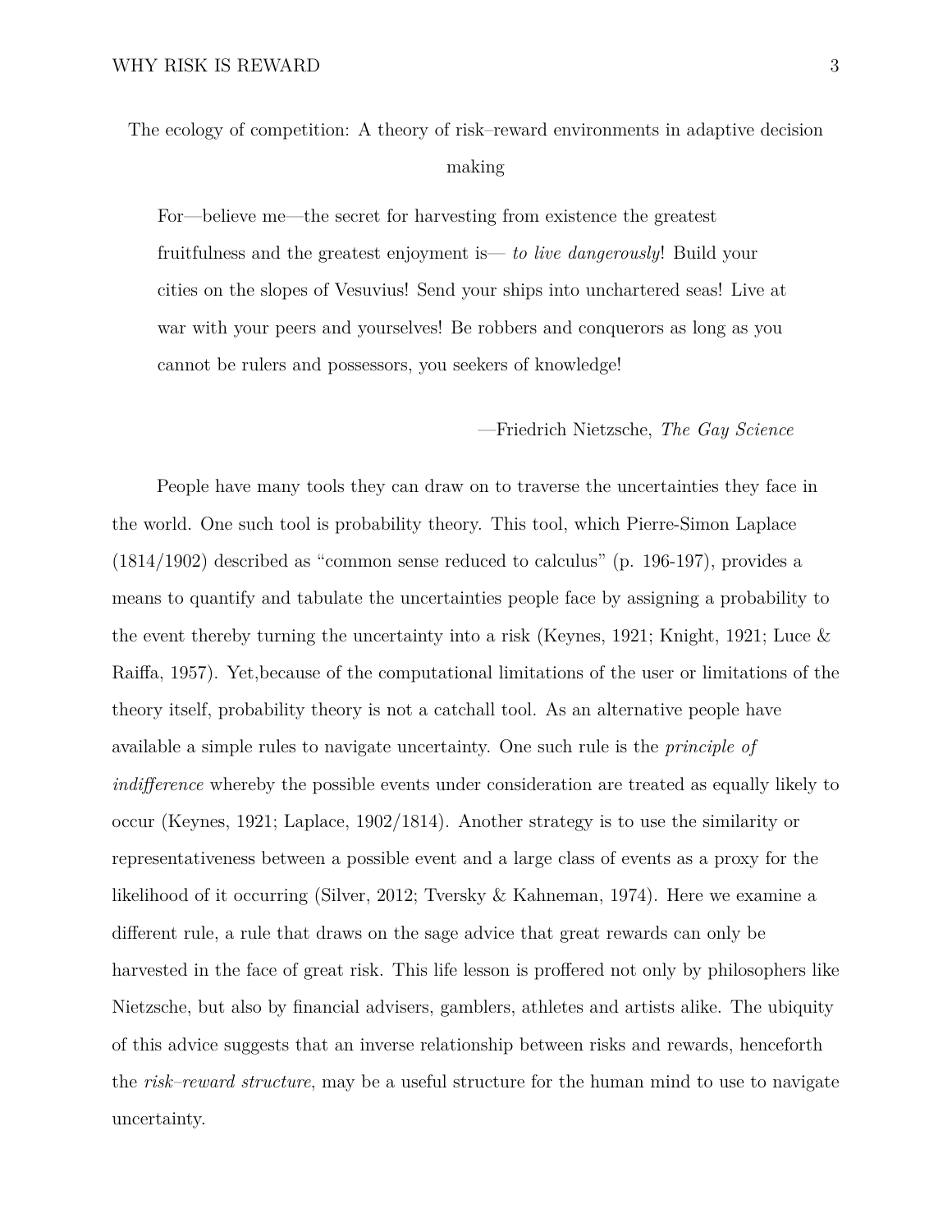# The ecology of competition: A theory of risk–reward environments in adaptive decision making

> For—believe me—the secret for harvesting from existence the greatest fruitfulness and the greatest enjoyment is— *to live dangerously*! Build your cities on the slopes of Vesuvius! Send your ships into unchartered seas! Live at war with your peers and yourselves! Be robbers and conquerors as long as you cannot be rulers and possessors, you seekers of knowledge!
>
> —Friedrich Nietzsche, *The Gay Science*

People have many tools they can draw on to traverse the uncertainties they face in the world. One such tool is probability theory. This tool, which Pierre-Simon Laplace (1814/1902) described as "common sense reduced to calculus" (p. 196-197), provides a means to quantify and tabulate the uncertainties people face by assigning a probability to the event thereby turning the uncertainty into a risk (Keynes, 1921; Knight, 1921; Luce & Raiffa, 1957). Yet,because of the computational limitations of the user or limitations of the theory itself, probability theory is not a catchall tool. As an alternative people have available a simple rules to navigate uncertainty. One such rule is the *principle of indifference* whereby the possible events under consideration are treated as equally likely to occur (Keynes, 1921; Laplace, 1902/1814). Another strategy is to use the similarity or representativeness between a possible event and a large class of events as a proxy for the likelihood of it occurring (Silver, 2012; Tversky & Kahneman, 1974). Here we examine a different rule, a rule that draws on the sage advice that great rewards can only be harvested in the face of great risk. This life lesson is proffered not only by philosophers like Nietzsche, but also by financial advisers, gamblers, athletes and artists alike. The ubiquity of this advice suggests that an inverse relationship between risks and rewards, henceforth the *risk–reward structure*, may be a useful structure for the human mind to use to navigate uncertainty.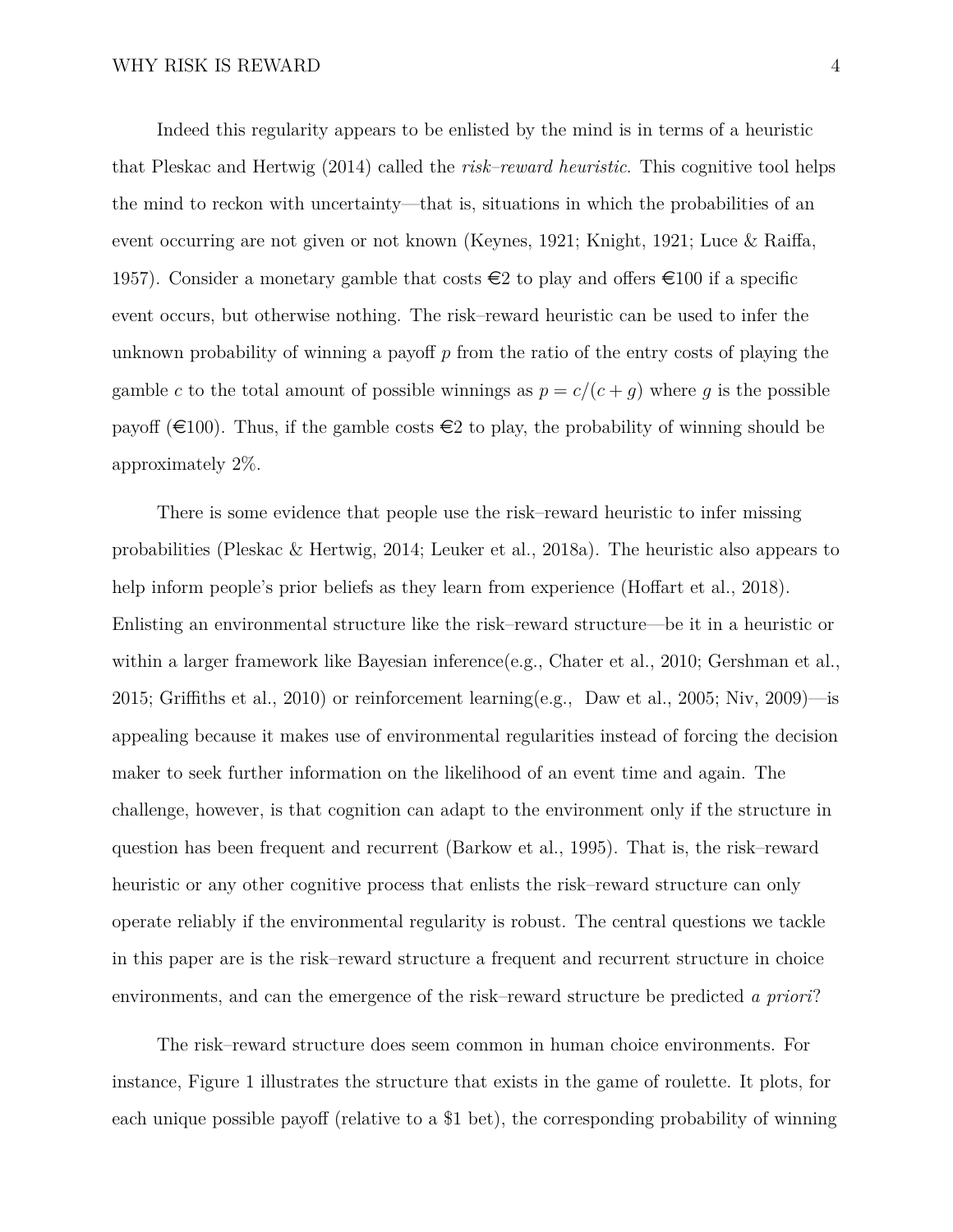Indeed this regularity appears to be enlisted by the mind is in terms of a heuristic that Pleskac and Hertwig (2014) called the *risk–reward heuristic*. This cognitive tool helps the mind to reckon with uncertainty—that is, situations in which the probabilities of an event occurring are not given or not known (Keynes, 1921; Knight, 1921; Luce & Raiffa, 1957). Consider a monetary gamble that costs €2 to play and offers €100 if a specific event occurs, but otherwise nothing. The risk–reward heuristic can be used to infer the unknown probability of winning a payoff $p$ from the ratio of the entry costs of playing the gamble $c$ to the total amount of possible winnings as $p = c/(c + g)$ where $g$ is the possible payoff (€100). Thus, if the gamble costs €2 to play, the probability of winning should be approximately 2%.

There is some evidence that people use the risk–reward heuristic to infer missing probabilities (Pleskac & Hertwig, 2014; Leuker et al., 2018a). The heuristic also appears to help inform people's prior beliefs as they learn from experience (Hoffart et al., 2018). Enlisting an environmental structure like the risk–reward structure—be it in a heuristic or within a larger framework like Bayesian inference(e.g., Chater et al., 2010; Gershman et al., 2015; Griffiths et al., 2010) or reinforcement learning(e.g., Daw et al., 2005; Niv, 2009)—is appealing because it makes use of environmental regularities instead of forcing the decision maker to seek further information on the likelihood of an event time and again. The challenge, however, is that cognition can adapt to the environment only if the structure in question has been frequent and recurrent (Barkow et al., 1995). That is, the risk–reward heuristic or any other cognitive process that enlists the risk–reward structure can only operate reliably if the environmental regularity is robust. The central questions we tackle in this paper are is the risk–reward structure a frequent and recurrent structure in choice environments, and can the emergence of the risk–reward structure be predicted *a priori*?

The risk–reward structure does seem common in human choice environments. For instance, Figure 1 illustrates the structure that exists in the game of roulette. It plots, for each unique possible payoff (relative to a $1 bet), the corresponding probability of winning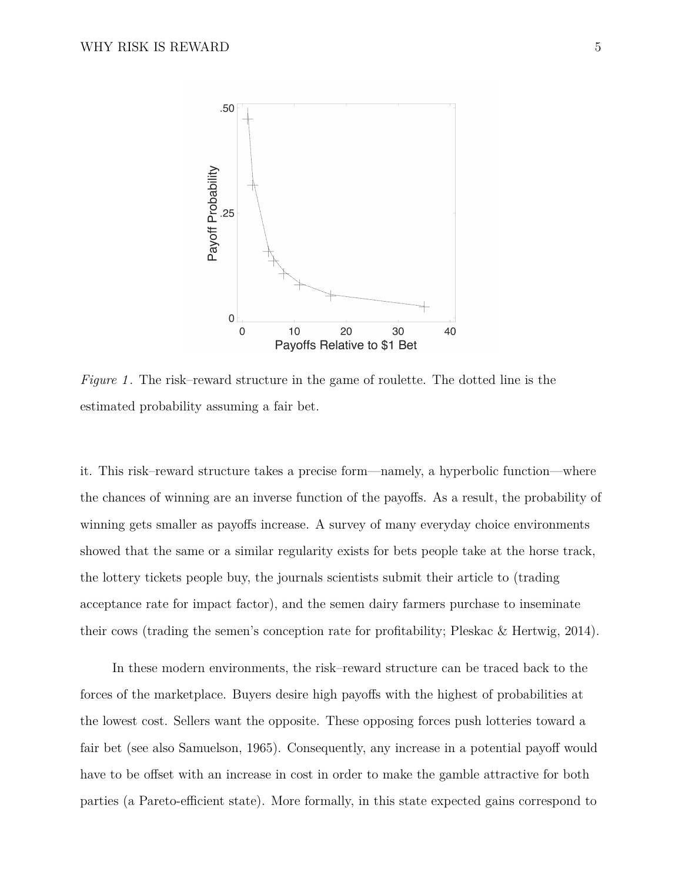*Figure 1*. The risk–reward structure in the game of roulette. The dotted line is the estimated probability assuming a fair bet.

it. This risk–reward structure takes a precise form—namely, a hyperbolic function—where the chances of winning are an inverse function of the payoffs. As a result, the probability of winning gets smaller as payoffs increase. A survey of many everyday choice environments showed that the same or a similar regularity exists for bets people take at the horse track, the lottery tickets people buy, the journals scientists submit their article to (trading acceptance rate for impact factor), and the semen dairy farmers purchase to inseminate their cows (trading the semen's conception rate for profitability; Pleskac & Hertwig, 2014).

In these modern environments, the risk–reward structure can be traced back to the forces of the marketplace. Buyers desire high payoffs with the highest of probabilities at the lowest cost. Sellers want the opposite. These opposing forces push lotteries toward a fair bet (see also Samuelson, 1965). Consequently, any increase in a potential payoff would have to be offset with an increase in cost in order to make the gamble attractive for both parties (a Pareto-efficient state). More formally, in this state expected gains correspond to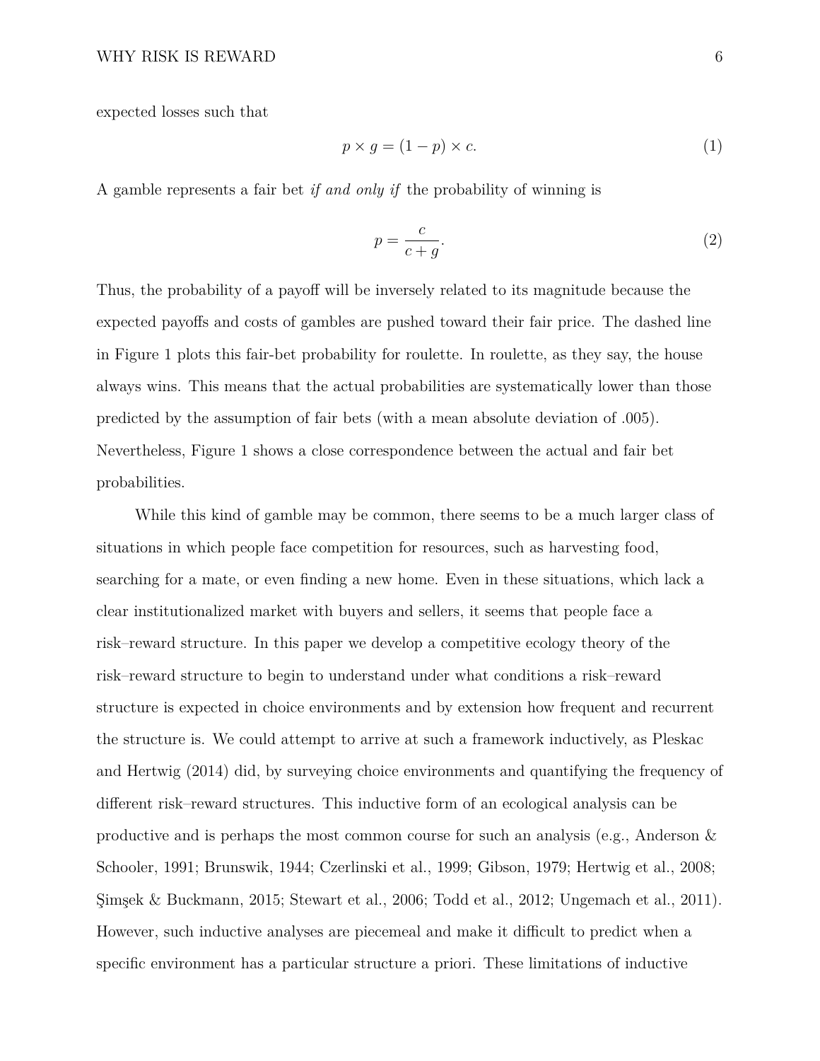expected losses such that

$$p \times g = (1 - p) \times c. \tag{1}$$

A gamble represents a fair bet *if and only if* the probability of winning is

$$p = \frac{c}{c + g}. \tag{2}$$

Thus, the probability of a payoff will be inversely related to its magnitude because the expected payoffs and costs of gambles are pushed toward their fair price. The dashed line in Figure 1 plots this fair-bet probability for roulette. In roulette, as they say, the house always wins. This means that the actual probabilities are systematically lower than those predicted by the assumption of fair bets (with a mean absolute deviation of .005). Nevertheless, Figure 1 shows a close correspondence between the actual and fair bet probabilities.

While this kind of gamble may be common, there seems to be a much larger class of situations in which people face competition for resources, such as harvesting food, searching for a mate, or even finding a new home. Even in these situations, which lack a clear institutionalized market with buyers and sellers, it seems that people face a risk–reward structure. In this paper we develop a competitive ecology theory of the risk–reward structure to begin to understand under what conditions a risk–reward structure is expected in choice environments and by extension how frequent and recurrent the structure is. We could attempt to arrive at such a framework inductively, as Pleskac and Hertwig (2014) did, by surveying choice environments and quantifying the frequency of different risk–reward structures. This inductive form of an ecological analysis can be productive and is perhaps the most common course for such an analysis (e.g., Anderson & Schooler, 1991; Brunswik, 1944; Czerlinski et al., 1999; Gibson, 1979; Hertwig et al., 2008; Şimşek & Buckmann, 2015; Stewart et al., 2006; Todd et al., 2012; Ungemach et al., 2011). However, such inductive analyses are piecemeal and make it difficult to predict when a specific environment has a particular structure a priori. These limitations of inductive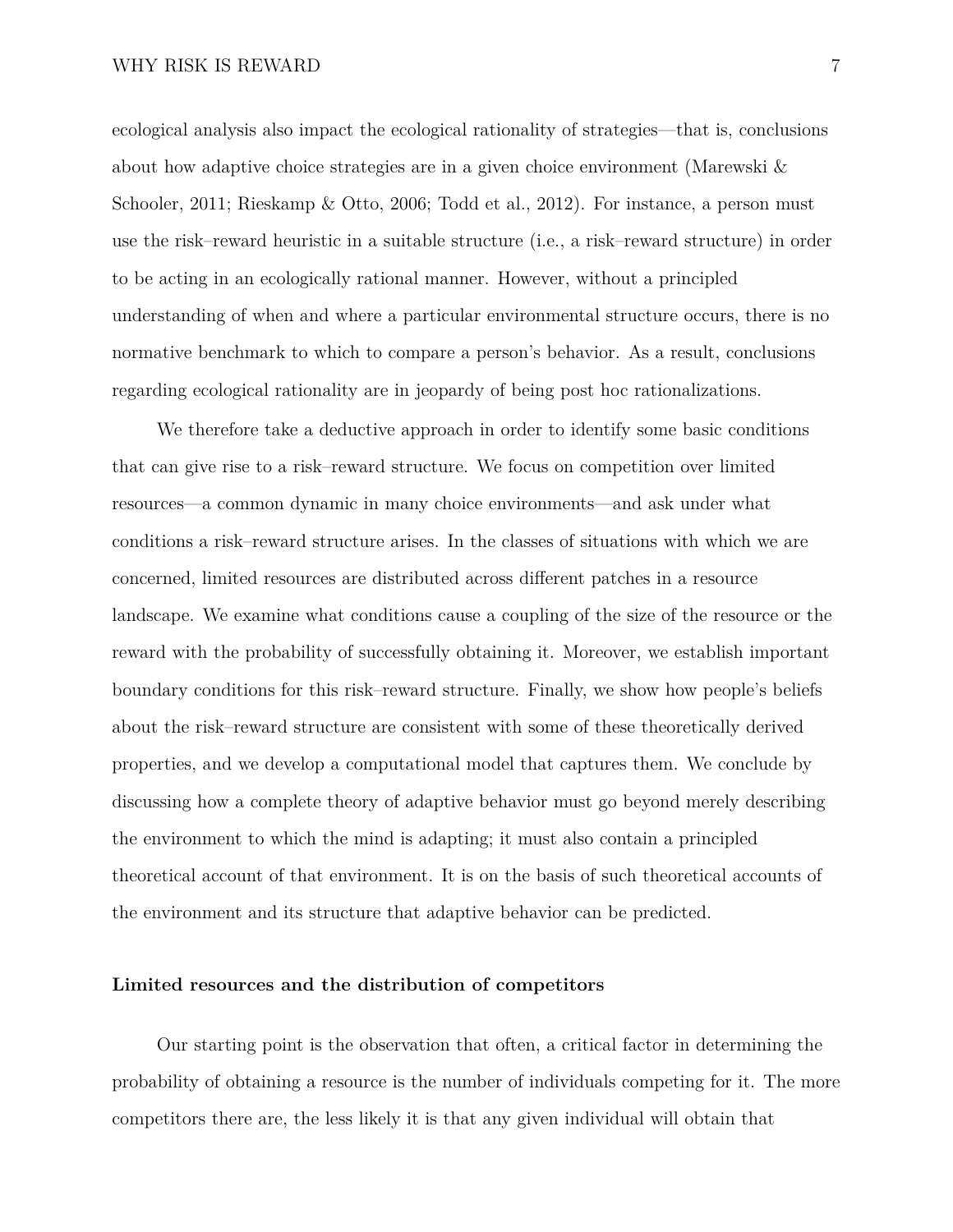ecological analysis also impact the ecological rationality of strategies—that is, conclusions about how adaptive choice strategies are in a given choice environment (Marewski & Schooler, 2011; Rieskamp & Otto, 2006; Todd et al., 2012). For instance, a person must use the risk–reward heuristic in a suitable structure (i.e., a risk–reward structure) in order to be acting in an ecologically rational manner. However, without a principled understanding of when and where a particular environmental structure occurs, there is no normative benchmark to which to compare a person's behavior. As a result, conclusions regarding ecological rationality are in jeopardy of being post hoc rationalizations.

We therefore take a deductive approach in order to identify some basic conditions that can give rise to a risk–reward structure. We focus on competition over limited resources—a common dynamic in many choice environments—and ask under what conditions a risk–reward structure arises. In the classes of situations with which we are concerned, limited resources are distributed across different patches in a resource landscape. We examine what conditions cause a coupling of the size of the resource or the reward with the probability of successfully obtaining it. Moreover, we establish important boundary conditions for this risk–reward structure. Finally, we show how people's beliefs about the risk–reward structure are consistent with some of these theoretically derived properties, and we develop a computational model that captures them. We conclude by discussing how a complete theory of adaptive behavior must go beyond merely describing the environment to which the mind is adapting; it must also contain a principled theoretical account of that environment. It is on the basis of such theoretical accounts of the environment and its structure that adaptive behavior can be predicted.

### Limited resources and the distribution of competitors

Our starting point is the observation that often, a critical factor in determining the probability of obtaining a resource is the number of individuals competing for it. The more competitors there are, the less likely it is that any given individual will obtain that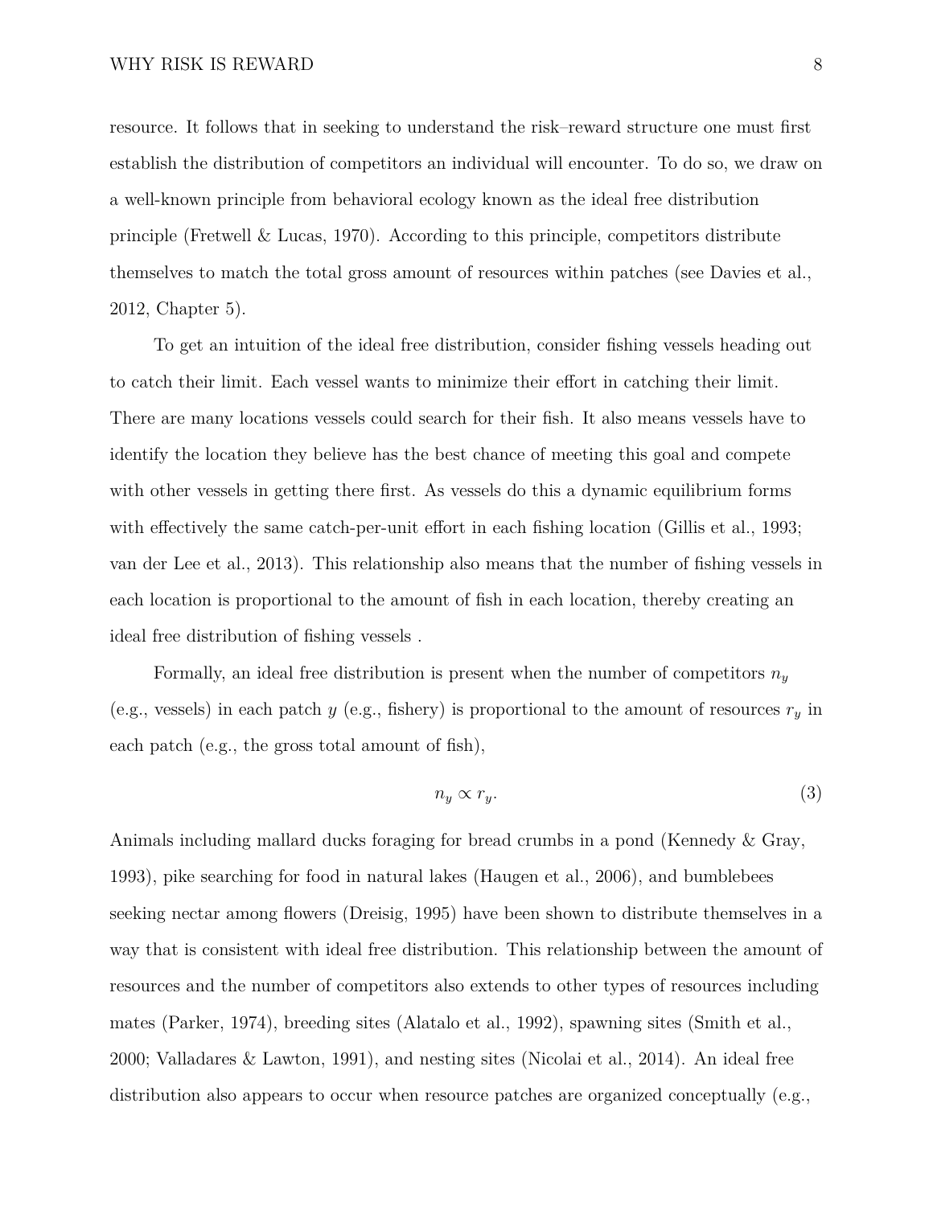resource. It follows that in seeking to understand the risk–reward structure one must first establish the distribution of competitors an individual will encounter. To do so, we draw on a well-known principle from behavioral ecology known as the ideal free distribution principle (Fretwell & Lucas, 1970). According to this principle, competitors distribute themselves to match the total gross amount of resources within patches (see Davies et al., 2012, Chapter 5).

To get an intuition of the ideal free distribution, consider fishing vessels heading out to catch their limit. Each vessel wants to minimize their effort in catching their limit. There are many locations vessels could search for their fish. It also means vessels have to identify the location they believe has the best chance of meeting this goal and compete with other vessels in getting there first. As vessels do this a dynamic equilibrium forms with effectively the same catch-per-unit effort in each fishing location (Gillis et al., 1993; van der Lee et al., 2013). This relationship also means that the number of fishing vessels in each location is proportional to the amount of fish in each location, thereby creating an ideal free distribution of fishing vessels .

Formally, an ideal free distribution is present when the number of competitors $n_y$ (e.g., vessels) in each patch $y$ (e.g., fishery) is proportional to the amount of resources $r_y$ in each patch (e.g., the gross total amount of fish),

$$n_y \propto r_y. \tag{3}$$

Animals including mallard ducks foraging for bread crumbs in a pond (Kennedy & Gray, 1993), pike searching for food in natural lakes (Haugen et al., 2006), and bumblebees seeking nectar among flowers (Dreisig, 1995) have been shown to distribute themselves in a way that is consistent with ideal free distribution. This relationship between the amount of resources and the number of competitors also extends to other types of resources including mates (Parker, 1974), breeding sites (Alatalo et al., 1992), spawning sites (Smith et al., 2000; Valladares & Lawton, 1991), and nesting sites (Nicolai et al., 2014). An ideal free distribution also appears to occur when resource patches are organized conceptually (e.g.,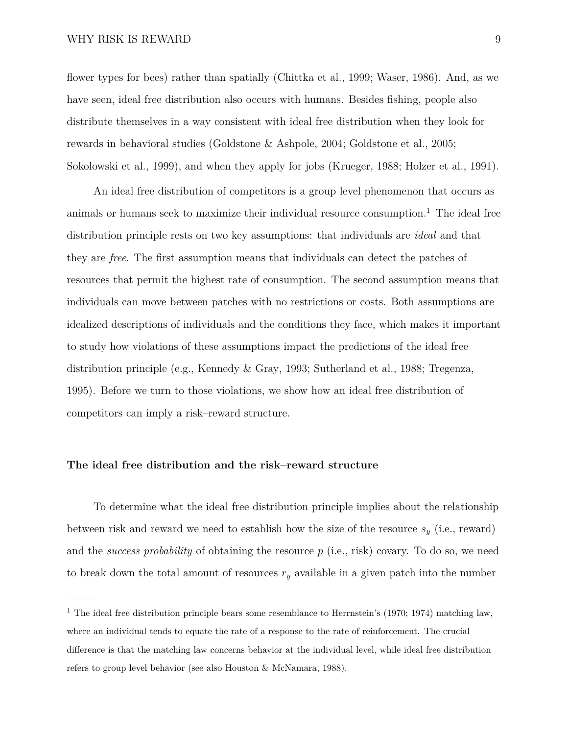flower types for bees) rather than spatially (Chittka et al., 1999; Waser, 1986). And, as we have seen, ideal free distribution also occurs with humans. Besides fishing, people also distribute themselves in a way consistent with ideal free distribution when they look for rewards in behavioral studies (Goldstone & Ashpole, 2004; Goldstone et al., 2005; Sokolowski et al., 1999), and when they apply for jobs (Krueger, 1988; Holzer et al., 1991).

An ideal free distribution of competitors is a group level phenomenon that occurs as animals or humans seek to maximize their individual resource consumption.[1] The ideal free distribution principle rests on two key assumptions: that individuals are *ideal* and that they are *free*. The first assumption means that individuals can detect the patches of resources that permit the highest rate of consumption. The second assumption means that individuals can move between patches with no restrictions or costs. Both assumptions are idealized descriptions of individuals and the conditions they face, which makes it important to study how violations of these assumptions impact the predictions of the ideal free distribution principle (e.g., Kennedy & Gray, 1993; Sutherland et al., 1988; Tregenza, 1995). Before we turn to those violations, we show how an ideal free distribution of competitors can imply a risk–reward structure.

### The ideal free distribution and the risk–reward structure

To determine what the ideal free distribution principle implies about the relationship between risk and reward we need to establish how the size of the resource $s_y$ (i.e., reward) and the *success probability* of obtaining the resource $p$ (i.e., risk) covary. To do so, we need to break down the total amount of resources $r_y$ available in a given patch into the number

---

[1] The ideal free distribution principle bears some resemblance to Herrnstein's (1970; 1974) matching law, where an individual tends to equate the rate of a response to the rate of reinforcement. The crucial difference is that the matching law concerns behavior at the individual level, while ideal free distribution refers to group level behavior (see also Houston & McNamara, 1988).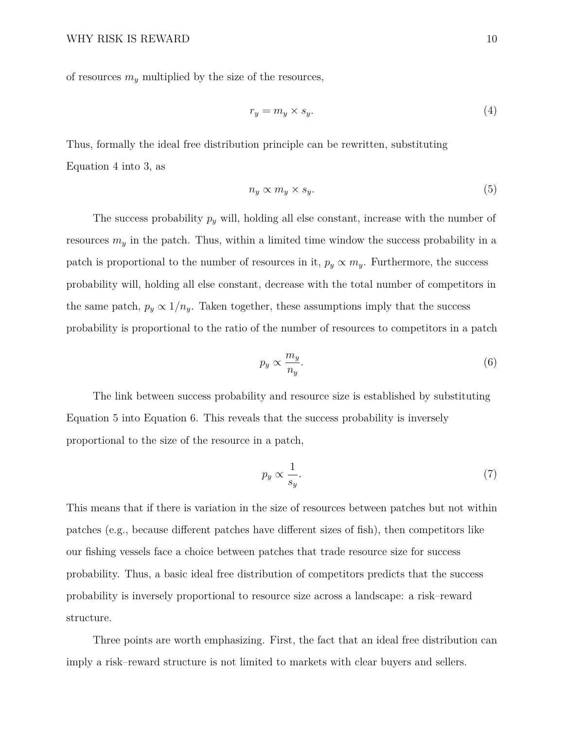of resources $m_y$ multiplied by the size of the resources,

$$r_y = m_y \times s_y. \tag{4}$$

Thus, formally the ideal free distribution principle can be rewritten, substituting Equation 4 into 3, as

$$n_y \propto m_y \times s_y. \tag{5}$$

The success probability $p_y$ will, holding all else constant, increase with the number of resources $m_y$ in the patch. Thus, within a limited time window the success probability in a patch is proportional to the number of resources in it, $p_y \propto m_y$. Furthermore, the success probability will, holding all else constant, decrease with the total number of competitors in the same patch, $p_y \propto 1/n_y$. Taken together, these assumptions imply that the success probability is proportional to the ratio of the number of resources to competitors in a patch

$$p_y \propto \frac{m_y}{n_y}. \tag{6}$$

The link between success probability and resource size is established by substituting Equation 5 into Equation 6. This reveals that the success probability is inversely proportional to the size of the resource in a patch,

$$p_y \propto \frac{1}{s_y}. \tag{7}$$

This means that if there is variation in the size of resources between patches but not within patches (e.g., because different patches have different sizes of fish), then competitors like our fishing vessels face a choice between patches that trade resource size for success probability. Thus, a basic ideal free distribution of competitors predicts that the success probability is inversely proportional to resource size across a landscape: a risk–reward structure.

Three points are worth emphasizing. First, the fact that an ideal free distribution can imply a risk–reward structure is not limited to markets with clear buyers and sellers.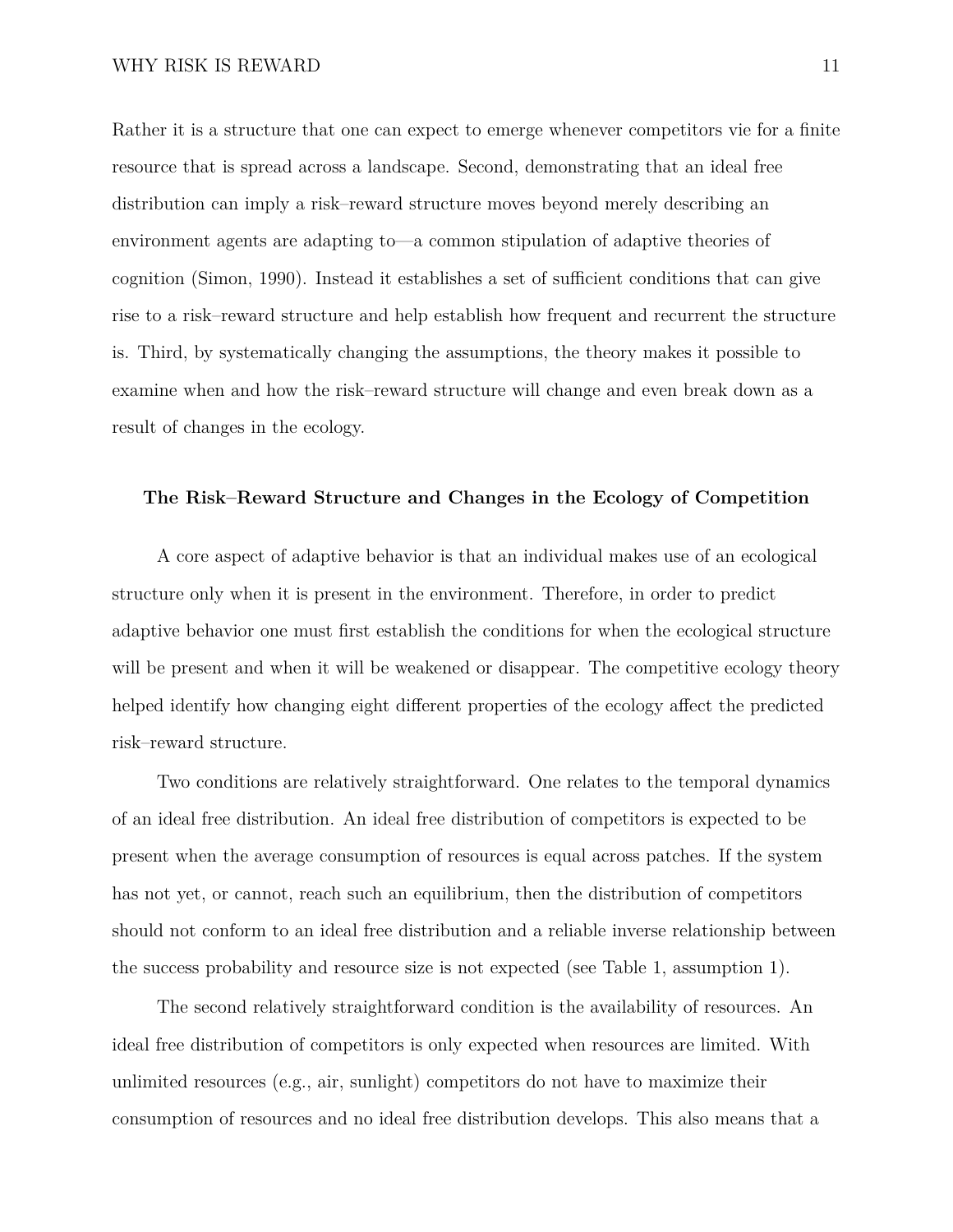Rather it is a structure that one can expect to emerge whenever competitors vie for a finite resource that is spread across a landscape. Second, demonstrating that an ideal free distribution can imply a risk–reward structure moves beyond merely describing an environment agents are adapting to—a common stipulation of adaptive theories of cognition (Simon, 1990). Instead it establishes a set of sufficient conditions that can give rise to a risk–reward structure and help establish how frequent and recurrent the structure is. Third, by systematically changing the assumptions, the theory makes it possible to examine when and how the risk–reward structure will change and even break down as a result of changes in the ecology.

## The Risk–Reward Structure and Changes in the Ecology of Competition

A core aspect of adaptive behavior is that an individual makes use of an ecological structure only when it is present in the environment. Therefore, in order to predict adaptive behavior one must first establish the conditions for when the ecological structure will be present and when it will be weakened or disappear. The competitive ecology theory helped identify how changing eight different properties of the ecology affect the predicted risk–reward structure.

Two conditions are relatively straightforward. One relates to the temporal dynamics of an ideal free distribution. An ideal free distribution of competitors is expected to be present when the average consumption of resources is equal across patches. If the system has not yet, or cannot, reach such an equilibrium, then the distribution of competitors should not conform to an ideal free distribution and a reliable inverse relationship between the success probability and resource size is not expected (see Table 1, assumption 1).

The second relatively straightforward condition is the availability of resources. An ideal free distribution of competitors is only expected when resources are limited. With unlimited resources (e.g., air, sunlight) competitors do not have to maximize their consumption of resources and no ideal free distribution develops. This also means that a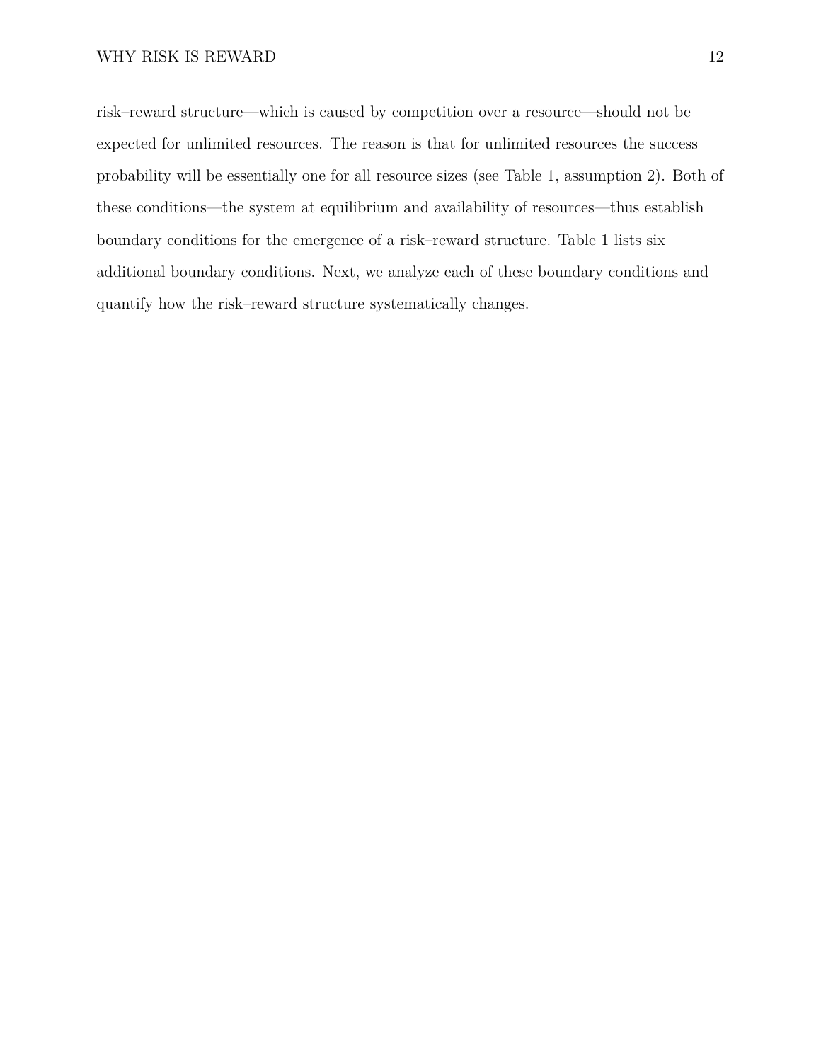risk–reward structure—which is caused by competition over a resource—should not be expected for unlimited resources. The reason is that for unlimited resources the success probability will be essentially one for all resource sizes (see Table 1, assumption 2). Both of these conditions—the system at equilibrium and availability of resources—thus establish boundary conditions for the emergence of a risk–reward structure. Table 1 lists six additional boundary conditions. Next, we analyze each of these boundary conditions and quantify how the risk–reward structure systematically changes.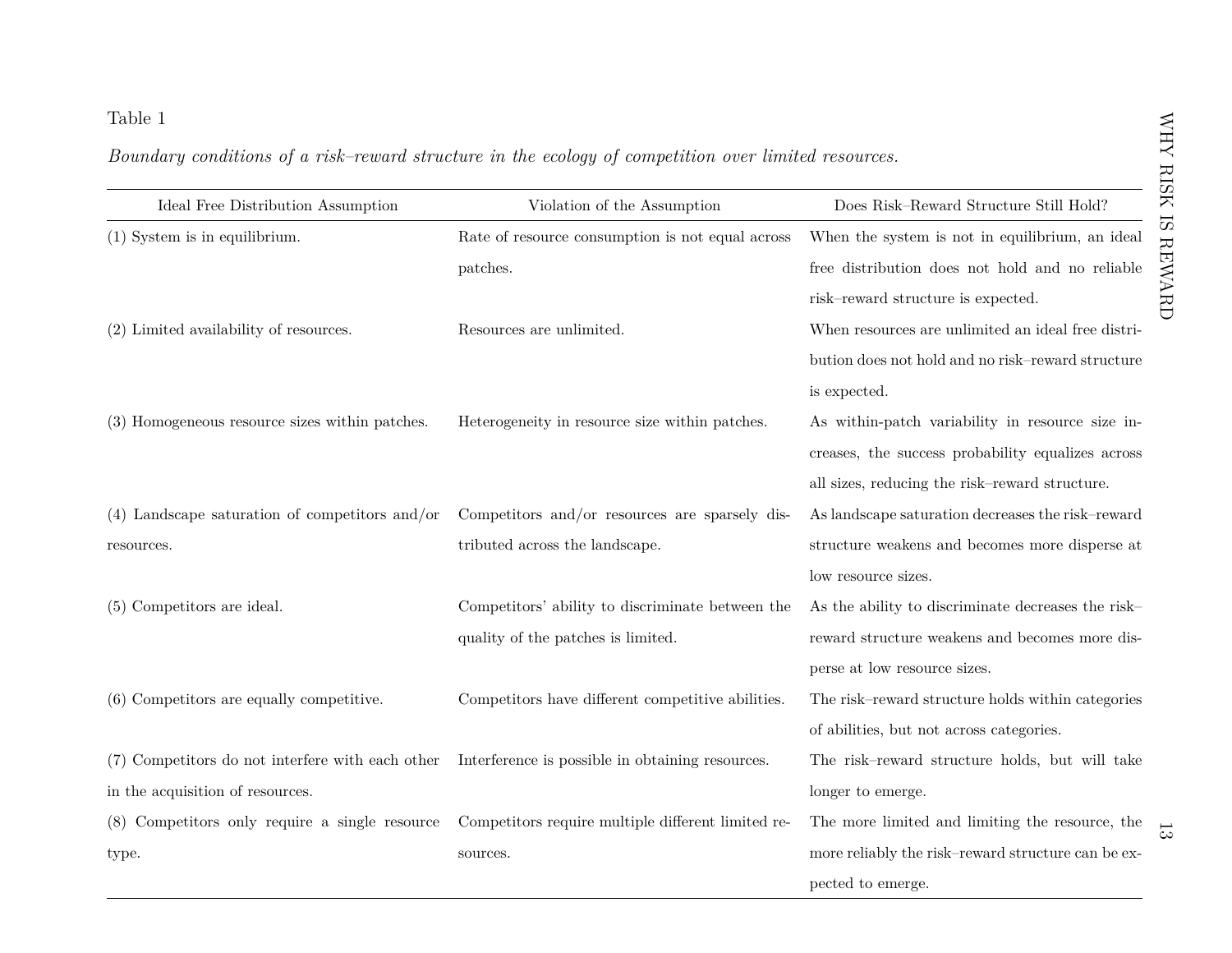Table 1

*Boundary conditions of a risk–reward structure in the ecology of competition over limited resources.*

| Ideal Free Distribution Assumption | Violation of the Assumption | Does Risk–Reward Structure Still Hold? |
|---|---|---|
| (1) System is in equilibrium. | Rate of resource consumption is not equal across patches. | When the system is not in equilibrium, an ideal free distribution does not hold and no reliable risk–reward structure is expected. |
| (2) Limited availability of resources. | Resources are unlimited. | When resources are unlimited an ideal free distribution does not hold and no risk–reward structure is expected. |
| (3) Homogeneous resource sizes within patches. | Heterogeneity in resource size within patches. | As within-patch variability in resource size increases, the success probability equalizes across all sizes, reducing the risk–reward structure. |
| (4) Landscape saturation of competitors and/or resources. | Competitors and/or resources are sparsely distributed across the landscape. | As landscape saturation decreases the risk–reward structure weakens and becomes more disperse at low resource sizes. |
| (5) Competitors are ideal. | Competitors' ability to discriminate between the quality of the patches is limited. | As the ability to discriminate decreases the risk–reward structure weakens and becomes more disperse at low resource sizes. |
| (6) Competitors are equally competitive. | Competitors have different competitive abilities. | The risk–reward structure holds within categories of abilities, but not across categories. |
| (7) Competitors do not interfere with each other in the acquisition of resources. | Interference is possible in obtaining resources. | The risk–reward structure holds, but will take longer to emerge. |
| (8) Competitors only require a single resource type. | Competitors require multiple different limited resources. | The more limited and limiting the resource, the more reliably the risk–reward structure can be expected to emerge. |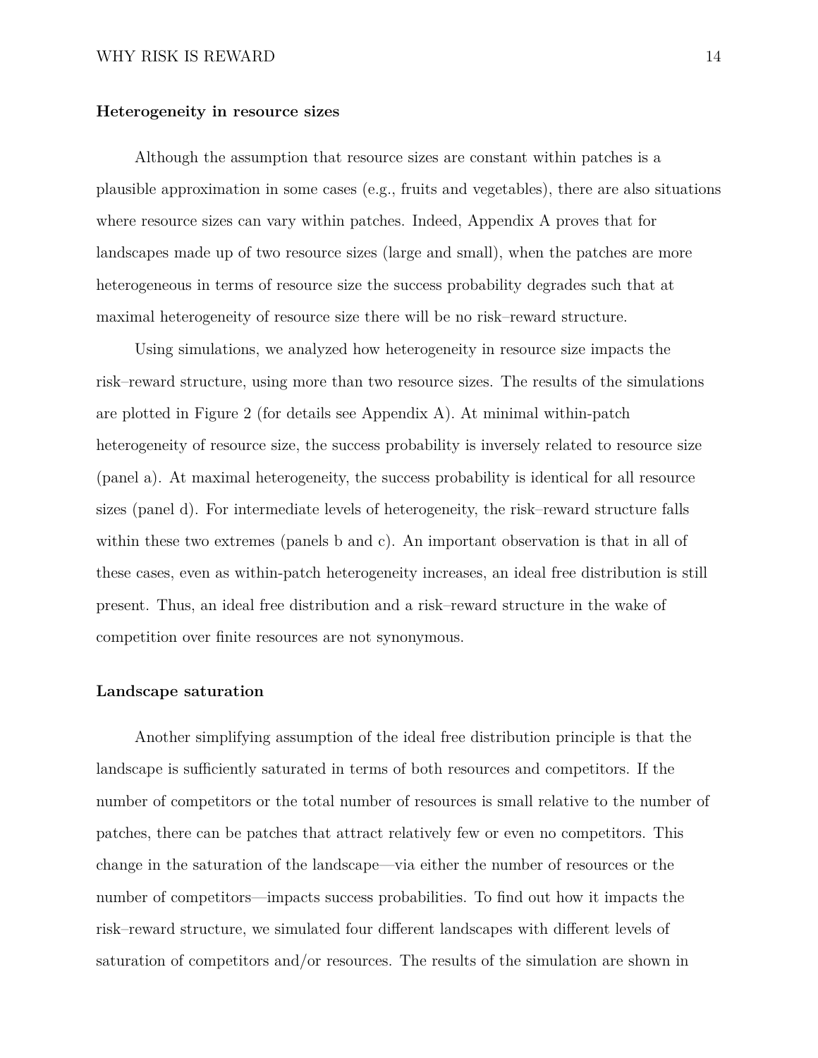### Heterogeneity in resource sizes

Although the assumption that resource sizes are constant within patches is a plausible approximation in some cases (e.g., fruits and vegetables), there are also situations where resource sizes can vary within patches. Indeed, Appendix A proves that for landscapes made up of two resource sizes (large and small), when the patches are more heterogeneous in terms of resource size the success probability degrades such that at maximal heterogeneity of resource size there will be no risk–reward structure.

Using simulations, we analyzed how heterogeneity in resource size impacts the risk–reward structure, using more than two resource sizes. The results of the simulations are plotted in Figure 2 (for details see Appendix A). At minimal within-patch heterogeneity of resource size, the success probability is inversely related to resource size (panel a). At maximal heterogeneity, the success probability is identical for all resource sizes (panel d). For intermediate levels of heterogeneity, the risk–reward structure falls within these two extremes (panels b and c). An important observation is that in all of these cases, even as within-patch heterogeneity increases, an ideal free distribution is still present. Thus, an ideal free distribution and a risk–reward structure in the wake of competition over finite resources are not synonymous.

### Landscape saturation

Another simplifying assumption of the ideal free distribution principle is that the landscape is sufficiently saturated in terms of both resources and competitors. If the number of competitors or the total number of resources is small relative to the number of patches, there can be patches that attract relatively few or even no competitors. This change in the saturation of the landscape—via either the number of resources or the number of competitors—impacts success probabilities. To find out how it impacts the risk–reward structure, we simulated four different landscapes with different levels of saturation of competitors and/or resources. The results of the simulation are shown in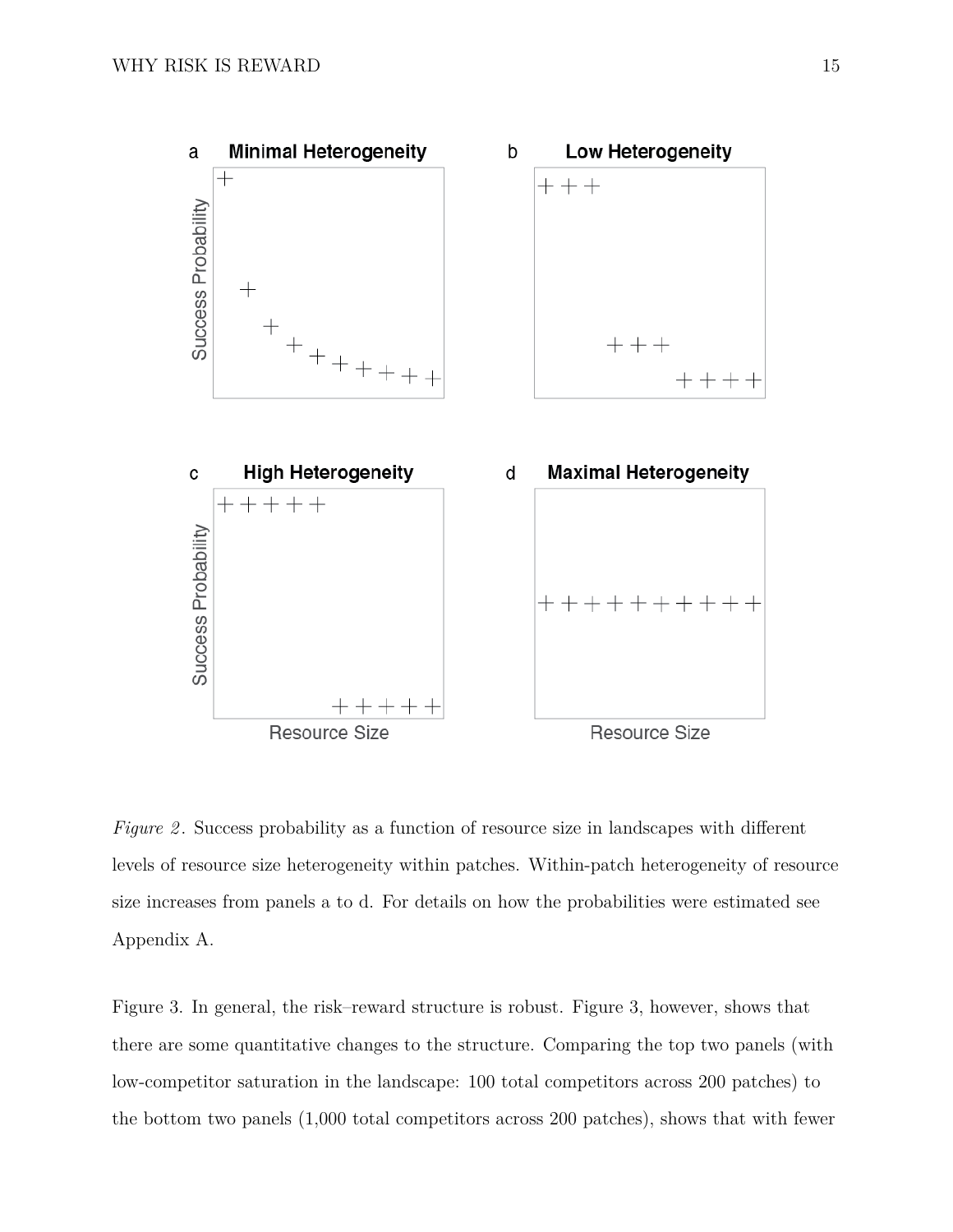*Figure 2*. Success probability as a function of resource size in landscapes with different levels of resource size heterogeneity within patches. Within-patch heterogeneity of resource size increases from panels a to d. For details on how the probabilities were estimated see Appendix A.

Figure 3. In general, the risk–reward structure is robust. Figure 3, however, shows that there are some quantitative changes to the structure. Comparing the top two panels (with low-competitor saturation in the landscape: 100 total competitors across 200 patches) to the bottom two panels (1,000 total competitors across 200 patches), shows that with fewer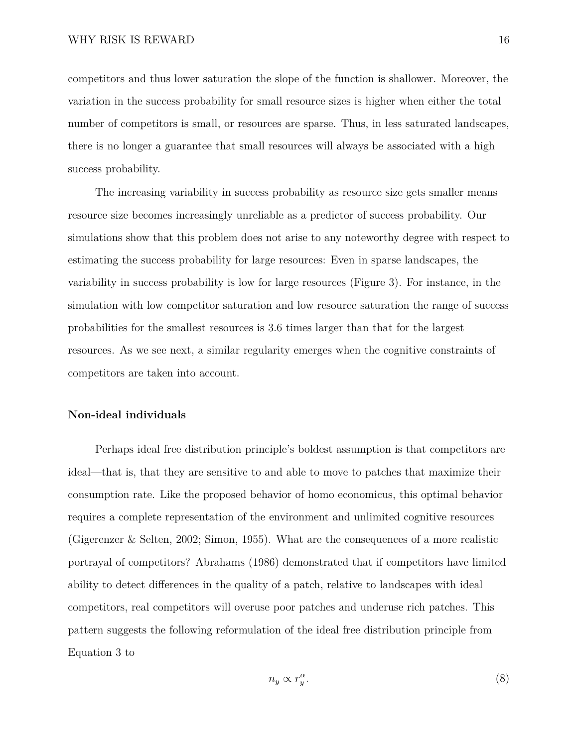competitors and thus lower saturation the slope of the function is shallower. Moreover, the variation in the success probability for small resource sizes is higher when either the total number of competitors is small, or resources are sparse. Thus, in less saturated landscapes, there is no longer a guarantee that small resources will always be associated with a high success probability.

The increasing variability in success probability as resource size gets smaller means resource size becomes increasingly unreliable as a predictor of success probability. Our simulations show that this problem does not arise to any noteworthy degree with respect to estimating the success probability for large resources: Even in sparse landscapes, the variability in success probability is low for large resources (Figure 3). For instance, in the simulation with low competitor saturation and low resource saturation the range of success probabilities for the smallest resources is 3.6 times larger than that for the largest resources. As we see next, a similar regularity emerges when the cognitive constraints of competitors are taken into account.

### Non-ideal individuals

Perhaps ideal free distribution principle's boldest assumption is that competitors are ideal—that is, that they are sensitive to and able to move to patches that maximize their consumption rate. Like the proposed behavior of homo economicus, this optimal behavior requires a complete representation of the environment and unlimited cognitive resources (Gigerenzer & Selten, 2002; Simon, 1955). What are the consequences of a more realistic portrayal of competitors? Abrahams (1986) demonstrated that if competitors have limited ability to detect differences in the quality of a patch, relative to landscapes with ideal competitors, real competitors will overuse poor patches and underuse rich patches. This pattern suggests the following reformulation of the ideal free distribution principle from Equation 3 to

$$n_y \propto r_y^{\alpha}. \tag{8}$$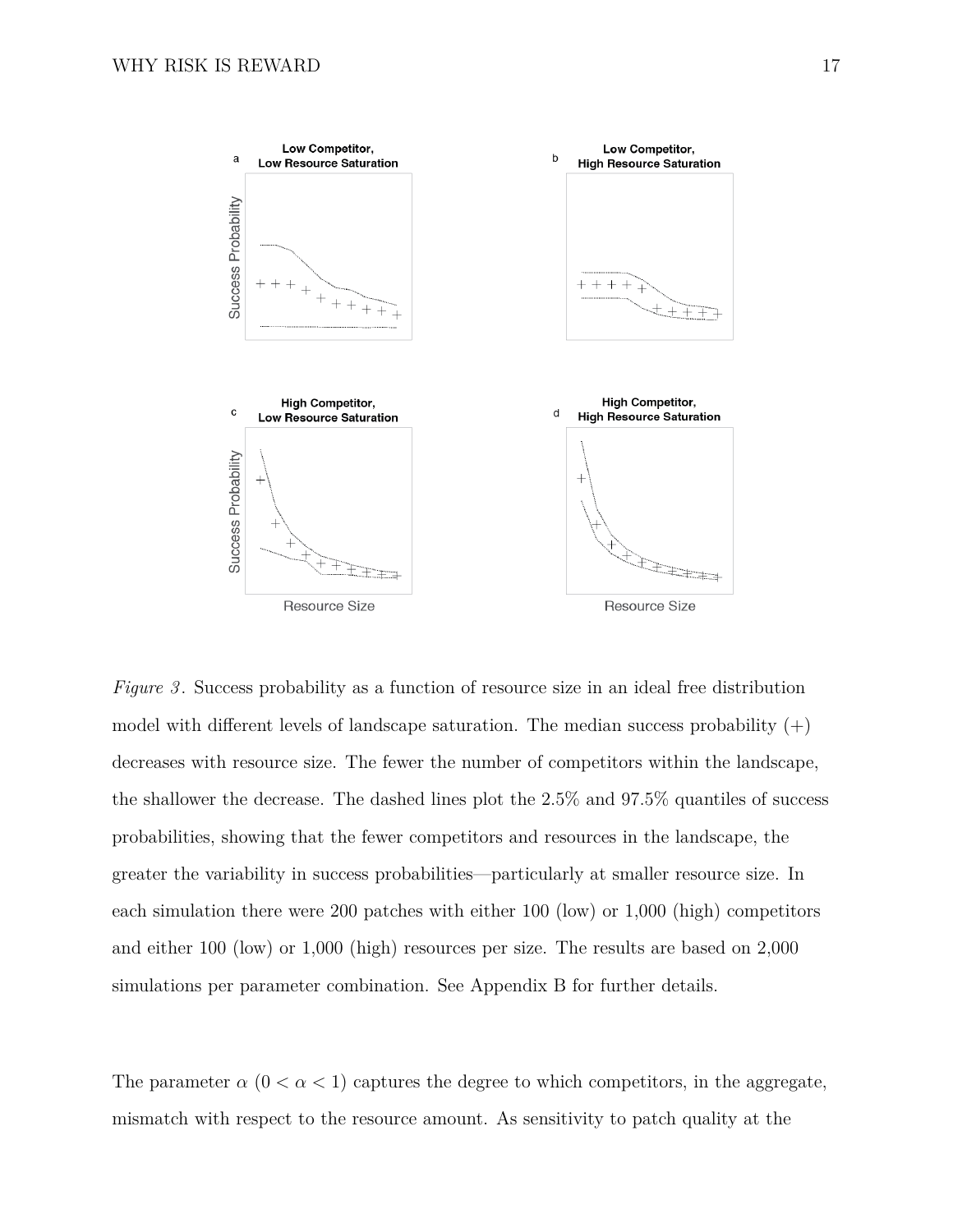*Figure 3*. Success probability as a function of resource size in an ideal free distribution model with different levels of landscape saturation. The median success probability (+) decreases with resource size. The fewer the number of competitors within the landscape, the shallower the decrease. The dashed lines plot the 2.5% and 97.5% quantiles of success probabilities, showing that the fewer competitors and resources in the landscape, the greater the variability in success probabilities—particularly at smaller resource size. In each simulation there were 200 patches with either 100 (low) or 1,000 (high) competitors and either 100 (low) or 1,000 (high) resources per size. The results are based on 2,000 simulations per parameter combination. See Appendix B for further details.

The parameter $\alpha$ ($0 < \alpha < 1$) captures the degree to which competitors, in the aggregate, mismatch with respect to the resource amount. As sensitivity to patch quality at the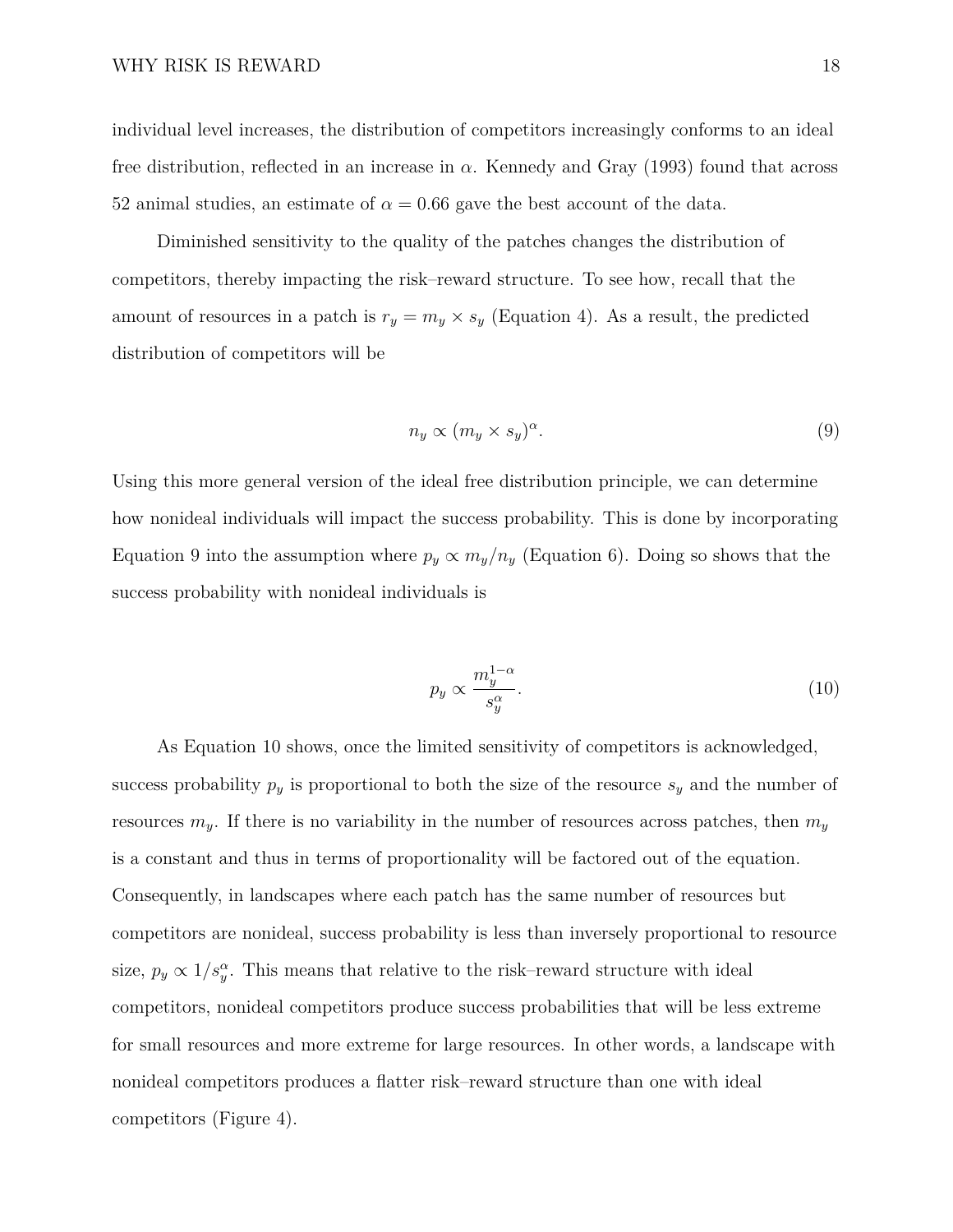individual level increases, the distribution of competitors increasingly conforms to an ideal free distribution, reflected in an increase in $\alpha$. Kennedy and Gray (1993) found that across 52 animal studies, an estimate of $\alpha = 0.66$ gave the best account of the data.

Diminished sensitivity to the quality of the patches changes the distribution of competitors, thereby impacting the risk–reward structure. To see how, recall that the amount of resources in a patch is $r_y = m_y \times s_y$ (Equation 4). As a result, the predicted distribution of competitors will be

$$n_y \propto (m_y \times s_y)^\alpha. \tag{9}$$

Using this more general version of the ideal free distribution principle, we can determine how nonideal individuals will impact the success probability. This is done by incorporating Equation 9 into the assumption where $p_y \propto m_y/n_y$ (Equation 6). Doing so shows that the success probability with nonideal individuals is

$$p_y \propto \frac{m_y^{1-\alpha}}{s_y^\alpha}. \tag{10}$$

As Equation 10 shows, once the limited sensitivity of competitors is acknowledged, success probability $p_y$ is proportional to both the size of the resource $s_y$ and the number of resources $m_y$. If there is no variability in the number of resources across patches, then $m_y$ is a constant and thus in terms of proportionality will be factored out of the equation. Consequently, in landscapes where each patch has the same number of resources but competitors are nonideal, success probability is less than inversely proportional to resource size, $p_y \propto 1/s_y^\alpha$. This means that relative to the risk–reward structure with ideal competitors, nonideal competitors produce success probabilities that will be less extreme for small resources and more extreme for large resources. In other words, a landscape with nonideal competitors produces a flatter risk–reward structure than one with ideal competitors (Figure 4).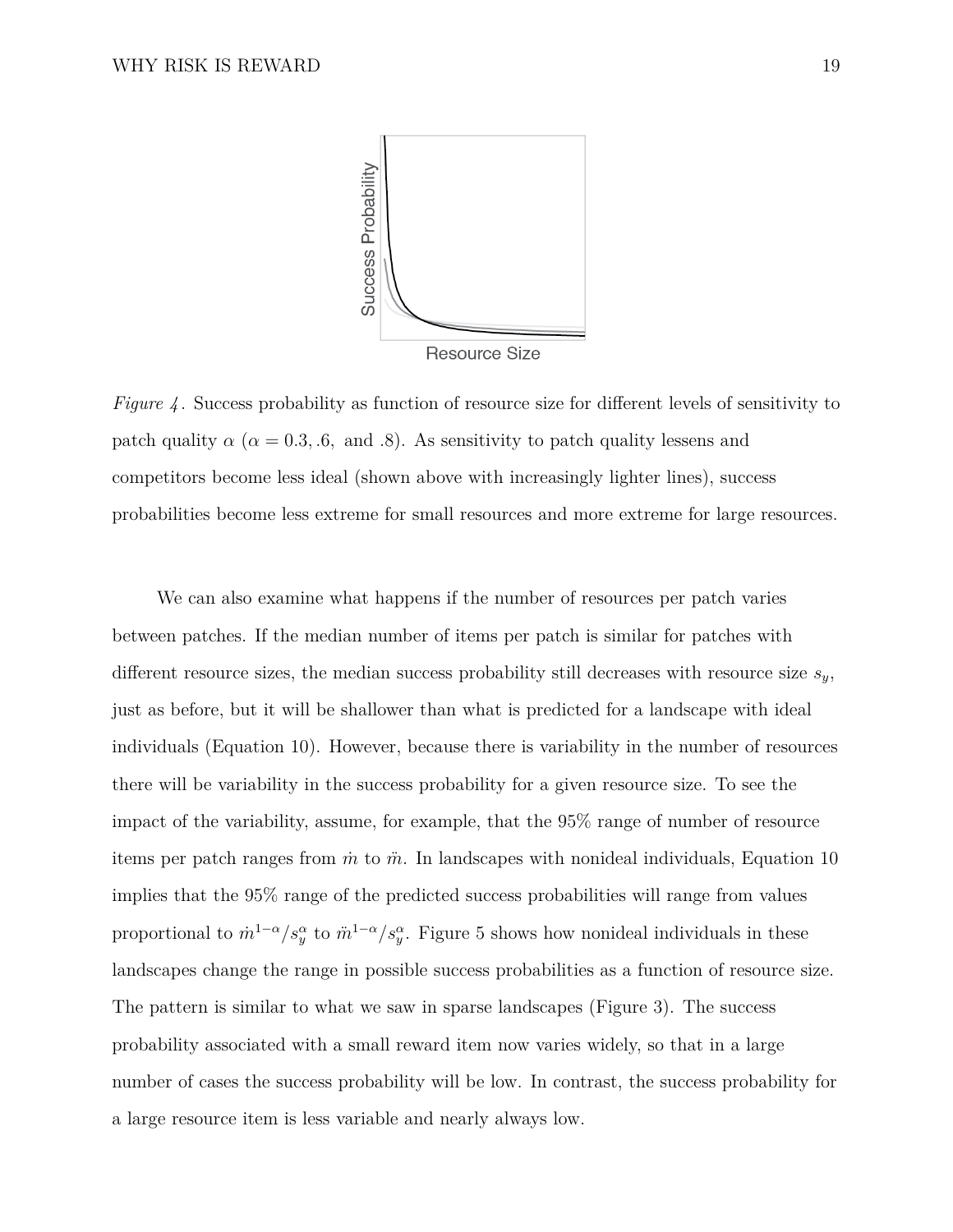*Figure 4*. Success probability as function of resource size for different levels of sensitivity to patch quality $\alpha$ ($\alpha = 0.3, .6,$ and $.8$). As sensitivity to patch quality lessens and competitors become less ideal (shown above with increasingly lighter lines), success probabilities become less extreme for small resources and more extreme for large resources.

We can also examine what happens if the number of resources per patch varies between patches. If the median number of items per patch is similar for patches with different resource sizes, the median success probability still decreases with resource size $s_y$, just as before, but it will be shallower than what is predicted for a landscape with ideal individuals (Equation 10). However, because there is variability in the number of resources there will be variability in the success probability for a given resource size. To see the impact of the variability, assume, for example, that the 95% range of number of resource items per patch ranges from $\dot{m}$ to $\ddot{m}$. In landscapes with nonideal individuals, Equation 10 implies that the 95% range of the predicted success probabilities will range from values proportional to $\dot{m}^{1-\alpha}/s_y^{\alpha}$ to $\ddot{m}^{1-\alpha}/s_y^{\alpha}$. Figure 5 shows how nonideal individuals in these landscapes change the range in possible success probabilities as a function of resource size. The pattern is similar to what we saw in sparse landscapes (Figure 3). The success probability associated with a small reward item now varies widely, so that in a large number of cases the success probability will be low. In contrast, the success probability for a large resource item is less variable and nearly always low.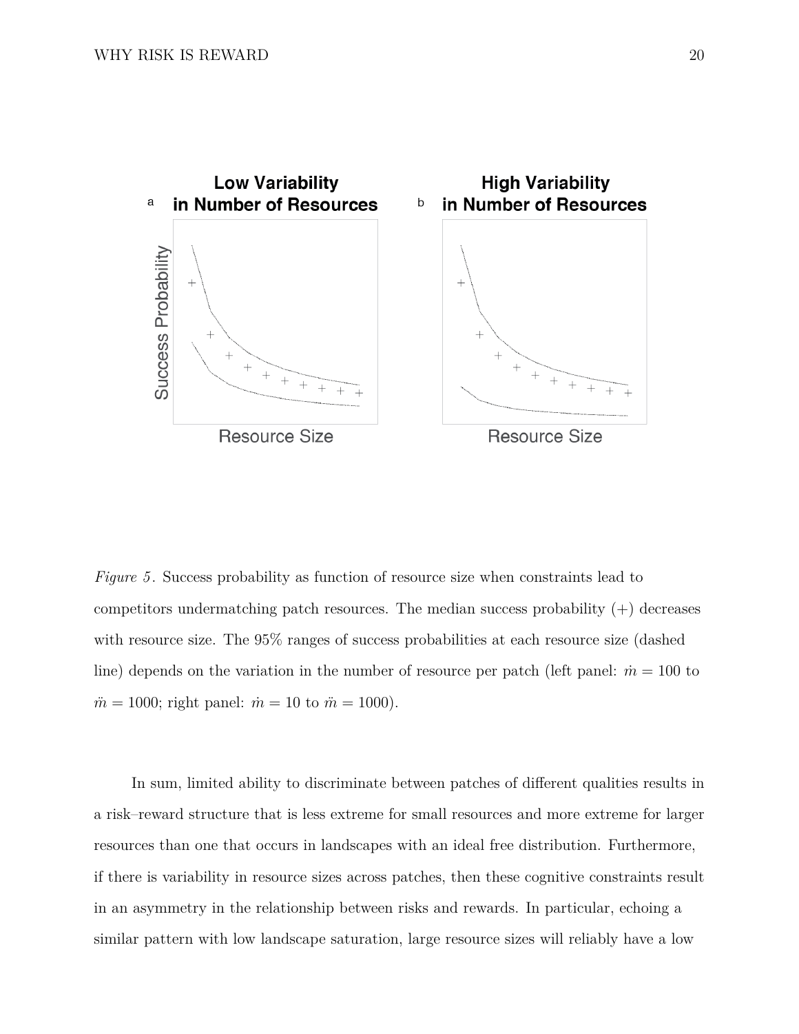*Figure 5*. Success probability as function of resource size when constraints lead to competitors undermatching patch resources. The median success probability (+) decreases with resource size. The 95% ranges of success probabilities at each resource size (dashed line) depends on the variation in the number of resource per patch (left panel: $\dot{m} = 100$ to $\ddot{m} = 1000$; right panel: $\dot{m} = 10$ to $\ddot{m} = 1000$).

In sum, limited ability to discriminate between patches of different qualities results in a risk–reward structure that is less extreme for small resources and more extreme for larger resources than one that occurs in landscapes with an ideal free distribution. Furthermore, if there is variability in resource sizes across patches, then these cognitive constraints result in an asymmetry in the relationship between risks and rewards. In particular, echoing a similar pattern with low landscape saturation, large resource sizes will reliably have a low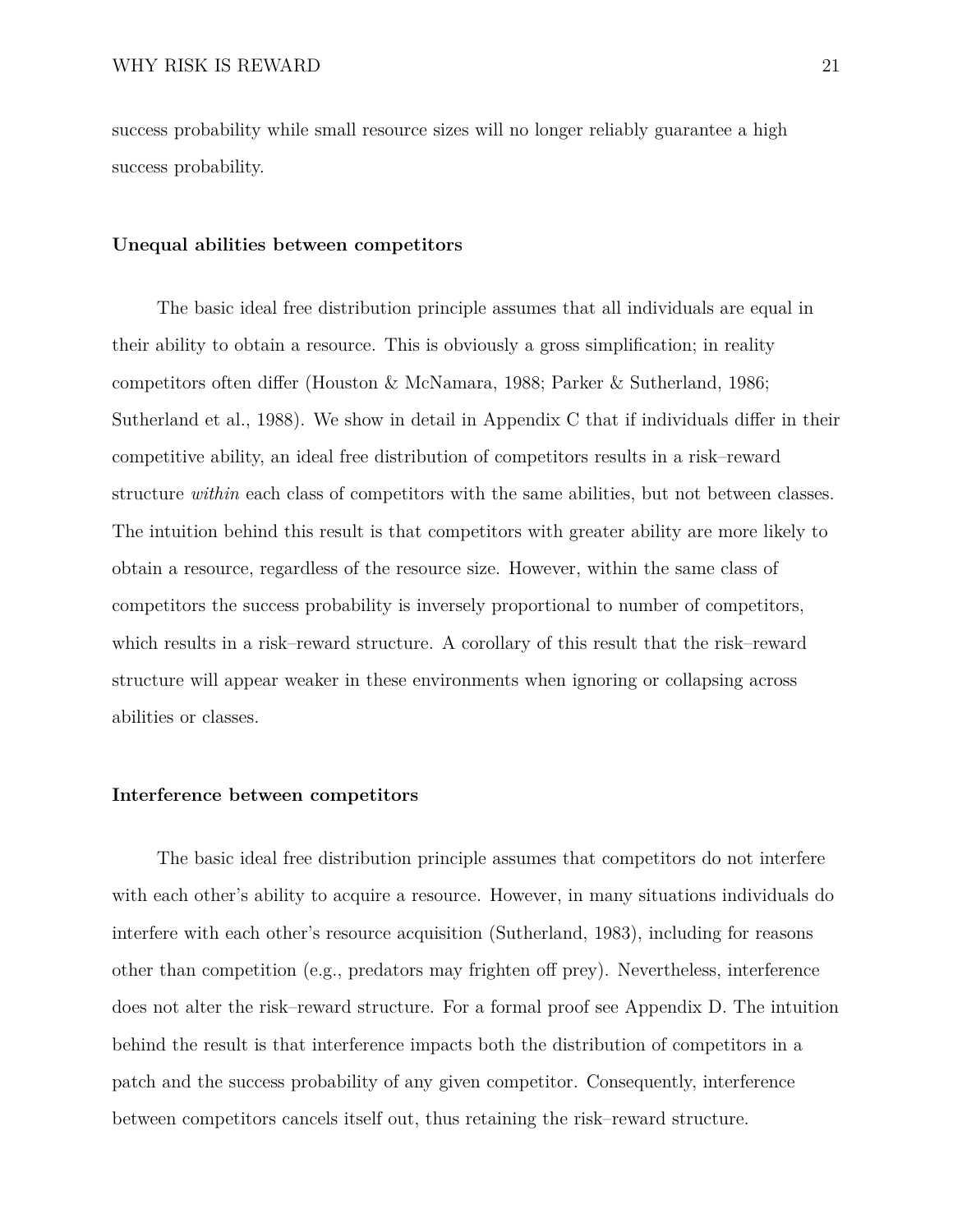success probability while small resource sizes will no longer reliably guarantee a high success probability.

### Unequal abilities between competitors

The basic ideal free distribution principle assumes that all individuals are equal in their ability to obtain a resource. This is obviously a gross simplification; in reality competitors often differ (Houston & McNamara, 1988; Parker & Sutherland, 1986; Sutherland et al., 1988). We show in detail in Appendix C that if individuals differ in their competitive ability, an ideal free distribution of competitors results in a risk–reward structure *within* each class of competitors with the same abilities, but not between classes. The intuition behind this result is that competitors with greater ability are more likely to obtain a resource, regardless of the resource size. However, within the same class of competitors the success probability is inversely proportional to number of competitors, which results in a risk–reward structure. A corollary of this result that the risk–reward structure will appear weaker in these environments when ignoring or collapsing across abilities or classes.

### Interference between competitors

The basic ideal free distribution principle assumes that competitors do not interfere with each other's ability to acquire a resource. However, in many situations individuals do interfere with each other's resource acquisition (Sutherland, 1983), including for reasons other than competition (e.g., predators may frighten off prey). Nevertheless, interference does not alter the risk–reward structure. For a formal proof see Appendix D. The intuition behind the result is that interference impacts both the distribution of competitors in a patch and the success probability of any given competitor. Consequently, interference between competitors cancels itself out, thus retaining the risk–reward structure.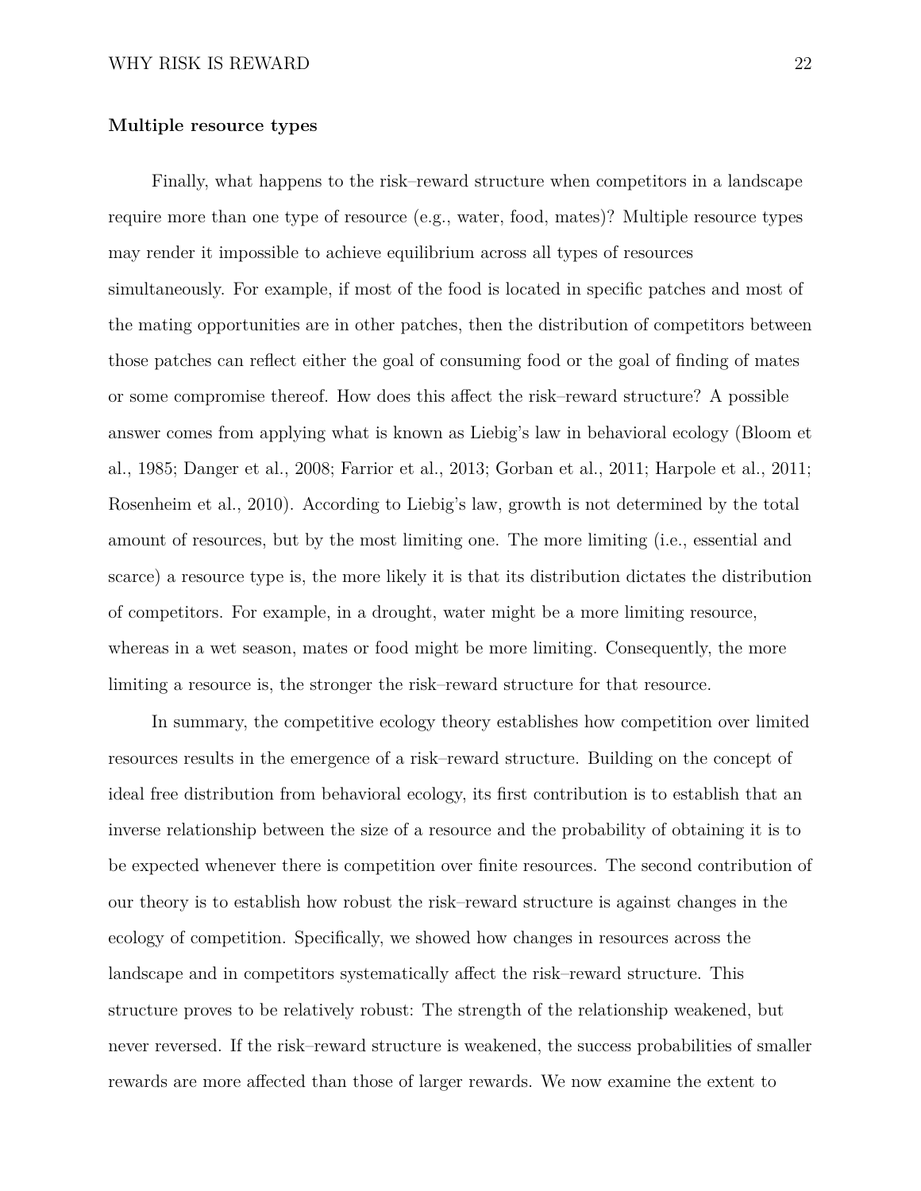### Multiple resource types

Finally, what happens to the risk–reward structure when competitors in a landscape require more than one type of resource (e.g., water, food, mates)? Multiple resource types may render it impossible to achieve equilibrium across all types of resources simultaneously. For example, if most of the food is located in specific patches and most of the mating opportunities are in other patches, then the distribution of competitors between those patches can reflect either the goal of consuming food or the goal of finding of mates or some compromise thereof. How does this affect the risk–reward structure? A possible answer comes from applying what is known as Liebig's law in behavioral ecology (Bloom et al., 1985; Danger et al., 2008; Farrior et al., 2013; Gorban et al., 2011; Harpole et al., 2011; Rosenheim et al., 2010). According to Liebig's law, growth is not determined by the total amount of resources, but by the most limiting one. The more limiting (i.e., essential and scarce) a resource type is, the more likely it is that its distribution dictates the distribution of competitors. For example, in a drought, water might be a more limiting resource, whereas in a wet season, mates or food might be more limiting. Consequently, the more limiting a resource is, the stronger the risk–reward structure for that resource.

In summary, the competitive ecology theory establishes how competition over limited resources results in the emergence of a risk–reward structure. Building on the concept of ideal free distribution from behavioral ecology, its first contribution is to establish that an inverse relationship between the size of a resource and the probability of obtaining it is to be expected whenever there is competition over finite resources. The second contribution of our theory is to establish how robust the risk–reward structure is against changes in the ecology of competition. Specifically, we showed how changes in resources across the landscape and in competitors systematically affect the risk–reward structure. This structure proves to be relatively robust: The strength of the relationship weakened, but never reversed. If the risk–reward structure is weakened, the success probabilities of smaller rewards are more affected than those of larger rewards. We now examine the extent to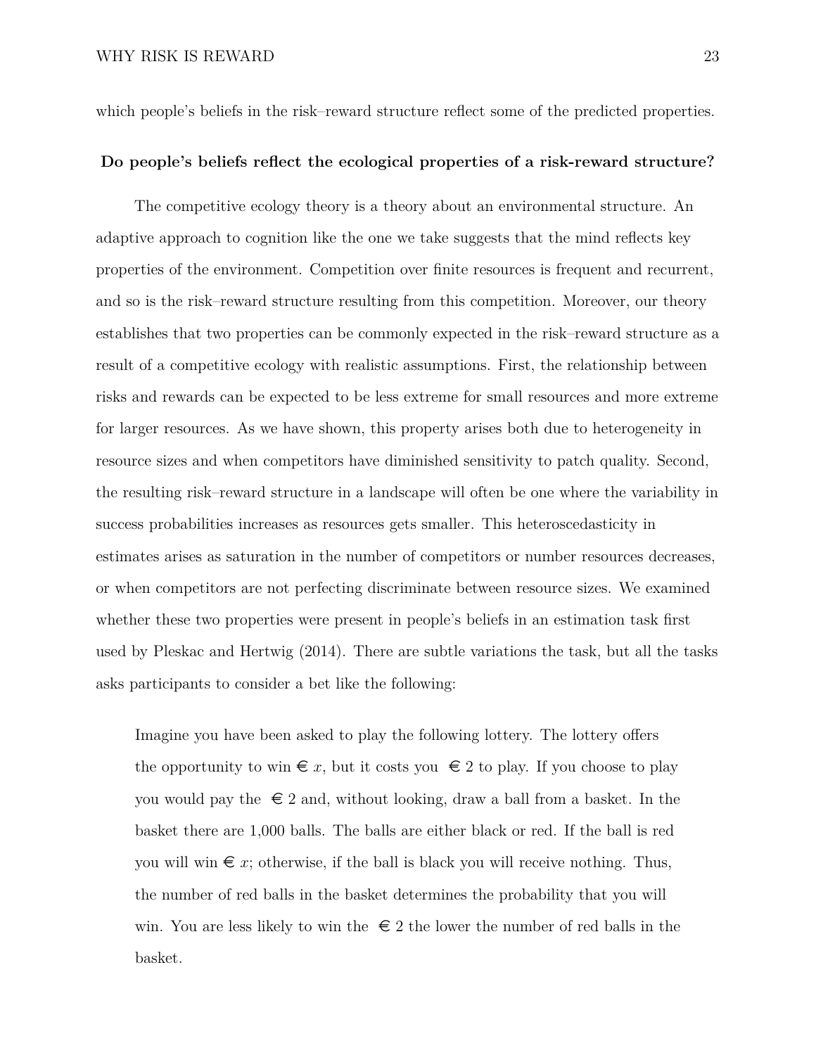which people's beliefs in the risk–reward structure reflect some of the predicted properties.

## Do people's beliefs reflect the ecological properties of a risk-reward structure?

The competitive ecology theory is a theory about an environmental structure. An adaptive approach to cognition like the one we take suggests that the mind reflects key properties of the environment. Competition over finite resources is frequent and recurrent, and so is the risk–reward structure resulting from this competition. Moreover, our theory establishes that two properties can be commonly expected in the risk–reward structure as a result of a competitive ecology with realistic assumptions. First, the relationship between risks and rewards can be expected to be less extreme for small resources and more extreme for larger resources. As we have shown, this property arises both due to heterogeneity in resource sizes and when competitors have diminished sensitivity to patch quality. Second, the resulting risk–reward structure in a landscape will often be one where the variability in success probabilities increases as resources gets smaller. This heteroscedasticity in estimates arises as saturation in the number of competitors or number resources decreases, or when competitors are not perfecting discriminate between resource sizes. We examined whether these two properties were present in people's beliefs in an estimation task first used by Pleskac and Hertwig (2014). There are subtle variations the task, but all the tasks asks participants to consider a bet like the following:

> Imagine you have been asked to play the following lottery. The lottery offers the opportunity to win € $x$, but it costs you € 2 to play. If you choose to play you would pay the € 2 and, without looking, draw a ball from a basket. In the basket there are 1,000 balls. The balls are either black or red. If the ball is red you will win € $x$; otherwise, if the ball is black you will receive nothing. Thus, the number of red balls in the basket determines the probability that you will win. You are less likely to win the € 2 the lower the number of red balls in the basket.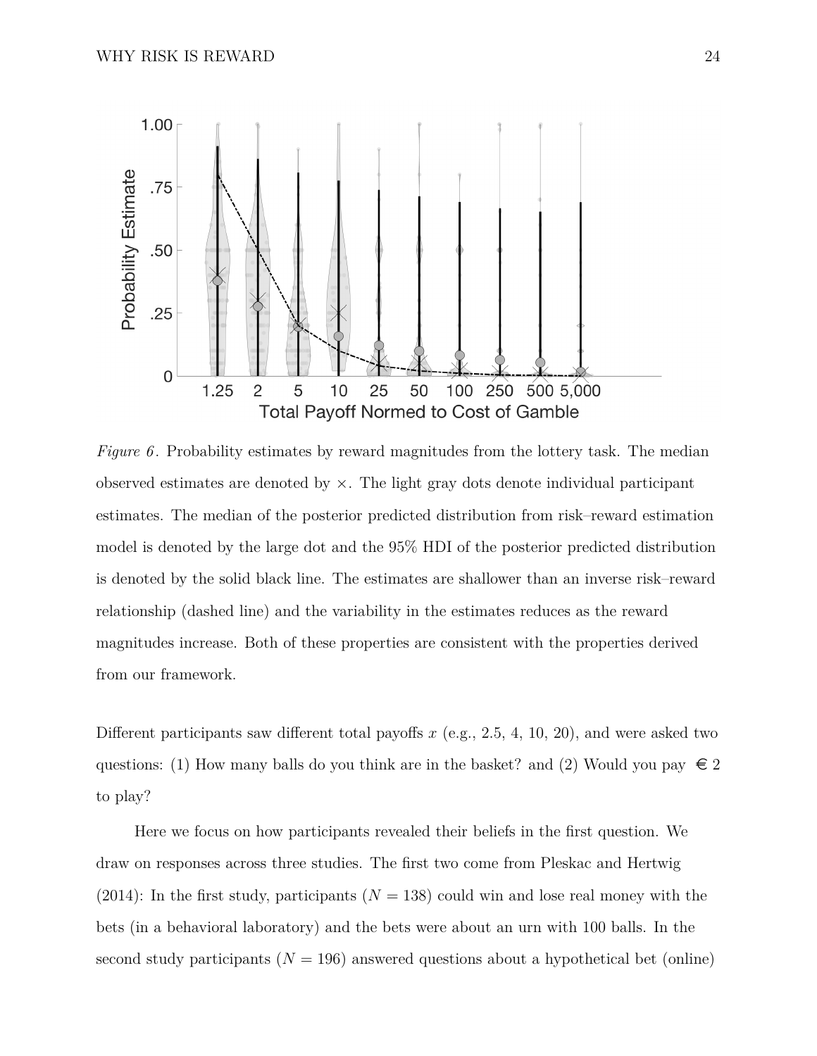*Figure 6*. Probability estimates by reward magnitudes from the lottery task. The median observed estimates are denoted by ×. The light gray dots denote individual participant estimates. The median of the posterior predicted distribution from risk–reward estimation model is denoted by the large dot and the 95% HDI of the posterior predicted distribution is denoted by the solid black line. The estimates are shallower than an inverse risk–reward relationship (dashed line) and the variability in the estimates reduces as the reward magnitudes increase. Both of these properties are consistent with the properties derived from our framework.

Different participants saw different total payoffs $x$ (e.g., 2.5, 4, 10, 20), and were asked two questions: (1) How many balls do you think are in the basket? and (2) Would you pay € 2 to play?

Here we focus on how participants revealed their beliefs in the first question. We draw on responses across three studies. The first two come from Pleskac and Hertwig (2014): In the first study, participants ($N = 138$) could win and lose real money with the bets (in a behavioral laboratory) and the bets were about an urn with 100 balls. In the second study participants ($N = 196$) answered questions about a hypothetical bet (online)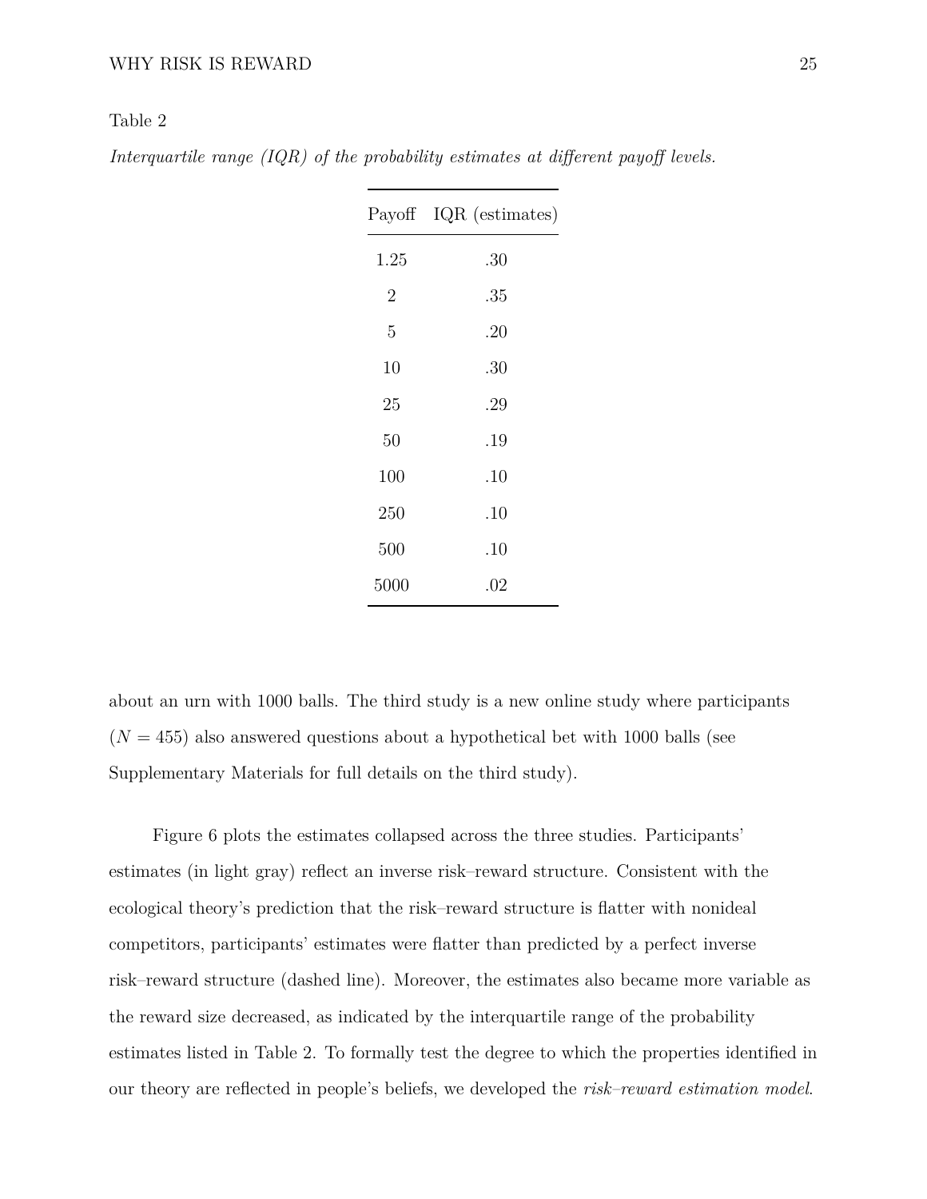Table 2

*Interquartile range (IQR) of the probability estimates at different payoff levels.*

| Payoff | IQR (estimates) |
|---|---|
| 1.25 | .30 |
| 2 | .35 |
| 5 | .20 |
| 10 | .30 |
| 25 | .29 |
| 50 | .19 |
| 100 | .10 |
| 250 | .10 |
| 500 | .10 |
| 5000 | .02 |

about an urn with 1000 balls. The third study is a new online study where participants ($N = 455$) also answered questions about a hypothetical bet with 1000 balls (see Supplementary Materials for full details on the third study).

Figure 6 plots the estimates collapsed across the three studies. Participants' estimates (in light gray) reflect an inverse risk–reward structure. Consistent with the ecological theory's prediction that the risk–reward structure is flatter with nonideal competitors, participants' estimates were flatter than predicted by a perfect inverse risk–reward structure (dashed line). Moreover, the estimates also became more variable as the reward size decreased, as indicated by the interquartile range of the probability estimates listed in Table 2. To formally test the degree to which the properties identified in our theory are reflected in people's beliefs, we developed the *risk–reward estimation model*.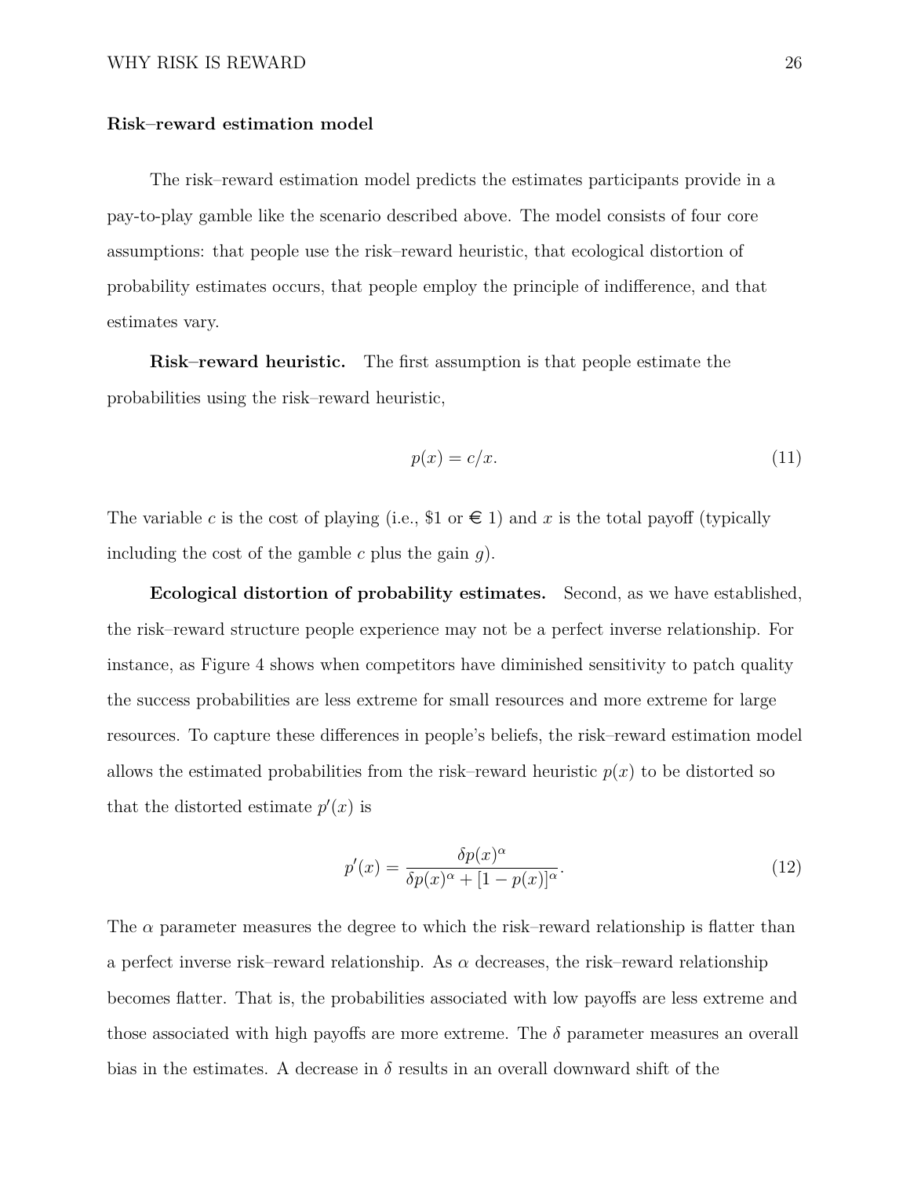### Risk–reward estimation model

The risk–reward estimation model predicts the estimates participants provide in a pay-to-play gamble like the scenario described above. The model consists of four core assumptions: that people use the risk–reward heuristic, that ecological distortion of probability estimates occurs, that people employ the principle of indifference, and that estimates vary.

**Risk–reward heuristic.** The first assumption is that people estimate the probabilities using the risk–reward heuristic,

$$p(x) = c/x. \tag{11}$$

The variable $c$ is the cost of playing (i.e., \$1 or € 1) and $x$ is the total payoff (typically including the cost of the gamble $c$ plus the gain $g$).

**Ecological distortion of probability estimates.** Second, as we have established, the risk–reward structure people experience may not be a perfect inverse relationship. For instance, as Figure 4 shows when competitors have diminished sensitivity to patch quality the success probabilities are less extreme for small resources and more extreme for large resources. To capture these differences in people's beliefs, the risk–reward estimation model allows the estimated probabilities from the risk–reward heuristic $p(x)$ to be distorted so that the distorted estimate $p'(x)$ is

$$p'(x) = \frac{\delta p(x)^{\alpha}}{\delta p(x)^{\alpha} + [1 - p(x)]^{\alpha}}. \tag{12}$$

The $\alpha$ parameter measures the degree to which the risk–reward relationship is flatter than a perfect inverse risk–reward relationship. As $\alpha$ decreases, the risk–reward relationship becomes flatter. That is, the probabilities associated with low payoffs are less extreme and those associated with high payoffs are more extreme. The $\delta$ parameter measures an overall bias in the estimates. A decrease in $\delta$ results in an overall downward shift of the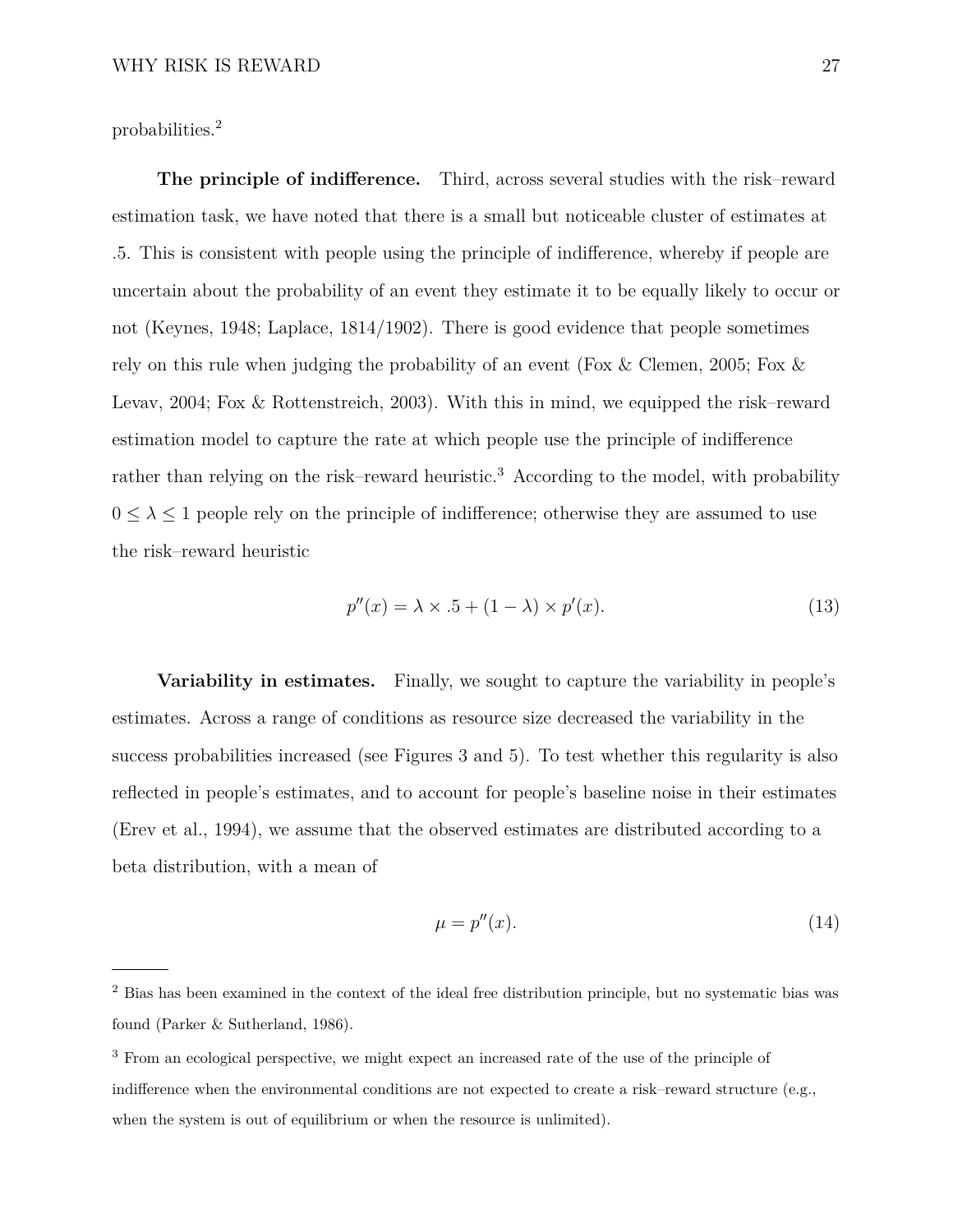probabilities.[2]

**The principle of indifference.** Third, across several studies with the risk–reward estimation task, we have noted that there is a small but noticeable cluster of estimates at .5. This is consistent with people using the principle of indifference, whereby if people are uncertain about the probability of an event they estimate it to be equally likely to occur or not (Keynes, 1948; Laplace, 1814/1902). There is good evidence that people sometimes rely on this rule when judging the probability of an event (Fox & Clemen, 2005; Fox & Levav, 2004; Fox & Rottenstreich, 2003). With this in mind, we equipped the risk–reward estimation model to capture the rate at which people use the principle of indifference rather than relying on the risk–reward heuristic.[3] According to the model, with probability $0 \leq \lambda \leq 1$ people rely on the principle of indifference; otherwise they are assumed to use the risk–reward heuristic

$$p''(x) = \lambda \times .5 + (1 - \lambda) \times p'(x). \tag{13}$$

**Variability in estimates.** Finally, we sought to capture the variability in people's estimates. Across a range of conditions as resource size decreased the variability in the success probabilities increased (see Figures 3 and 5). To test whether this regularity is also reflected in people's estimates, and to account for people's baseline noise in their estimates (Erev et al., 1994), we assume that the observed estimates are distributed according to a beta distribution, with a mean of

$$\mu = p''(x). \tag{14}$$

[2] Bias has been examined in the context of the ideal free distribution principle, but no systematic bias was found (Parker & Sutherland, 1986).

[3] From an ecological perspective, we might expect an increased rate of the use of the principle of indifference when the environmental conditions are not expected to create a risk–reward structure (e.g., when the system is out of equilibrium or when the resource is unlimited).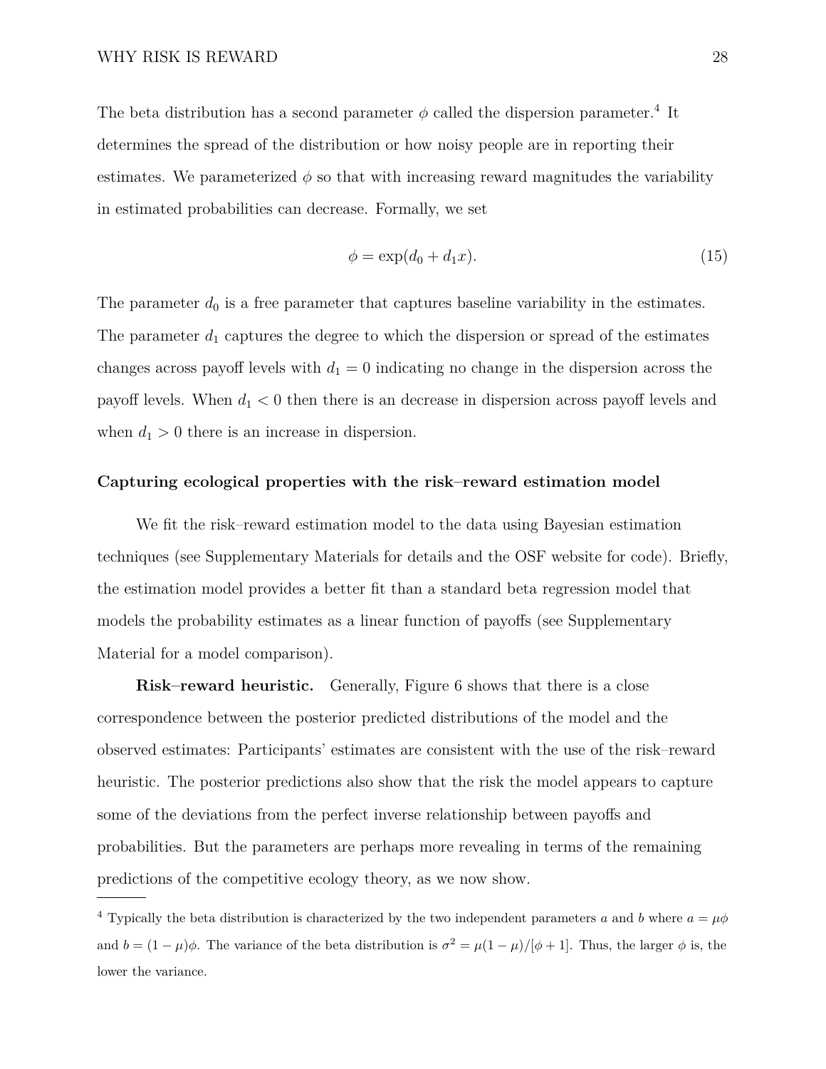The beta distribution has a second parameter $\phi$ called the dispersion parameter.[4] It determines the spread of the distribution or how noisy people are in reporting their estimates. We parameterized $\phi$ so that with increasing reward magnitudes the variability in estimated probabilities can decrease. Formally, we set

$$\phi = \exp(d_0 + d_1 x). \tag{15}$$

The parameter $d_0$ is a free parameter that captures baseline variability in the estimates. The parameter $d_1$ captures the degree to which the dispersion or spread of the estimates changes across payoff levels with $d_1 = 0$ indicating no change in the dispersion across the payoff levels. When $d_1 < 0$ then there is an decrease in dispersion across payoff levels and when $d_1 > 0$ there is an increase in dispersion.

## Capturing ecological properties with the risk–reward estimation model

We fit the risk–reward estimation model to the data using Bayesian estimation techniques (see Supplementary Materials for details and the OSF website for code). Briefly, the estimation model provides a better fit than a standard beta regression model that models the probability estimates as a linear function of payoffs (see Supplementary Material for a model comparison).

**Risk–reward heuristic.** Generally, Figure 6 shows that there is a close correspondence between the posterior predicted distributions of the model and the observed estimates: Participants' estimates are consistent with the use of the risk–reward heuristic. The posterior predictions also show that the risk the model appears to capture some of the deviations from the perfect inverse relationship between payoffs and probabilities. But the parameters are perhaps more revealing in terms of the remaining predictions of the competitive ecology theory, as we now show.

---

[4] Typically the beta distribution is characterized by the two independent parameters $a$ and $b$ where $a = \mu\phi$ and $b = (1 - \mu)\phi$. The variance of the beta distribution is $\sigma^2 = \mu(1 - \mu)/[\phi + 1]$. Thus, the larger $\phi$ is, the lower the variance.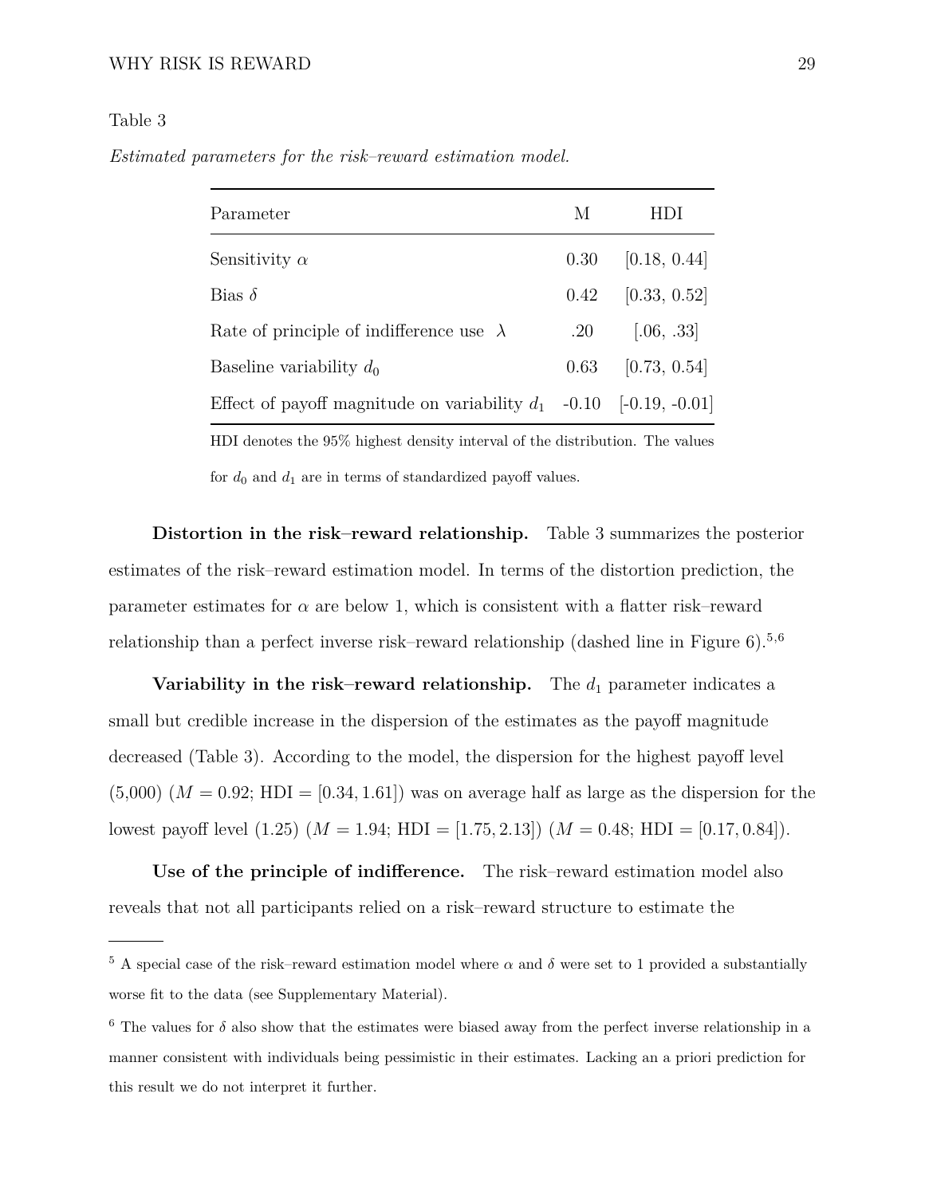Table 3

*Estimated parameters for the risk–reward estimation model.*

| Parameter | M | HDI |
|---|---|---|
| Sensitivity $\alpha$ | 0.30 | [0.18, 0.44] |
| Bias $\delta$ | 0.42 | [0.33, 0.52] |
| Rate of principle of indifference use $\lambda$ | .20 | [.06, .33] |
| Baseline variability $d_0$ | 0.63 | [0.73, 0.54] |
| Effect of payoff magnitude on variability $d_1$ | -0.10 | [-0.19, -0.01] |

HDI denotes the 95% highest density interval of the distribution. The values for $d_0$ and $d_1$ are in terms of standardized payoff values.

**Distortion in the risk–reward relationship.** Table 3 summarizes the posterior estimates of the risk–reward estimation model. In terms of the distortion prediction, the parameter estimates for $\alpha$ are below 1, which is consistent with a flatter risk–reward relationship than a perfect inverse risk–reward relationship (dashed line in Figure 6).[5,6]

**Variability in the risk–reward relationship.** The $d_1$ parameter indicates a small but credible increase in the dispersion of the estimates as the payoff magnitude decreased (Table 3). According to the model, the dispersion for the highest payoff level (5,000) ($M = 0.92$; HDI $= [0.34, 1.61]$) was on average half as large as the dispersion for the lowest payoff level (1.25) ($M = 1.94$; HDI $= [1.75, 2.13]$) ($M = 0.48$; HDI $= [0.17, 0.84]$).

**Use of the principle of indifference.** The risk–reward estimation model also reveals that not all participants relied on a risk–reward structure to estimate the

[5] A special case of the risk–reward estimation model where $\alpha$ and $\delta$ were set to 1 provided a substantially worse fit to the data (see Supplementary Material).

[6] The values for $\delta$ also show that the estimates were biased away from the perfect inverse relationship in a manner consistent with individuals being pessimistic in their estimates. Lacking an a priori prediction for this result we do not interpret it further.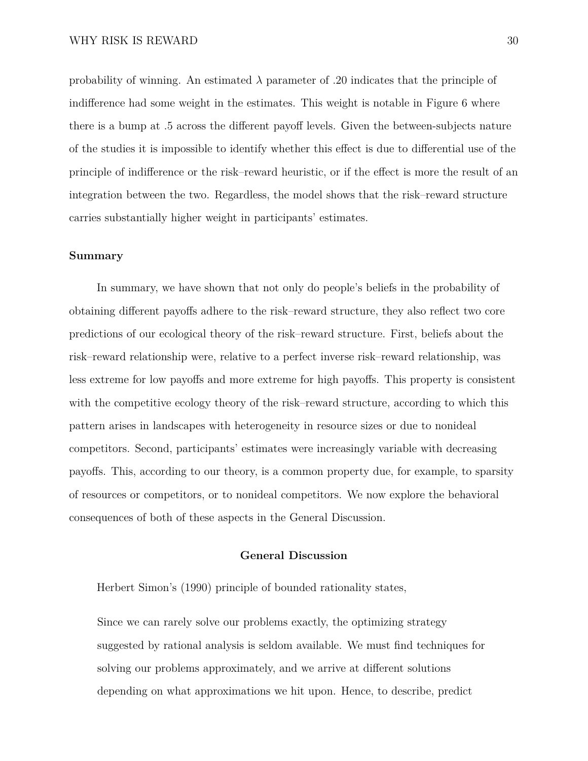probability of winning. An estimated $\lambda$ parameter of .20 indicates that the principle of indifference had some weight in the estimates. This weight is notable in Figure 6 where there is a bump at .5 across the different payoff levels. Given the between-subjects nature of the studies it is impossible to identify whether this effect is due to differential use of the principle of indifference or the risk–reward heuristic, or if the effect is more the result of an integration between the two. Regardless, the model shows that the risk–reward structure carries substantially higher weight in participants' estimates.

### Summary

In summary, we have shown that not only do people's beliefs in the probability of obtaining different payoffs adhere to the risk–reward structure, they also reflect two core predictions of our ecological theory of the risk–reward structure. First, beliefs about the risk–reward relationship were, relative to a perfect inverse risk–reward relationship, was less extreme for low payoffs and more extreme for high payoffs. This property is consistent with the competitive ecology theory of the risk–reward structure, according to which this pattern arises in landscapes with heterogeneity in resource sizes or due to nonideal competitors. Second, participants' estimates were increasingly variable with decreasing payoffs. This, according to our theory, is a common property due, for example, to sparsity of resources or competitors, or to nonideal competitors. We now explore the behavioral consequences of both of these aspects in the General Discussion.

## General Discussion

Herbert Simon's (1990) principle of bounded rationality states,

> Since we can rarely solve our problems exactly, the optimizing strategy suggested by rational analysis is seldom available. We must find techniques for solving our problems approximately, and we arrive at different solutions depending on what approximations we hit upon. Hence, to describe, predict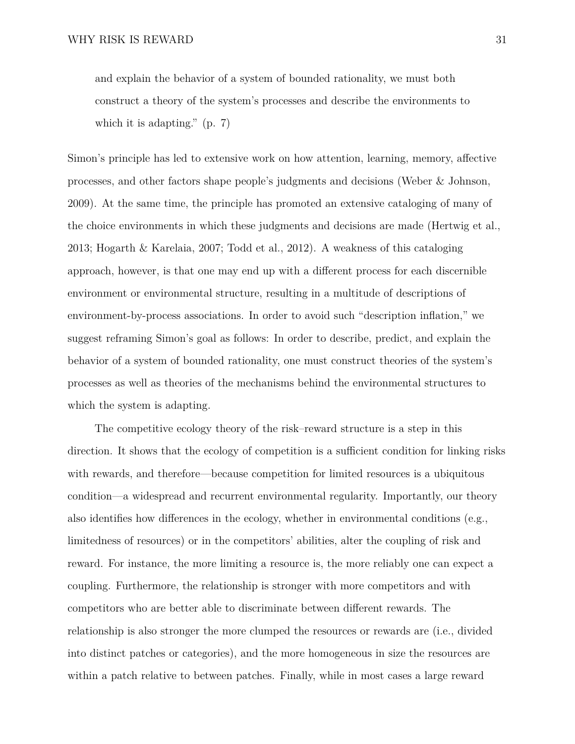> and explain the behavior of a system of bounded rationality, we must both construct a theory of the system's processes and describe the environments to which it is adapting." (p. 7)

Simon's principle has led to extensive work on how attention, learning, memory, affective processes, and other factors shape people's judgments and decisions (Weber & Johnson, 2009). At the same time, the principle has promoted an extensive cataloging of many of the choice environments in which these judgments and decisions are made (Hertwig et al., 2013; Hogarth & Karelaia, 2007; Todd et al., 2012). A weakness of this cataloging approach, however, is that one may end up with a different process for each discernible environment or environmental structure, resulting in a multitude of descriptions of environment-by-process associations. In order to avoid such "description inflation," we suggest reframing Simon's goal as follows: In order to describe, predict, and explain the behavior of a system of bounded rationality, one must construct theories of the system's processes as well as theories of the mechanisms behind the environmental structures to which the system is adapting.

The competitive ecology theory of the risk–reward structure is a step in this direction. It shows that the ecology of competition is a sufficient condition for linking risks with rewards, and therefore—because competition for limited resources is a ubiquitous condition—a widespread and recurrent environmental regularity. Importantly, our theory also identifies how differences in the ecology, whether in environmental conditions (e.g., limitedness of resources) or in the competitors' abilities, alter the coupling of risk and reward. For instance, the more limiting a resource is, the more reliably one can expect a coupling. Furthermore, the relationship is stronger with more competitors and with competitors who are better able to discriminate between different rewards. The relationship is also stronger the more clumped the resources or rewards are (i.e., divided into distinct patches or categories), and the more homogeneous in size the resources are within a patch relative to between patches. Finally, while in most cases a large reward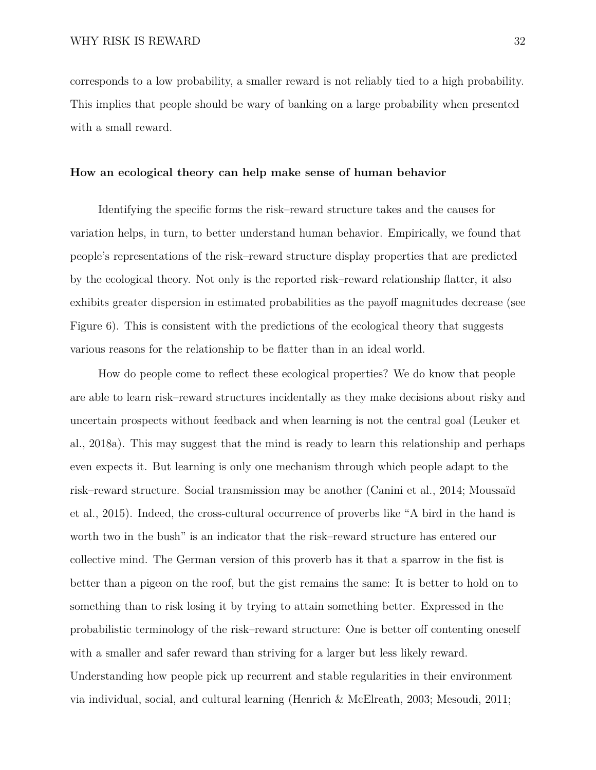corresponds to a low probability, a smaller reward is not reliably tied to a high probability. This implies that people should be wary of banking on a large probability when presented with a small reward.

### How an ecological theory can help make sense of human behavior

Identifying the specific forms the risk–reward structure takes and the causes for variation helps, in turn, to better understand human behavior. Empirically, we found that people's representations of the risk–reward structure display properties that are predicted by the ecological theory. Not only is the reported risk–reward relationship flatter, it also exhibits greater dispersion in estimated probabilities as the payoff magnitudes decrease (see Figure 6). This is consistent with the predictions of the ecological theory that suggests various reasons for the relationship to be flatter than in an ideal world.

How do people come to reflect these ecological properties? We do know that people are able to learn risk–reward structures incidentally as they make decisions about risky and uncertain prospects without feedback and when learning is not the central goal (Leuker et al., 2018a). This may suggest that the mind is ready to learn this relationship and perhaps even expects it. But learning is only one mechanism through which people adapt to the risk–reward structure. Social transmission may be another (Canini et al., 2014; Moussaïd et al., 2015). Indeed, the cross-cultural occurrence of proverbs like "A bird in the hand is worth two in the bush" is an indicator that the risk–reward structure has entered our collective mind. The German version of this proverb has it that a sparrow in the fist is better than a pigeon on the roof, but the gist remains the same: It is better to hold on to something than to risk losing it by trying to attain something better. Expressed in the probabilistic terminology of the risk–reward structure: One is better off contenting oneself with a smaller and safer reward than striving for a larger but less likely reward. Understanding how people pick up recurrent and stable regularities in their environment via individual, social, and cultural learning (Henrich & McElreath, 2003; Mesoudi, 2011;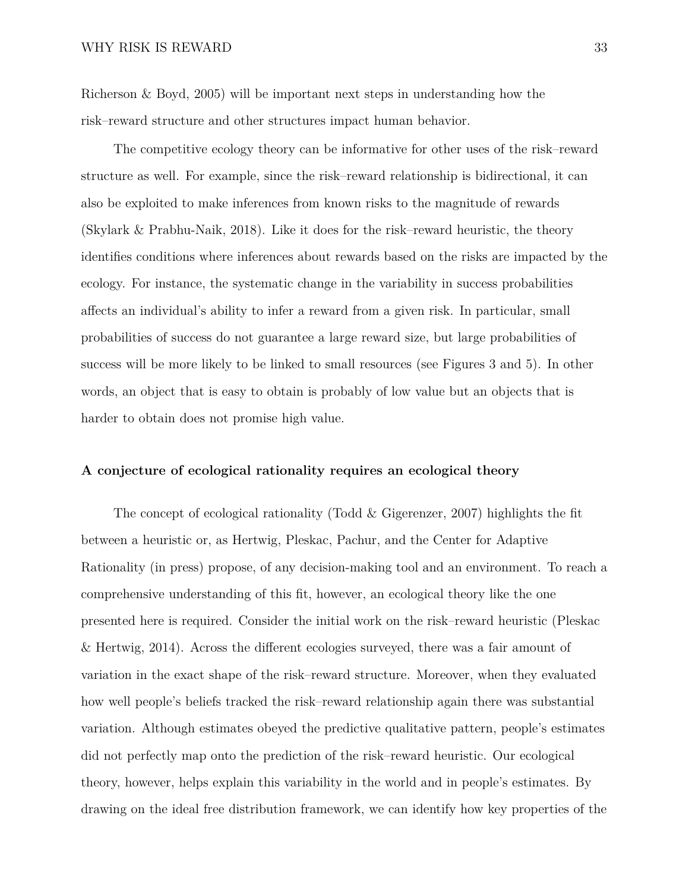Richerson & Boyd, 2005) will be important next steps in understanding how the risk–reward structure and other structures impact human behavior.

The competitive ecology theory can be informative for other uses of the risk–reward structure as well. For example, since the risk–reward relationship is bidirectional, it can also be exploited to make inferences from known risks to the magnitude of rewards (Skylark & Prabhu-Naik, 2018). Like it does for the risk–reward heuristic, the theory identifies conditions where inferences about rewards based on the risks are impacted by the ecology. For instance, the systematic change in the variability in success probabilities affects an individual's ability to infer a reward from a given risk. In particular, small probabilities of success do not guarantee a large reward size, but large probabilities of success will be more likely to be linked to small resources (see Figures 3 and 5). In other words, an object that is easy to obtain is probably of low value but an objects that is harder to obtain does not promise high value.

## A conjecture of ecological rationality requires an ecological theory

The concept of ecological rationality (Todd & Gigerenzer, 2007) highlights the fit between a heuristic or, as Hertwig, Pleskac, Pachur, and the Center for Adaptive Rationality (in press) propose, of any decision-making tool and an environment. To reach a comprehensive understanding of this fit, however, an ecological theory like the one presented here is required. Consider the initial work on the risk–reward heuristic (Pleskac & Hertwig, 2014). Across the different ecologies surveyed, there was a fair amount of variation in the exact shape of the risk–reward structure. Moreover, when they evaluated how well people's beliefs tracked the risk–reward relationship again there was substantial variation. Although estimates obeyed the predictive qualitative pattern, people's estimates did not perfectly map onto the prediction of the risk–reward heuristic. Our ecological theory, however, helps explain this variability in the world and in people's estimates. By drawing on the ideal free distribution framework, we can identify how key properties of the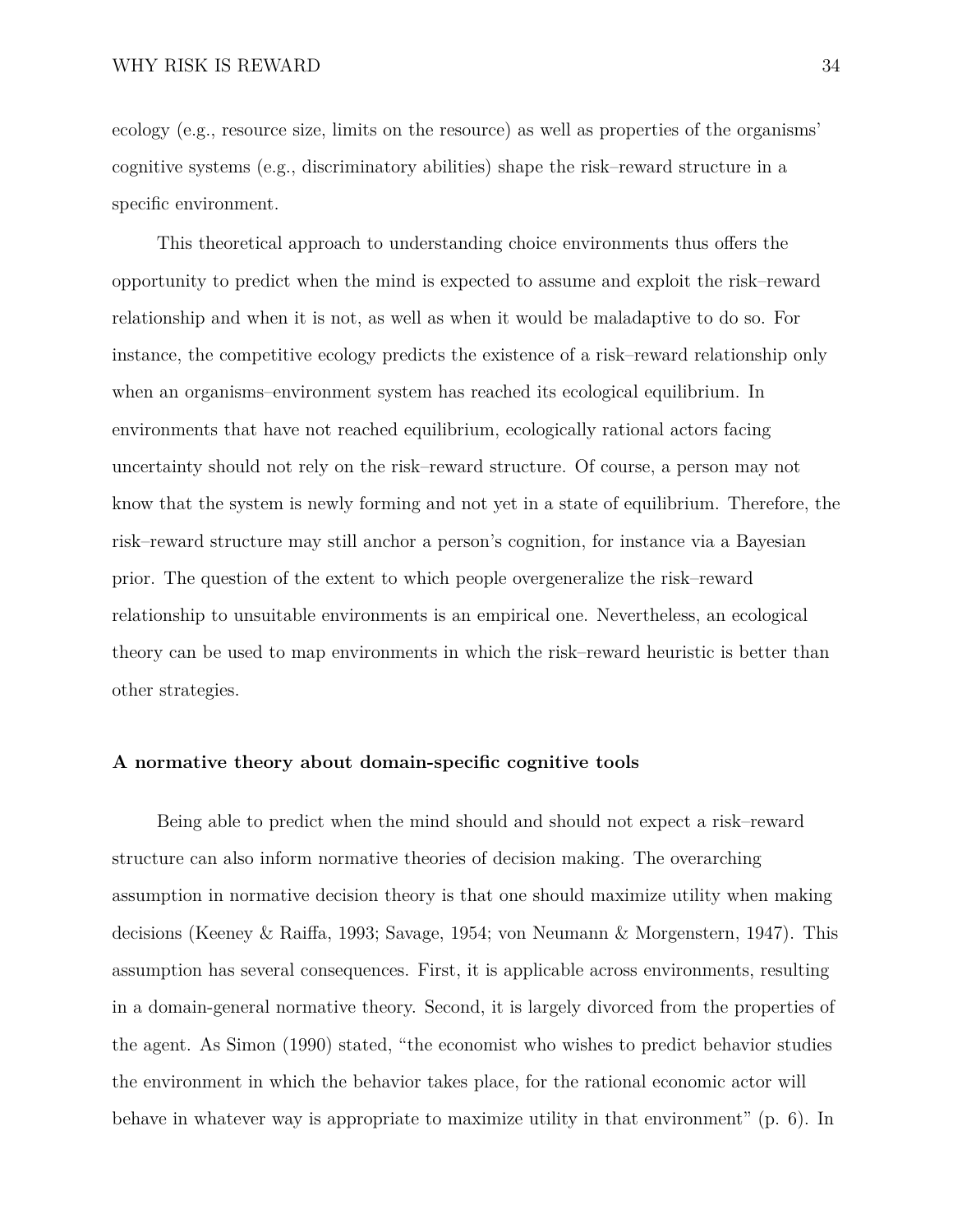ecology (e.g., resource size, limits on the resource) as well as properties of the organisms' cognitive systems (e.g., discriminatory abilities) shape the risk–reward structure in a specific environment.

This theoretical approach to understanding choice environments thus offers the opportunity to predict when the mind is expected to assume and exploit the risk–reward relationship and when it is not, as well as when it would be maladaptive to do so. For instance, the competitive ecology predicts the existence of a risk–reward relationship only when an organisms–environment system has reached its ecological equilibrium. In environments that have not reached equilibrium, ecologically rational actors facing uncertainty should not rely on the risk–reward structure. Of course, a person may not know that the system is newly forming and not yet in a state of equilibrium. Therefore, the risk–reward structure may still anchor a person's cognition, for instance via a Bayesian prior. The question of the extent to which people overgeneralize the risk–reward relationship to unsuitable environments is an empirical one. Nevertheless, an ecological theory can be used to map environments in which the risk–reward heuristic is better than other strategies.

### A normative theory about domain-specific cognitive tools

Being able to predict when the mind should and should not expect a risk–reward structure can also inform normative theories of decision making. The overarching assumption in normative decision theory is that one should maximize utility when making decisions (Keeney & Raiffa, 1993; Savage, 1954; von Neumann & Morgenstern, 1947). This assumption has several consequences. First, it is applicable across environments, resulting in a domain-general normative theory. Second, it is largely divorced from the properties of the agent. As Simon (1990) stated, "the economist who wishes to predict behavior studies the environment in which the behavior takes place, for the rational economic actor will behave in whatever way is appropriate to maximize utility in that environment" (p. 6). In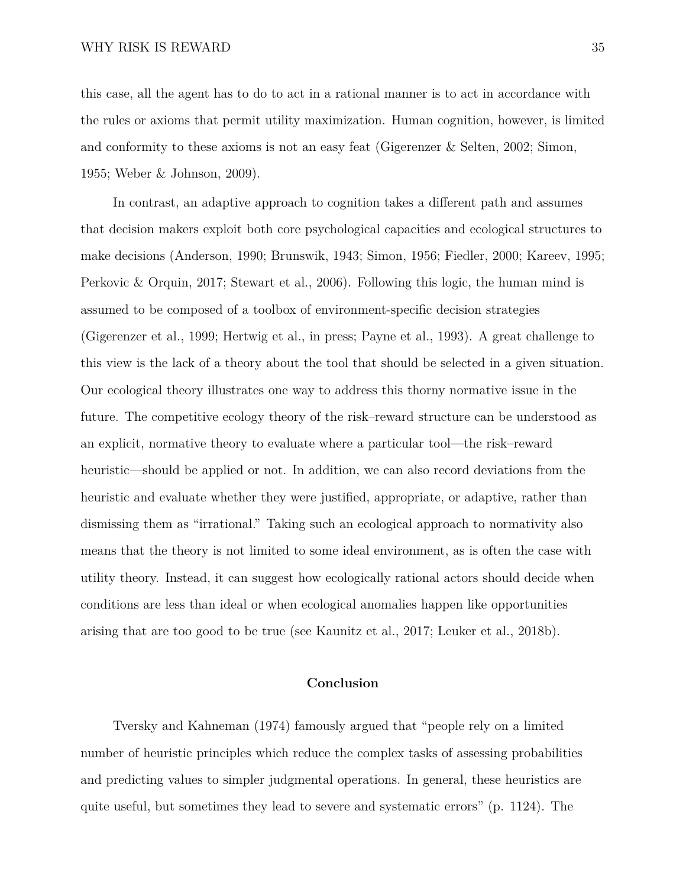this case, all the agent has to do to act in a rational manner is to act in accordance with the rules or axioms that permit utility maximization. Human cognition, however, is limited and conformity to these axioms is not an easy feat (Gigerenzer & Selten, 2002; Simon, 1955; Weber & Johnson, 2009).

In contrast, an adaptive approach to cognition takes a different path and assumes that decision makers exploit both core psychological capacities and ecological structures to make decisions (Anderson, 1990; Brunswik, 1943; Simon, 1956; Fiedler, 2000; Kareev, 1995; Perkovic & Orquin, 2017; Stewart et al., 2006). Following this logic, the human mind is assumed to be composed of a toolbox of environment-specific decision strategies (Gigerenzer et al., 1999; Hertwig et al., in press; Payne et al., 1993). A great challenge to this view is the lack of a theory about the tool that should be selected in a given situation. Our ecological theory illustrates one way to address this thorny normative issue in the future. The competitive ecology theory of the risk–reward structure can be understood as an explicit, normative theory to evaluate where a particular tool—the risk–reward heuristic—should be applied or not. In addition, we can also record deviations from the heuristic and evaluate whether they were justified, appropriate, or adaptive, rather than dismissing them as "irrational." Taking such an ecological approach to normativity also means that the theory is not limited to some ideal environment, as is often the case with utility theory. Instead, it can suggest how ecologically rational actors should decide when conditions are less than ideal or when ecological anomalies happen like opportunities arising that are too good to be true (see Kaunitz et al., 2017; Leuker et al., 2018b).

## Conclusion

Tversky and Kahneman (1974) famously argued that "people rely on a limited number of heuristic principles which reduce the complex tasks of assessing probabilities and predicting values to simpler judgmental operations. In general, these heuristics are quite useful, but sometimes they lead to severe and systematic errors" (p. 1124). The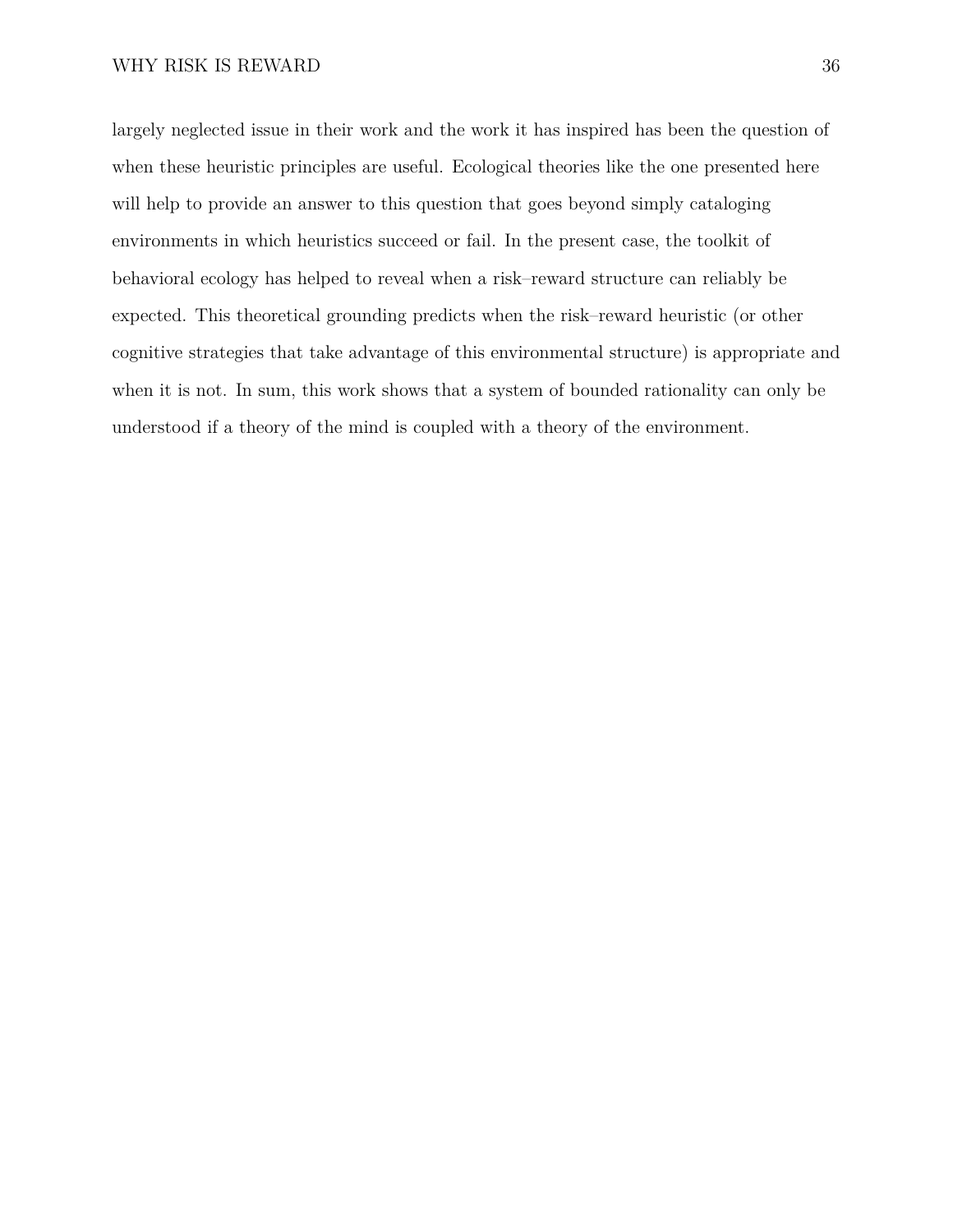largely neglected issue in their work and the work it has inspired has been the question of when these heuristic principles are useful. Ecological theories like the one presented here will help to provide an answer to this question that goes beyond simply cataloging environments in which heuristics succeed or fail. In the present case, the toolkit of behavioral ecology has helped to reveal when a risk–reward structure can reliably be expected. This theoretical grounding predicts when the risk–reward heuristic (or other cognitive strategies that take advantage of this environmental structure) is appropriate and when it is not. In sum, this work shows that a system of bounded rationality can only be understood if a theory of the mind is coupled with a theory of the environment.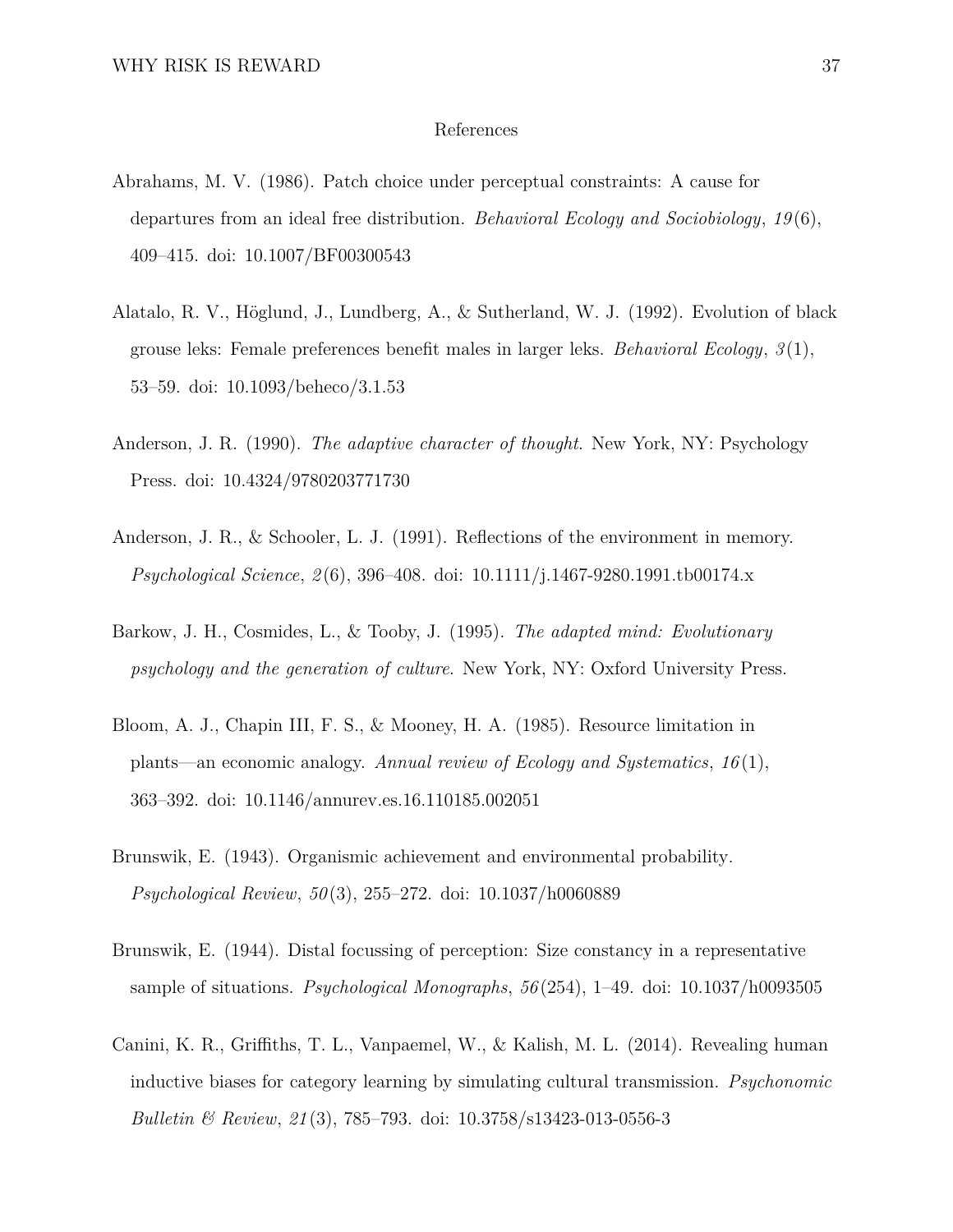# References

Abrahams, M. V. (1986). Patch choice under perceptual constraints: A cause for departures from an ideal free distribution. *Behavioral Ecology and Sociobiology*, *19*(6), 409–415. doi: 10.1007/BF00300543

Alatalo, R. V., Höglund, J., Lundberg, A., & Sutherland, W. J. (1992). Evolution of black grouse leks: Female preferences benefit males in larger leks. *Behavioral Ecology*, *3*(1), 53–59. doi: 10.1093/beheco/3.1.53

Anderson, J. R. (1990). *The adaptive character of thought*. New York, NY: Psychology Press. doi: 10.4324/9780203771730

Anderson, J. R., & Schooler, L. J. (1991). Reflections of the environment in memory. *Psychological Science*, *2*(6), 396–408. doi: 10.1111/j.1467-9280.1991.tb00174.x

Barkow, J. H., Cosmides, L., & Tooby, J. (1995). *The adapted mind: Evolutionary psychology and the generation of culture*. New York, NY: Oxford University Press.

Bloom, A. J., Chapin III, F. S., & Mooney, H. A. (1985). Resource limitation in plants—an economic analogy. *Annual review of Ecology and Systematics*, *16*(1), 363–392. doi: 10.1146/annurev.es.16.110185.002051

Brunswik, E. (1943). Organismic achievement and environmental probability. *Psychological Review*, *50*(3), 255–272. doi: 10.1037/h0060889

Brunswik, E. (1944). Distal focussing of perception: Size constancy in a representative sample of situations. *Psychological Monographs*, *56*(254), 1–49. doi: 10.1037/h0093505

Canini, K. R., Griffiths, T. L., Vanpaemel, W., & Kalish, M. L. (2014). Revealing human inductive biases for category learning by simulating cultural transmission. *Psychonomic Bulletin & Review*, *21*(3), 785–793. doi: 10.3758/s13423-013-0556-3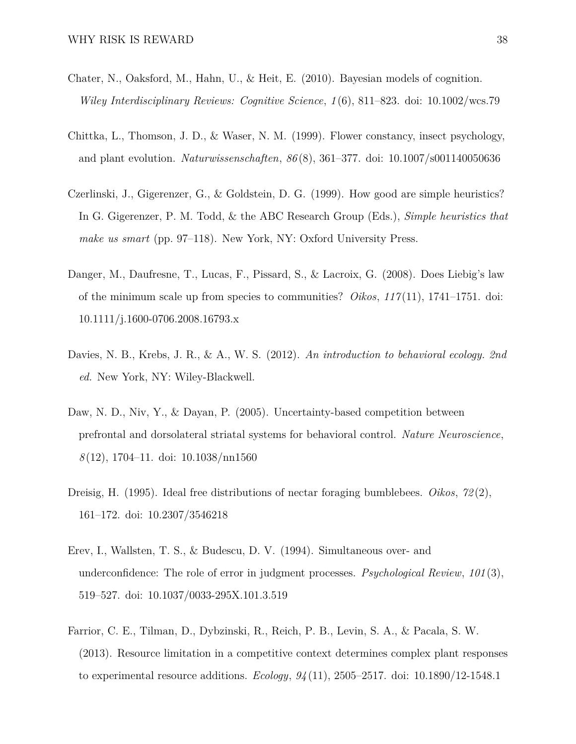Chater, N., Oaksford, M., Hahn, U., & Heit, E. (2010). Bayesian models of cognition. *Wiley Interdisciplinary Reviews: Cognitive Science*, *1*(6), 811–823. doi: 10.1002/wcs.79

Chittka, L., Thomson, J. D., & Waser, N. M. (1999). Flower constancy, insect psychology, and plant evolution. *Naturwissenschaften*, *86*(8), 361–377. doi: 10.1007/s001140050636

Czerlinski, J., Gigerenzer, G., & Goldstein, D. G. (1999). How good are simple heuristics? In G. Gigerenzer, P. M. Todd, & the ABC Research Group (Eds.), *Simple heuristics that make us smart* (pp. 97–118). New York, NY: Oxford University Press.

Danger, M., Daufresne, T., Lucas, F., Pissard, S., & Lacroix, G. (2008). Does Liebig's law of the minimum scale up from species to communities? *Oikos*, *117*(11), 1741–1751. doi: 10.1111/j.1600-0706.2008.16793.x

Davies, N. B., Krebs, J. R., & A., W. S. (2012). *An introduction to behavioral ecology. 2nd ed.* New York, NY: Wiley-Blackwell.

Daw, N. D., Niv, Y., & Dayan, P. (2005). Uncertainty-based competition between prefrontal and dorsolateral striatal systems for behavioral control. *Nature Neuroscience*, *8*(12), 1704–11. doi: 10.1038/nn1560

Dreisig, H. (1995). Ideal free distributions of nectar foraging bumblebees. *Oikos*, *72*(2), 161–172. doi: 10.2307/3546218

Erev, I., Wallsten, T. S., & Budescu, D. V. (1994). Simultaneous over- and underconfidence: The role of error in judgment processes. *Psychological Review*, *101*(3), 519–527. doi: 10.1037/0033-295X.101.3.519

Farrior, C. E., Tilman, D., Dybzinski, R., Reich, P. B., Levin, S. A., & Pacala, S. W. (2013). Resource limitation in a competitive context determines complex plant responses to experimental resource additions. *Ecology*, *94*(11), 2505–2517. doi: 10.1890/12-1548.1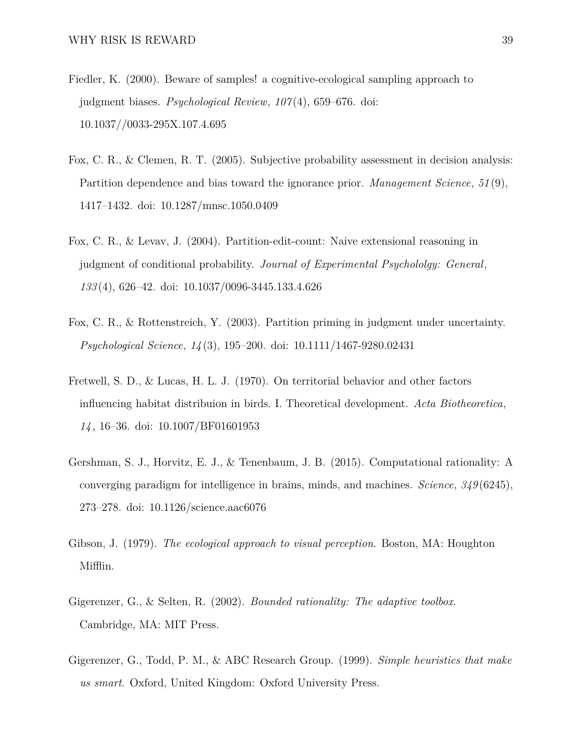Fiedler, K. (2000). Beware of samples! a cognitive-ecological sampling approach to judgment biases. *Psychological Review*, *107*(4), 659–676. doi: 10.1037//0033-295X.107.4.695

Fox, C. R., & Clemen, R. T. (2005). Subjective probability assessment in decision analysis: Partition dependence and bias toward the ignorance prior. *Management Science*, *51*(9), 1417–1432. doi: 10.1287/mnsc.1050.0409

Fox, C. R., & Levav, J. (2004). Partition-edit-count: Naive extensional reasoning in judgment of conditional probability. *Journal of Experimental Psychololgy: General*, *133*(4), 626–42. doi: 10.1037/0096-3445.133.4.626

Fox, C. R., & Rottenstreich, Y. (2003). Partition priming in judgment under uncertainty. *Psychological Science*, *14*(3), 195–200. doi: 10.1111/1467-9280.02431

Fretwell, S. D., & Lucas, H. L. J. (1970). On territorial behavior and other factors influencing habitat distribuion in birds. I. Theoretical development. *Acta Biotheoretica*, *14*, 16–36. doi: 10.1007/BF01601953

Gershman, S. J., Horvitz, E. J., & Tenenbaum, J. B. (2015). Computational rationality: A converging paradigm for intelligence in brains, minds, and machines. *Science*, *349*(6245), 273–278. doi: 10.1126/science.aac6076

Gibson, J. (1979). *The ecological approach to visual perception*. Boston, MA: Houghton Mifflin.

Gigerenzer, G., & Selten, R. (2002). *Bounded rationality: The adaptive toolbox*. Cambridge, MA: MIT Press.

Gigerenzer, G., Todd, P. M., & ABC Research Group. (1999). *Simple heuristics that make us smart*. Oxford, United Kingdom: Oxford University Press.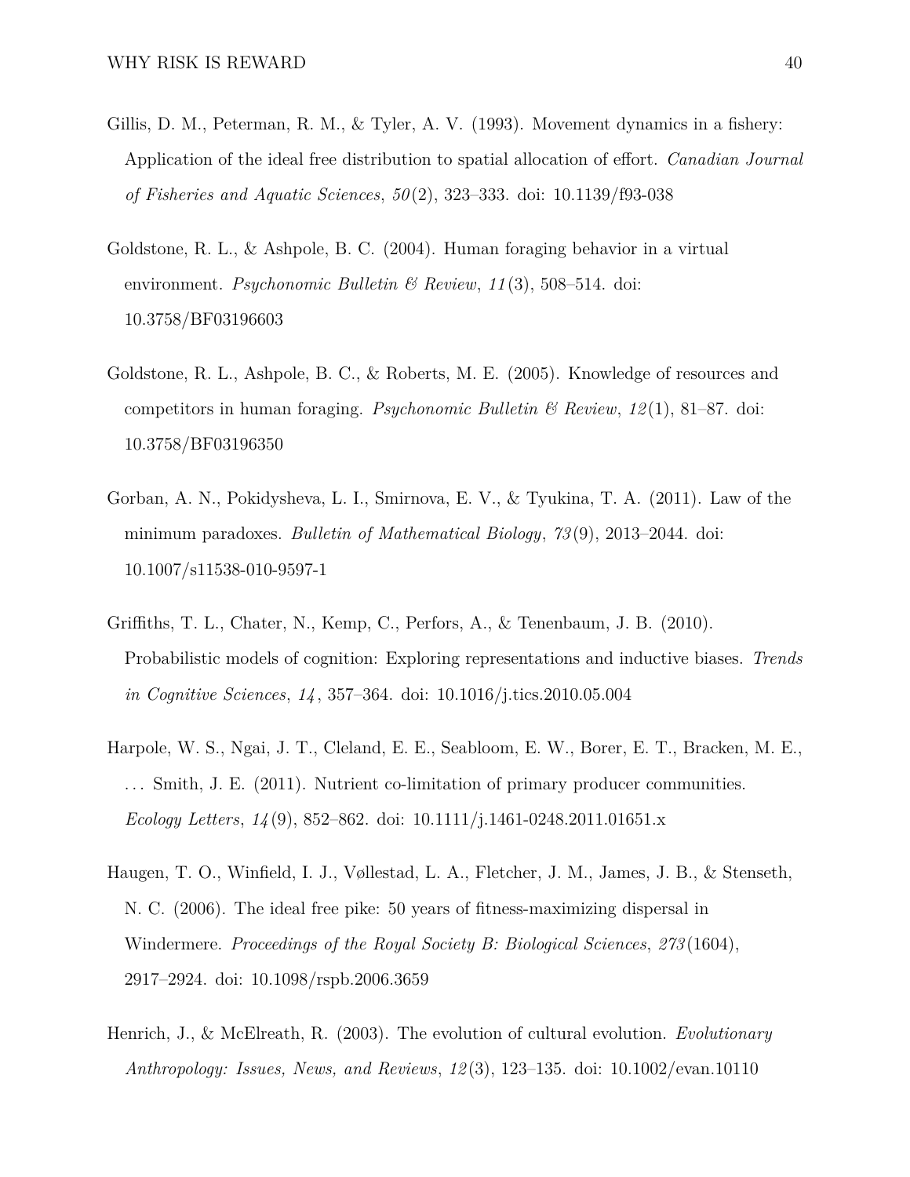Gillis, D. M., Peterman, R. M., & Tyler, A. V. (1993). Movement dynamics in a fishery: Application of the ideal free distribution to spatial allocation of effort. *Canadian Journal of Fisheries and Aquatic Sciences*, *50*(2), 323–333. doi: 10.1139/f93-038

Goldstone, R. L., & Ashpole, B. C. (2004). Human foraging behavior in a virtual environment. *Psychonomic Bulletin & Review*, *11*(3), 508–514. doi: 10.3758/BF03196603

Goldstone, R. L., Ashpole, B. C., & Roberts, M. E. (2005). Knowledge of resources and competitors in human foraging. *Psychonomic Bulletin & Review*, *12*(1), 81–87. doi: 10.3758/BF03196350

Gorban, A. N., Pokidysheva, L. I., Smirnova, E. V., & Tyukina, T. A. (2011). Law of the minimum paradoxes. *Bulletin of Mathematical Biology*, *73*(9), 2013–2044. doi: 10.1007/s11538-010-9597-1

Griffiths, T. L., Chater, N., Kemp, C., Perfors, A., & Tenenbaum, J. B. (2010). Probabilistic models of cognition: Exploring representations and inductive biases. *Trends in Cognitive Sciences*, *14*, 357–364. doi: 10.1016/j.tics.2010.05.004

Harpole, W. S., Ngai, J. T., Cleland, E. E., Seabloom, E. W., Borer, E. T., Bracken, M. E., ... Smith, J. E. (2011). Nutrient co-limitation of primary producer communities. *Ecology Letters*, *14*(9), 852–862. doi: 10.1111/j.1461-0248.2011.01651.x

Haugen, T. O., Winfield, I. J., Vøllestad, L. A., Fletcher, J. M., James, J. B., & Stenseth, N. C. (2006). The ideal free pike: 50 years of fitness-maximizing dispersal in Windermere. *Proceedings of the Royal Society B: Biological Sciences*, *273*(1604), 2917–2924. doi: 10.1098/rspb.2006.3659

Henrich, J., & McElreath, R. (2003). The evolution of cultural evolution. *Evolutionary Anthropology: Issues, News, and Reviews*, *12*(3), 123–135. doi: 10.1002/evan.10110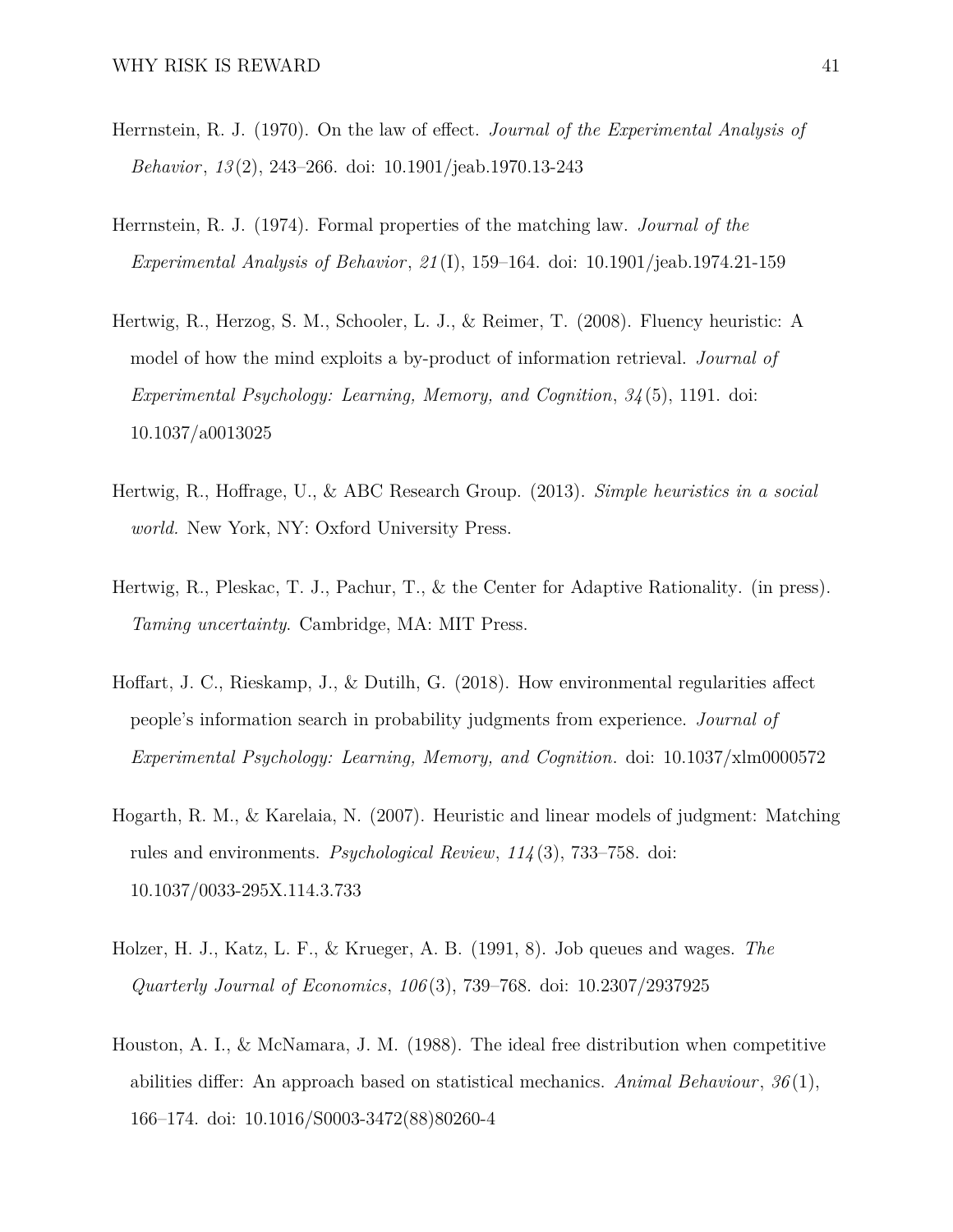Herrnstein, R. J. (1970). On the law of effect. *Journal of the Experimental Analysis of Behavior*, *13*(2), 243–266. doi: 10.1901/jeab.1970.13-243

Herrnstein, R. J. (1974). Formal properties of the matching law. *Journal of the Experimental Analysis of Behavior*, *21*(I), 159–164. doi: 10.1901/jeab.1974.21-159

Hertwig, R., Herzog, S. M., Schooler, L. J., & Reimer, T. (2008). Fluency heuristic: A model of how the mind exploits a by-product of information retrieval. *Journal of Experimental Psychology: Learning, Memory, and Cognition*, *34*(5), 1191. doi: 10.1037/a0013025

Hertwig, R., Hoffrage, U., & ABC Research Group. (2013). *Simple heuristics in a social world.* New York, NY: Oxford University Press.

Hertwig, R., Pleskac, T. J., Pachur, T., & the Center for Adaptive Rationality. (in press). *Taming uncertainty.* Cambridge, MA: MIT Press.

Hoffart, J. C., Rieskamp, J., & Dutilh, G. (2018). How environmental regularities affect people's information search in probability judgments from experience. *Journal of Experimental Psychology: Learning, Memory, and Cognition.* doi: 10.1037/xlm0000572

Hogarth, R. M., & Karelaia, N. (2007). Heuristic and linear models of judgment: Matching rules and environments. *Psychological Review*, *114*(3), 733–758. doi: 10.1037/0033-295X.114.3.733

Holzer, H. J., Katz, L. F., & Krueger, A. B. (1991, 8). Job queues and wages. *The Quarterly Journal of Economics*, *106*(3), 739–768. doi: 10.2307/2937925

Houston, A. I., & McNamara, J. M. (1988). The ideal free distribution when competitive abilities differ: An approach based on statistical mechanics. *Animal Behaviour*, *36*(1), 166–174. doi: 10.1016/S0003-3472(88)80260-4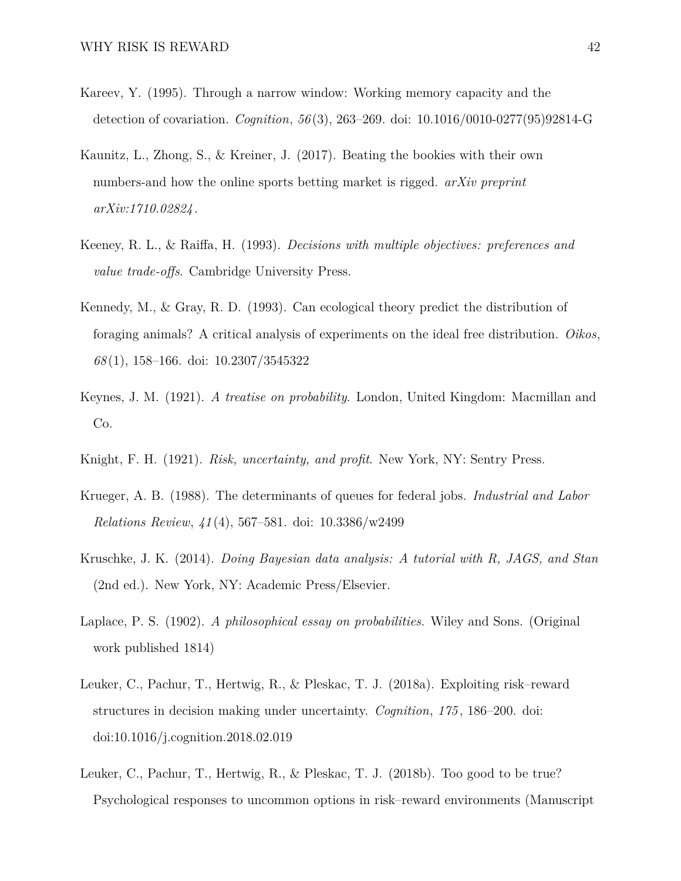Kareev, Y. (1995). Through a narrow window: Working memory capacity and the detection of covariation. *Cognition*, *56*(3), 263–269. doi: 10.1016/0010-0277(95)92814-G

Kaunitz, L., Zhong, S., & Kreiner, J. (2017). Beating the bookies with their own numbers-and how the online sports betting market is rigged. *arXiv preprint arXiv:1710.02824*.

Keeney, R. L., & Raiffa, H. (1993). *Decisions with multiple objectives: preferences and value trade-offs*. Cambridge University Press.

Kennedy, M., & Gray, R. D. (1993). Can ecological theory predict the distribution of foraging animals? A critical analysis of experiments on the ideal free distribution. *Oikos*, *68*(1), 158–166. doi: 10.2307/3545322

Keynes, J. M. (1921). *A treatise on probability*. London, United Kingdom: Macmillan and Co.

Knight, F. H. (1921). *Risk, uncertainty, and profit*. New York, NY: Sentry Press.

Krueger, A. B. (1988). The determinants of queues for federal jobs. *Industrial and Labor Relations Review*, *41*(4), 567–581. doi: 10.3386/w2499

Kruschke, J. K. (2014). *Doing Bayesian data analysis: A tutorial with R, JAGS, and Stan* (2nd ed.). New York, NY: Academic Press/Elsevier.

Laplace, P. S. (1902). *A philosophical essay on probabilities*. Wiley and Sons. (Original work published 1814)

Leuker, C., Pachur, T., Hertwig, R., & Pleskac, T. J. (2018a). Exploiting risk–reward structures in decision making under uncertainty. *Cognition*, *175*, 186–200. doi: doi:10.1016/j.cognition.2018.02.019

Leuker, C., Pachur, T., Hertwig, R., & Pleskac, T. J. (2018b). Too good to be true? Psychological responses to uncommon options in risk–reward environments (Manuscript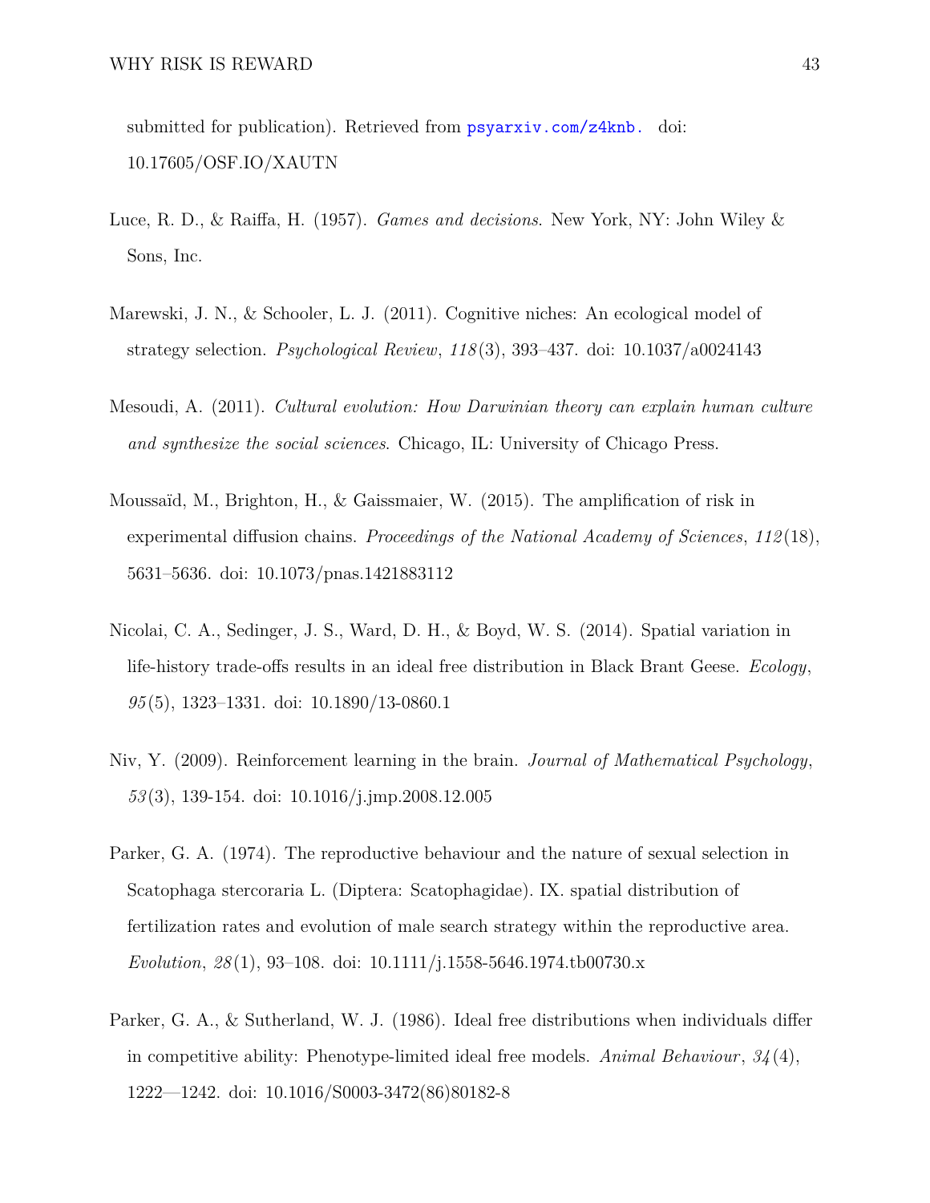submitted for publication). Retrieved from psyarxiv.com/z4knb. doi: 10.17605/OSF.IO/XAUTN

Luce, R. D., & Raiffa, H. (1957). *Games and decisions*. New York, NY: John Wiley & Sons, Inc.

Marewski, J. N., & Schooler, L. J. (2011). Cognitive niches: An ecological model of strategy selection. *Psychological Review*, *118*(3), 393–437. doi: 10.1037/a0024143

Mesoudi, A. (2011). *Cultural evolution: How Darwinian theory can explain human culture and synthesize the social sciences*. Chicago, IL: University of Chicago Press.

Moussaïd, M., Brighton, H., & Gaissmaier, W. (2015). The amplification of risk in experimental diffusion chains. *Proceedings of the National Academy of Sciences*, *112*(18), 5631–5636. doi: 10.1073/pnas.1421883112

Nicolai, C. A., Sedinger, J. S., Ward, D. H., & Boyd, W. S. (2014). Spatial variation in life-history trade-offs results in an ideal free distribution in Black Brant Geese. *Ecology*, *95*(5), 1323–1331. doi: 10.1890/13-0860.1

Niv, Y. (2009). Reinforcement learning in the brain. *Journal of Mathematical Psychology*, *53*(3), 139-154. doi: 10.1016/j.jmp.2008.12.005

Parker, G. A. (1974). The reproductive behaviour and the nature of sexual selection in Scatophaga stercoraria L. (Diptera: Scatophagidae). IX. spatial distribution of fertilization rates and evolution of male search strategy within the reproductive area. *Evolution*, *28*(1), 93–108. doi: 10.1111/j.1558-5646.1974.tb00730.x

Parker, G. A., & Sutherland, W. J. (1986). Ideal free distributions when individuals differ in competitive ability: Phenotype-limited ideal free models. *Animal Behaviour*, *34*(4), 1222—1242. doi: 10.1016/S0003-3472(86)80182-8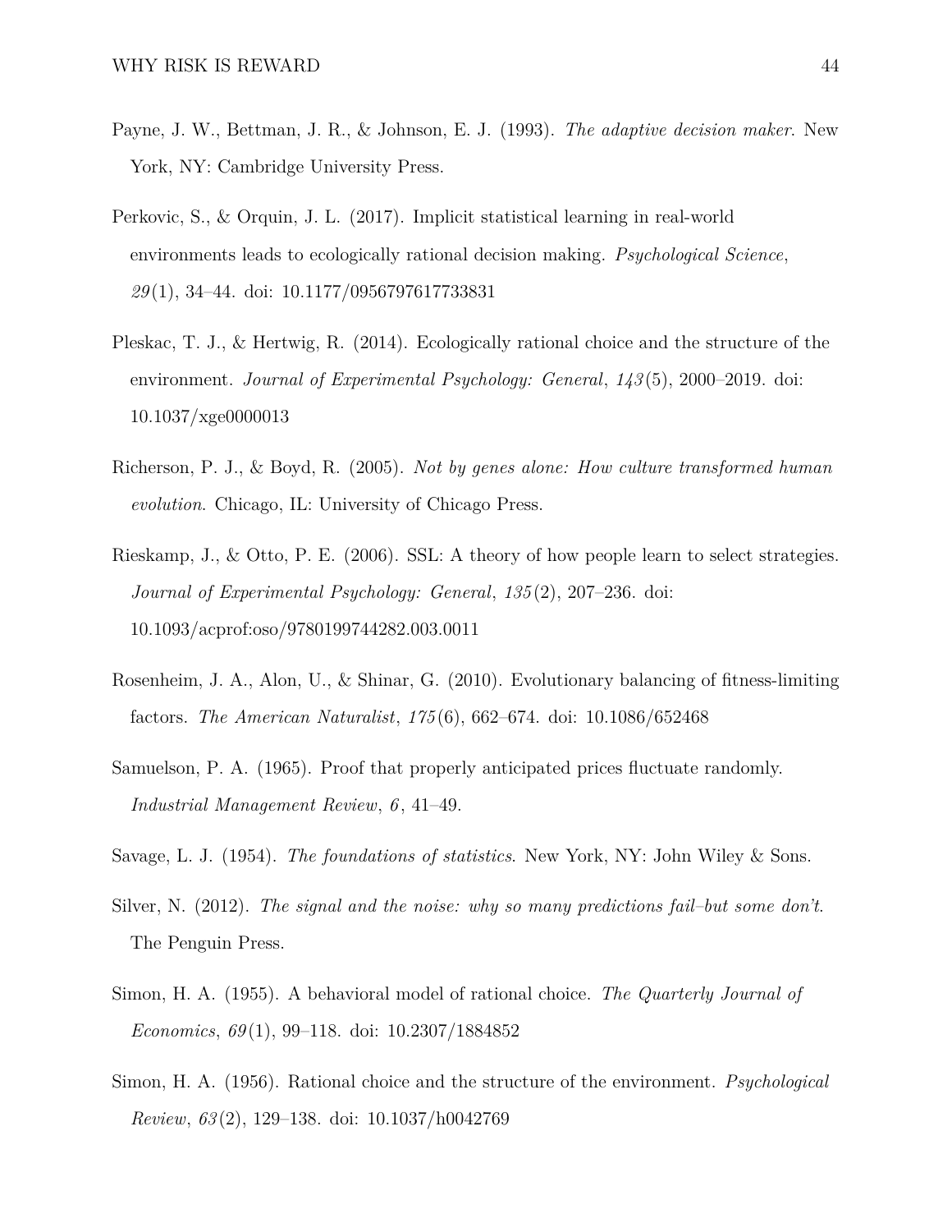Payne, J. W., Bettman, J. R., & Johnson, E. J. (1993). *The adaptive decision maker.* New York, NY: Cambridge University Press.

Perkovic, S., & Orquin, J. L. (2017). Implicit statistical learning in real-world environments leads to ecologically rational decision making. *Psychological Science*, *29*(1), 34–44. doi: 10.1177/0956797617733831

Pleskac, T. J., & Hertwig, R. (2014). Ecologically rational choice and the structure of the environment. *Journal of Experimental Psychology: General*, *143*(5), 2000–2019. doi: 10.1037/xge0000013

Richerson, P. J., & Boyd, R. (2005). *Not by genes alone: How culture transformed human evolution.* Chicago, IL: University of Chicago Press.

Rieskamp, J., & Otto, P. E. (2006). SSL: A theory of how people learn to select strategies. *Journal of Experimental Psychology: General*, *135*(2), 207–236. doi: 10.1093/acprof:oso/9780199744282.003.0011

Rosenheim, J. A., Alon, U., & Shinar, G. (2010). Evolutionary balancing of fitness-limiting factors. *The American Naturalist*, *175*(6), 662–674. doi: 10.1086/652468

Samuelson, P. A. (1965). Proof that properly anticipated prices fluctuate randomly. *Industrial Management Review*, *6*, 41–49.

Savage, L. J. (1954). *The foundations of statistics.* New York, NY: John Wiley & Sons.

Silver, N. (2012). *The signal and the noise: why so many predictions fail–but some don't.* The Penguin Press.

Simon, H. A. (1955). A behavioral model of rational choice. *The Quarterly Journal of Economics*, *69*(1), 99–118. doi: 10.2307/1884852

Simon, H. A. (1956). Rational choice and the structure of the environment. *Psychological Review*, *63*(2), 129–138. doi: 10.1037/h0042769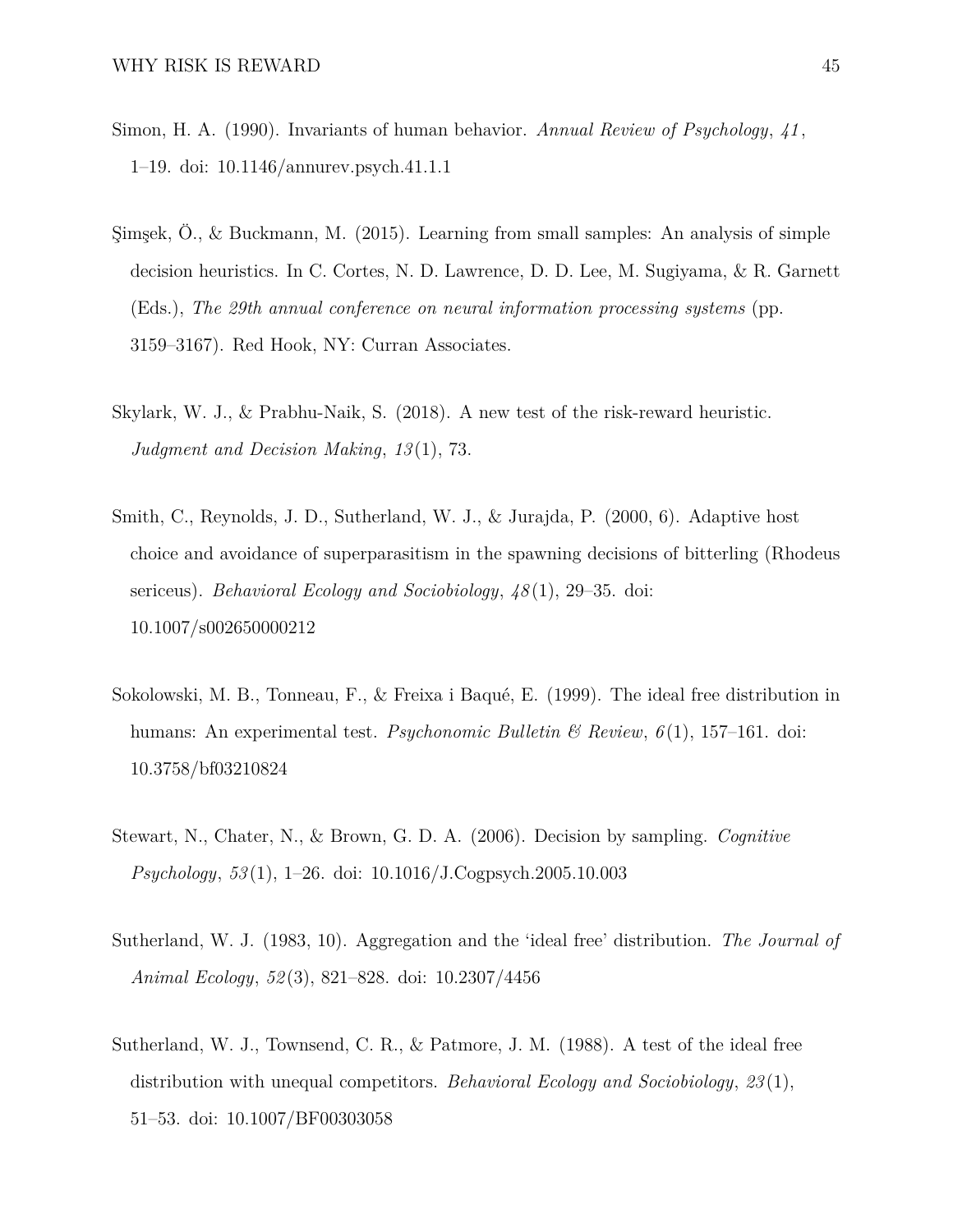Simon, H. A. (1990). Invariants of human behavior. *Annual Review of Psychology*, *41*, 1–19. doi: 10.1146/annurev.psych.41.1.1

Şimşek, Ö., & Buckmann, M. (2015). Learning from small samples: An analysis of simple decision heuristics. In C. Cortes, N. D. Lawrence, D. D. Lee, M. Sugiyama, & R. Garnett (Eds.), *The 29th annual conference on neural information processing systems* (pp. 3159–3167). Red Hook, NY: Curran Associates.

Skylark, W. J., & Prabhu-Naik, S. (2018). A new test of the risk-reward heuristic. *Judgment and Decision Making*, *13*(1), 73.

Smith, C., Reynolds, J. D., Sutherland, W. J., & Jurajda, P. (2000, 6). Adaptive host choice and avoidance of superparasitism in the spawning decisions of bitterling (Rhodeus sericeus). *Behavioral Ecology and Sociobiology*, *48*(1), 29–35. doi: 10.1007/s002650000212

Sokolowski, M. B., Tonneau, F., & Freixa i Baqué, E. (1999). The ideal free distribution in humans: An experimental test. *Psychonomic Bulletin & Review*, *6*(1), 157–161. doi: 10.3758/bf03210824

Stewart, N., Chater, N., & Brown, G. D. A. (2006). Decision by sampling. *Cognitive Psychology*, *53*(1), 1–26. doi: 10.1016/J.Cogpsych.2005.10.003

Sutherland, W. J. (1983, 10). Aggregation and the 'ideal free' distribution. *The Journal of Animal Ecology*, *52*(3), 821–828. doi: 10.2307/4456

Sutherland, W. J., Townsend, C. R., & Patmore, J. M. (1988). A test of the ideal free distribution with unequal competitors. *Behavioral Ecology and Sociobiology*, *23*(1), 51–53. doi: 10.1007/BF00303058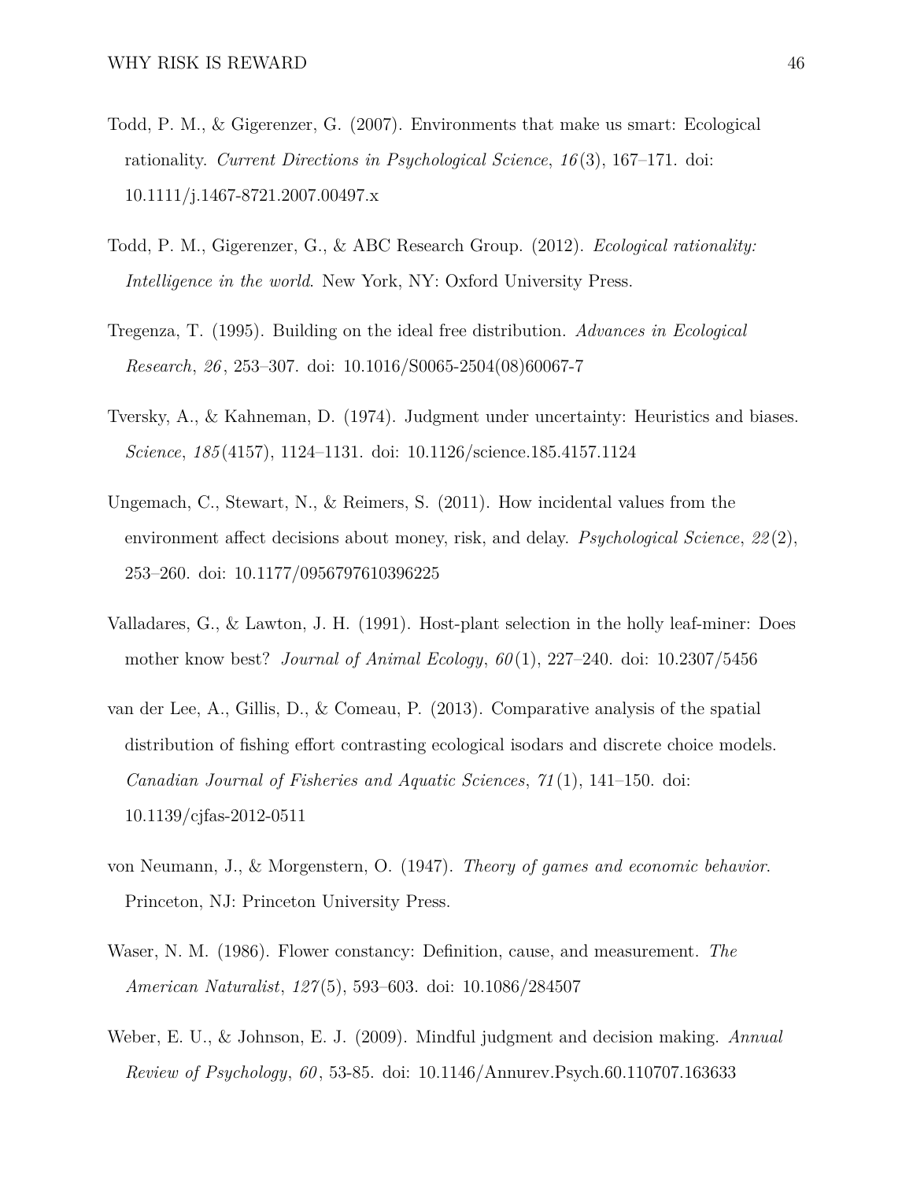Todd, P. M., & Gigerenzer, G. (2007). Environments that make us smart: Ecological rationality. *Current Directions in Psychological Science*, *16*(3), 167–171. doi: 10.1111/j.1467-8721.2007.00497.x

Todd, P. M., Gigerenzer, G., & ABC Research Group. (2012). *Ecological rationality: Intelligence in the world*. New York, NY: Oxford University Press.

Tregenza, T. (1995). Building on the ideal free distribution. *Advances in Ecological Research*, *26*, 253–307. doi: 10.1016/S0065-2504(08)60067-7

Tversky, A., & Kahneman, D. (1974). Judgment under uncertainty: Heuristics and biases. *Science*, *185*(4157), 1124–1131. doi: 10.1126/science.185.4157.1124

Ungemach, C., Stewart, N., & Reimers, S. (2011). How incidental values from the environment affect decisions about money, risk, and delay. *Psychological Science*, *22*(2), 253–260. doi: 10.1177/0956797610396225

Valladares, G., & Lawton, J. H. (1991). Host-plant selection in the holly leaf-miner: Does mother know best? *Journal of Animal Ecology*, *60*(1), 227–240. doi: 10.2307/5456

van der Lee, A., Gillis, D., & Comeau, P. (2013). Comparative analysis of the spatial distribution of fishing effort contrasting ecological isodars and discrete choice models. *Canadian Journal of Fisheries and Aquatic Sciences*, *71*(1), 141–150. doi: 10.1139/cjfas-2012-0511

von Neumann, J., & Morgenstern, O. (1947). *Theory of games and economic behavior*. Princeton, NJ: Princeton University Press.

Waser, N. M. (1986). Flower constancy: Definition, cause, and measurement. *The American Naturalist*, *127*(5), 593–603. doi: 10.1086/284507

Weber, E. U., & Johnson, E. J. (2009). Mindful judgment and decision making. *Annual Review of Psychology*, *60*, 53-85. doi: 10.1146/Annurev.Psych.60.110707.163633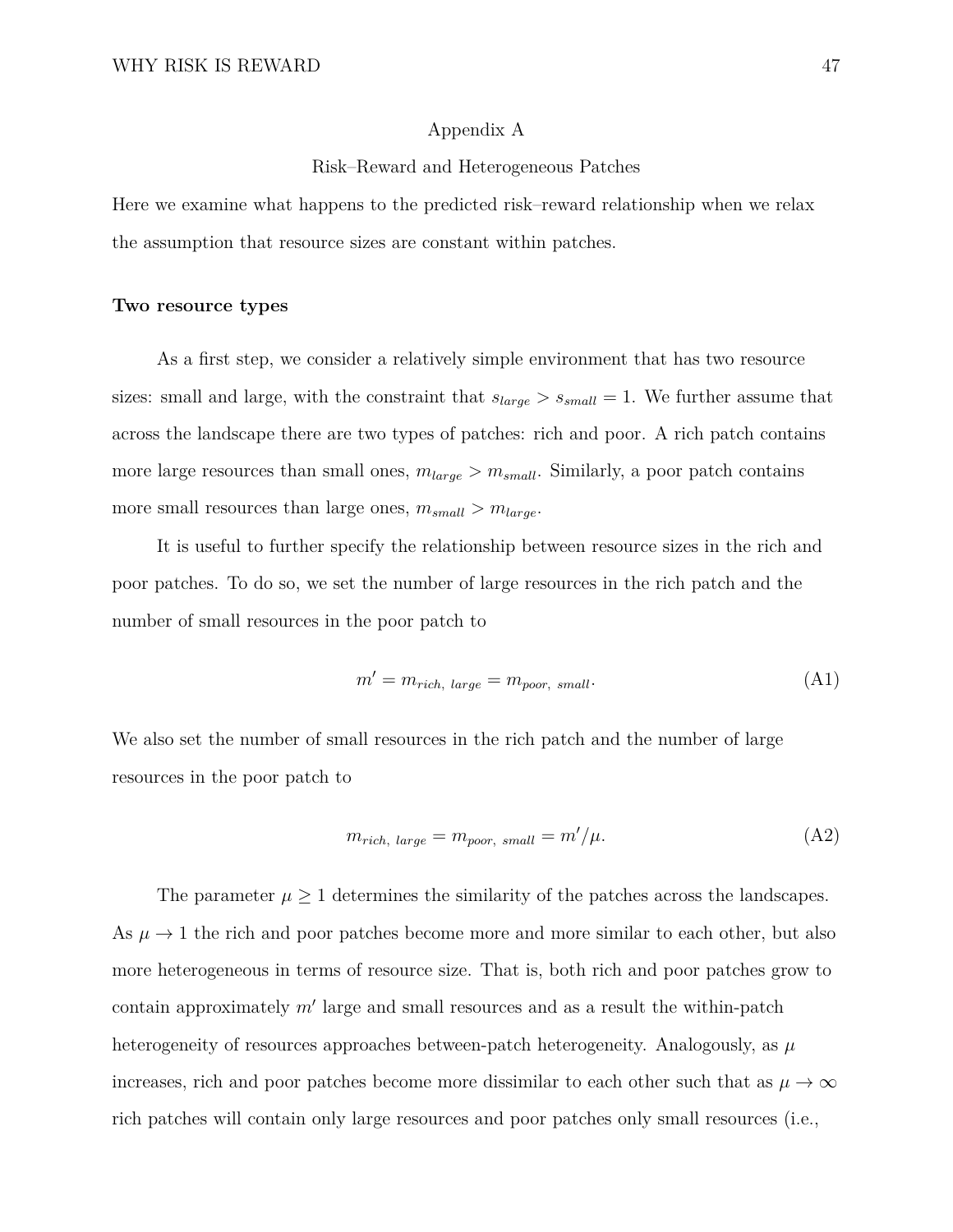# Appendix A

## Risk–Reward and Heterogeneous Patches

Here we examine what happens to the predicted risk–reward relationship when we relax the assumption that resource sizes are constant within patches.

### Two resource types

As a first step, we consider a relatively simple environment that has two resource sizes: small and large, with the constraint that $s_{large} > s_{small} = 1$. We further assume that across the landscape there are two types of patches: rich and poor. A rich patch contains more large resources than small ones, $m_{large} > m_{small}$. Similarly, a poor patch contains more small resources than large ones, $m_{small} > m_{large}$.

It is useful to further specify the relationship between resource sizes in the rich and poor patches. To do so, we set the number of large resources in the rich patch and the number of small resources in the poor patch to

$$m' = m_{rich,\ large} = m_{poor,\ small}. \tag{A1}$$

We also set the number of small resources in the rich patch and the number of large resources in the poor patch to

$$m_{rich,\ large} = m_{poor,\ small} = m'/\mu. \tag{A2}$$

The parameter $\mu \geq 1$ determines the similarity of the patches across the landscapes. As $\mu \to 1$ the rich and poor patches become more and more similar to each other, but also more heterogeneous in terms of resource size. That is, both rich and poor patches grow to contain approximately $m'$ large and small resources and as a result the within-patch heterogeneity of resources approaches between-patch heterogeneity. Analogously, as $\mu$ increases, rich and poor patches become more dissimilar to each other such that as $\mu \to \infty$ rich patches will contain only large resources and poor patches only small resources (i.e.,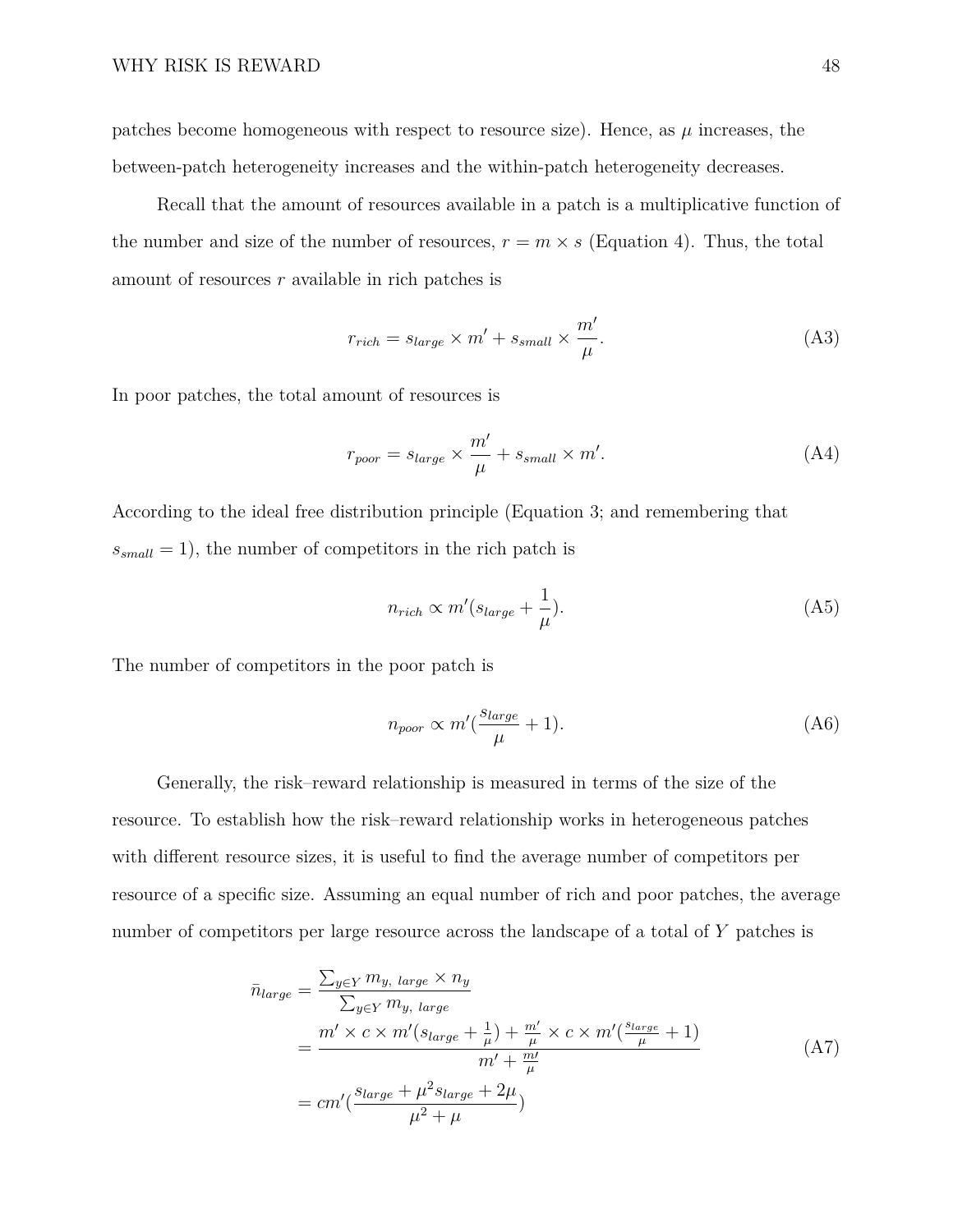patches become homogeneous with respect to resource size). Hence, as $\mu$ increases, the between-patch heterogeneity increases and the within-patch heterogeneity decreases.

Recall that the amount of resources available in a patch is a multiplicative function of the number and size of the number of resources, $r = m \times s$ (Equation 4). Thus, the total amount of resources $r$ available in rich patches is

$$r_{rich} = s_{large} \times m' + s_{small} \times \frac{m'}{\mu}. \tag{A3}$$

In poor patches, the total amount of resources is

$$r_{poor} = s_{large} \times \frac{m'}{\mu} + s_{small} \times m'. \tag{A4}$$

According to the ideal free distribution principle (Equation 3; and remembering that $s_{small} = 1$), the number of competitors in the rich patch is

$$n_{rich} \propto m'(s_{large} + \frac{1}{\mu}). \tag{A5}$$

The number of competitors in the poor patch is

$$n_{poor} \propto m'(\frac{s_{large}}{\mu} + 1). \tag{A6}$$

Generally, the risk–reward relationship is measured in terms of the size of the resource. To establish how the risk–reward relationship works in heterogeneous patches with different resource sizes, it is useful to find the average number of competitors per resource of a specific size. Assuming an equal number of rich and poor patches, the average number of competitors per large resource across the landscape of a total of $Y$ patches is

$$\begin{aligned}
\bar{n}_{large} &= \frac{\sum_{y \in Y} m_{y,\ large} \times n_y}{\sum_{y \in Y} m_{y,\ large}} \\
&= \frac{m' \times c \times m'(s_{large} + \frac{1}{\mu}) + \frac{m'}{\mu} \times c \times m'(\frac{s_{large}}{\mu} + 1)}{m' + \frac{m\prime}{\mu}} \\
&= cm'(\frac{s_{large} + \mu^2 s_{large} + 2\mu}{\mu^2 + \mu})
\end{aligned} \tag{A7}$$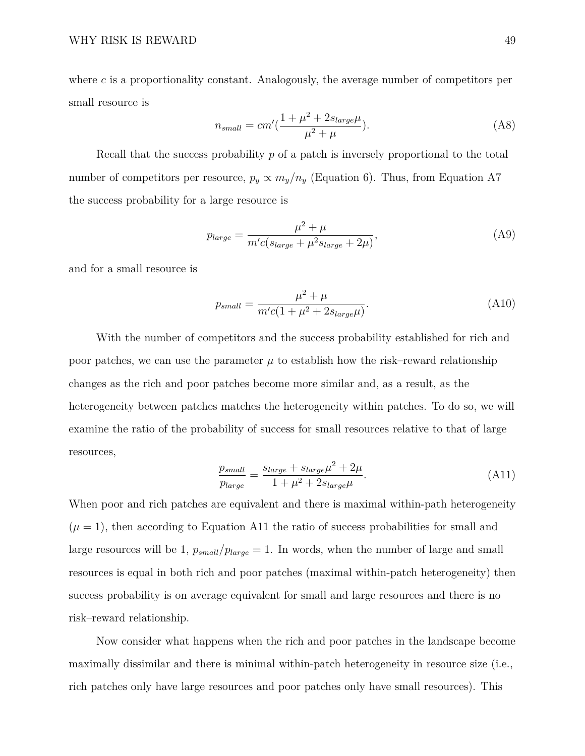where $c$ is a proportionality constant. Analogously, the average number of competitors per small resource is

$$n_{small} = cm'(\frac{1 + \mu^2 + 2s_{large}\mu}{\mu^2 + \mu}). \tag{A8}$$

Recall that the success probability $p$ of a patch is inversely proportional to the total number of competitors per resource, $p_y \propto m_y/n_y$ (Equation 6). Thus, from Equation A7 the success probability for a large resource is

$$p_{large} = \frac{\mu^2 + \mu}{m'c(s_{large} + \mu^2 s_{large} + 2\mu)}, \tag{A9}$$

and for a small resource is

$$p_{small} = \frac{\mu^2 + \mu}{m'c(1 + \mu^2 + 2s_{large}\mu)}. \tag{A10}$$

With the number of competitors and the success probability established for rich and poor patches, we can use the parameter $\mu$ to establish how the risk–reward relationship changes as the rich and poor patches become more similar and, as a result, as the heterogeneity between patches matches the heterogeneity within patches. To do so, we will examine the ratio of the probability of success for small resources relative to that of large resources,

$$\frac{p_{small}}{p_{large}} = \frac{s_{large} + s_{large}\mu^2 + 2\mu}{1 + \mu^2 + 2s_{large}\mu}. \tag{A11}$$

When poor and rich patches are equivalent and there is maximal within-path heterogeneity ($\mu = 1$), then according to Equation A11 the ratio of success probabilities for small and large resources will be 1, $p_{small}/p_{large} = 1$. In words, when the number of large and small resources is equal in both rich and poor patches (maximal within-patch heterogeneity) then success probability is on average equivalent for small and large resources and there is no risk–reward relationship.

Now consider what happens when the rich and poor patches in the landscape become maximally dissimilar and there is minimal within-patch heterogeneity in resource size (i.e., rich patches only have large resources and poor patches only have small resources). This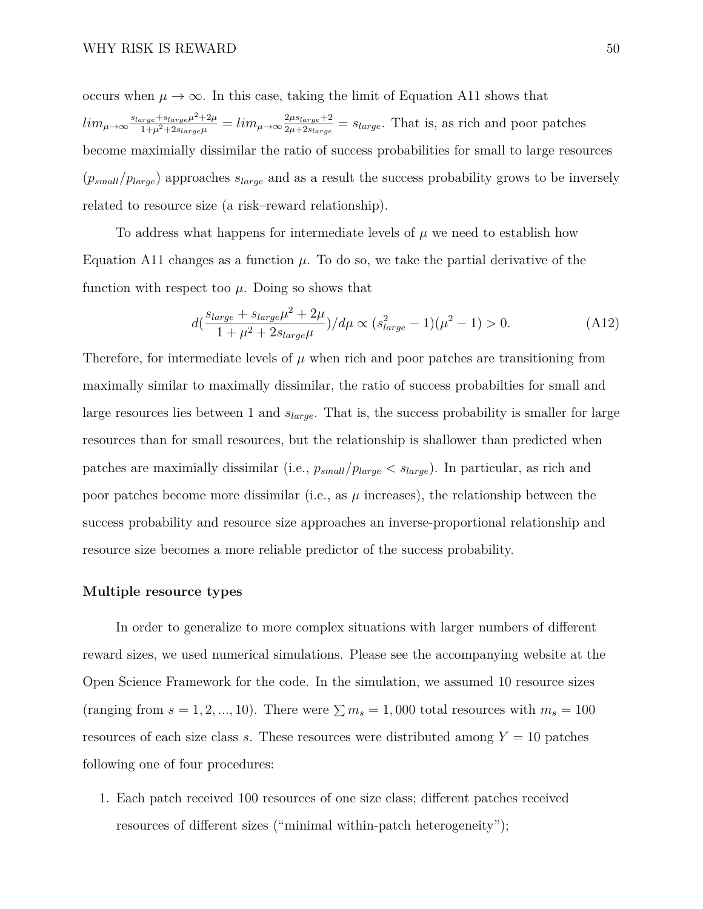occurs when $\mu \rightarrow \infty$. In this case, taking the limit of Equation A11 shows that $lim_{\mu\rightarrow\infty}\frac{s_{large}+s_{large}\mu^2+2\mu}{1+\mu^2+2s_{large}\mu} = lim_{\mu\rightarrow\infty}\frac{2\mu s_{large}+2}{2\mu+2s_{large}} = s_{large}$. That is, as rich and poor patches become maximially dissimilar the ratio of success probabilities for small to large resources ($p_{small}/p_{large}$) approaches $s_{large}$ and as a result the success probability grows to be inversely related to resource size (a risk–reward relationship).

To address what happens for intermediate levels of $\mu$ we need to establish how Equation A11 changes as a function $\mu$. To do so, we take the partial derivative of the function with respect too $\mu$. Doing so shows that

$$d(\frac{s_{large}+s_{large}\mu^2+2\mu}{1+\mu^2+2s_{large}\mu})/d\mu \propto (s_{large}^2-1)(\mu^2-1) > 0. \tag{A12}$$

Therefore, for intermediate levels of $\mu$ when rich and poor patches are transitioning from maximally similar to maximally dissimilar, the ratio of success probabilties for small and large resources lies between 1 and $s_{large}$. That is, the success probability is smaller for large resources than for small resources, but the relationship is shallower than predicted when patches are maximially dissimilar (i.e., $p_{small}/p_{large} < s_{large}$). In particular, as rich and poor patches become more dissimilar (i.e., as $\mu$ increases), the relationship between the success probability and resource size approaches an inverse-proportional relationship and resource size becomes a more reliable predictor of the success probability.

**Multiple resource types**

In order to generalize to more complex situations with larger numbers of different reward sizes, we used numerical simulations. Please see the accompanying website at the Open Science Framework for the code. In the simulation, we assumed 10 resource sizes (ranging from $s = 1, 2, ..., 10$). There were $\sum m_s = 1,000$ total resources with $m_s = 100$ resources of each size class $s$. These resources were distributed among $Y = 10$ patches following one of four procedures:

1. Each patch received 100 resources of one size class; different patches received resources of different sizes ("minimal within-patch heterogeneity");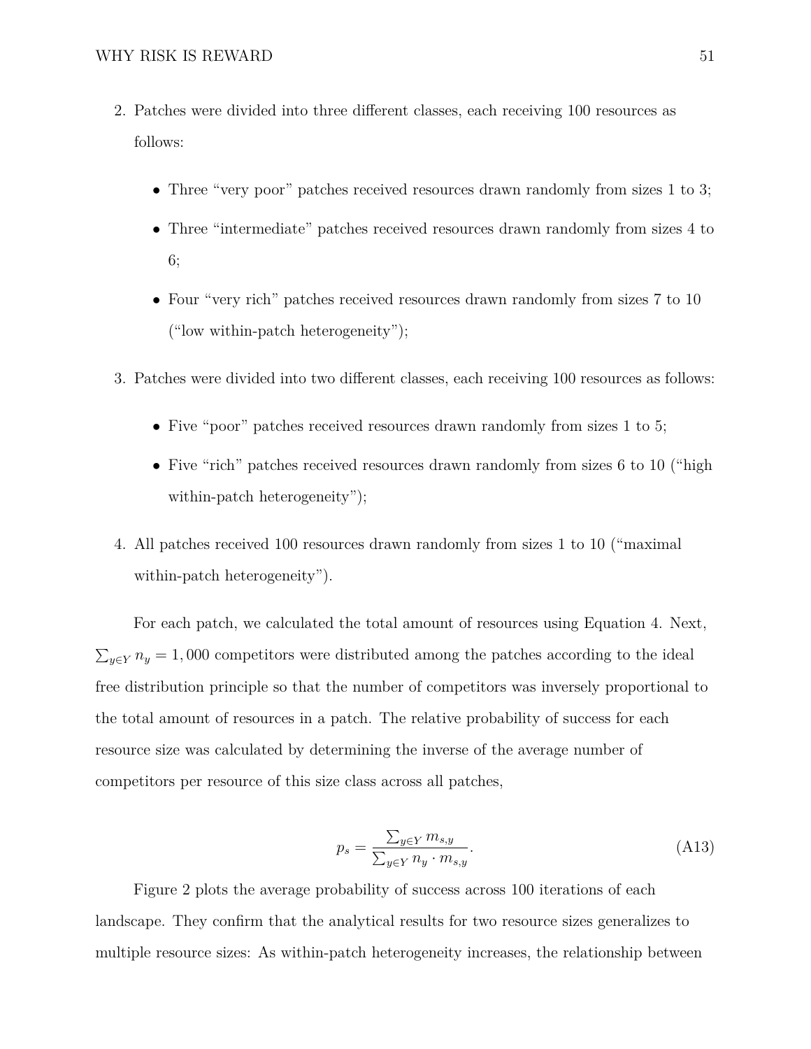2. Patches were divided into three different classes, each receiving 100 resources as follows:

   - Three “very poor” patches received resources drawn randomly from sizes 1 to 3;
   - Three “intermediate” patches received resources drawn randomly from sizes 4 to 6;
   - Four “very rich” patches received resources drawn randomly from sizes 7 to 10 (“low within-patch heterogeneity”);

3. Patches were divided into two different classes, each receiving 100 resources as follows:

   - Five “poor” patches received resources drawn randomly from sizes 1 to 5;
   - Five “rich” patches received resources drawn randomly from sizes 6 to 10 (“high within-patch heterogeneity”);

4. All patches received 100 resources drawn randomly from sizes 1 to 10 (“maximal within-patch heterogeneity”).

For each patch, we calculated the total amount of resources using Equation 4. Next, $\sum_{y \in Y} n_y = 1,000$ competitors were distributed among the patches according to the ideal free distribution principle so that the number of competitors was inversely proportional to the total amount of resources in a patch. The relative probability of success for each resource size was calculated by determining the inverse of the average number of competitors per resource of this size class across all patches,

$$p_s = \frac{\sum_{y \in Y} m_{s,y}}{\sum_{y \in Y} n_y \cdot m_{s,y}}. \tag{A13}$$

Figure 2 plots the average probability of success across 100 iterations of each landscape. They confirm that the analytical results for two resource sizes generalizes to multiple resource sizes: As within-patch heterogeneity increases, the relationship between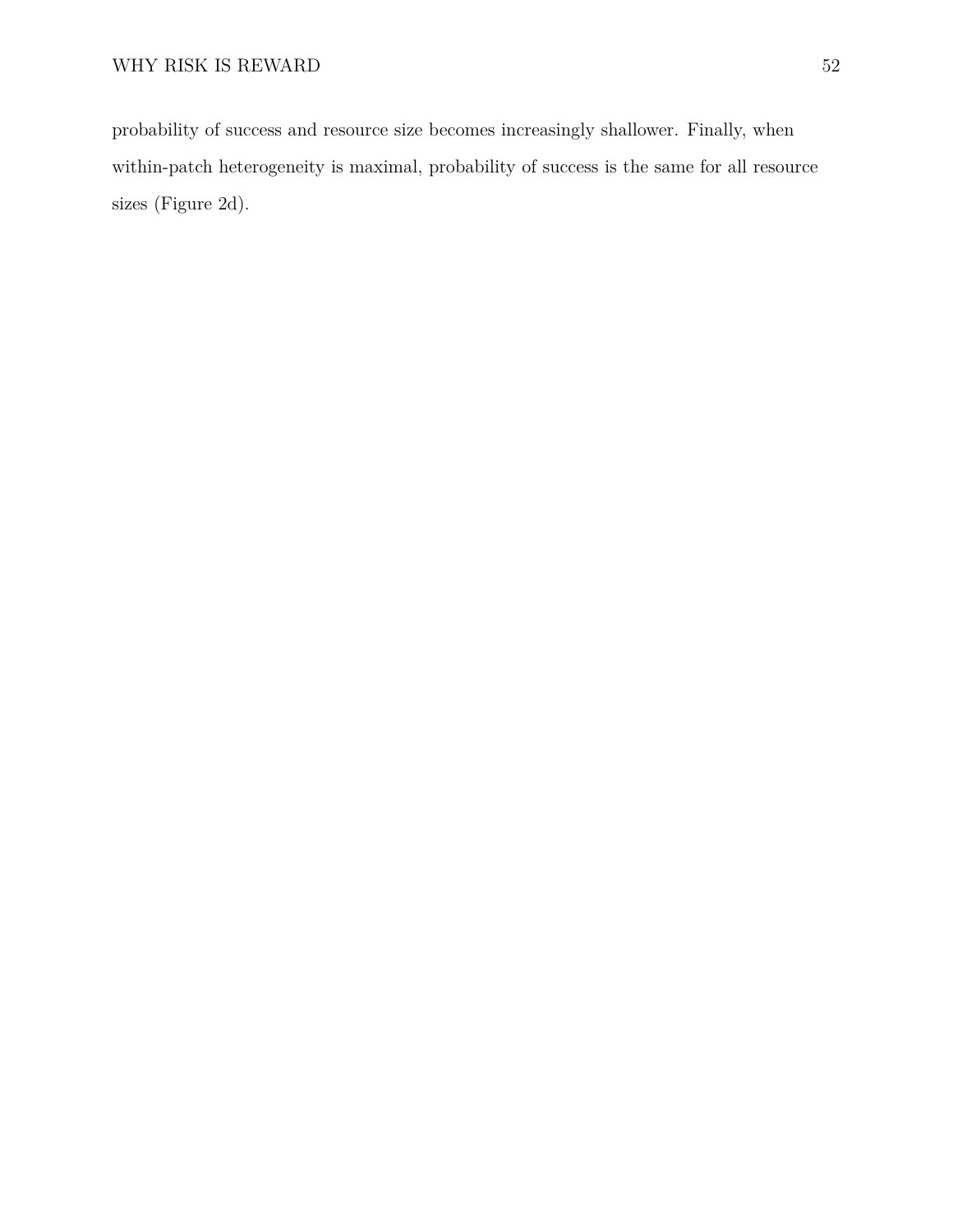probability of success and resource size becomes increasingly shallower. Finally, when within-patch heterogeneity is maximal, probability of success is the same for all resource sizes (Figure 2d).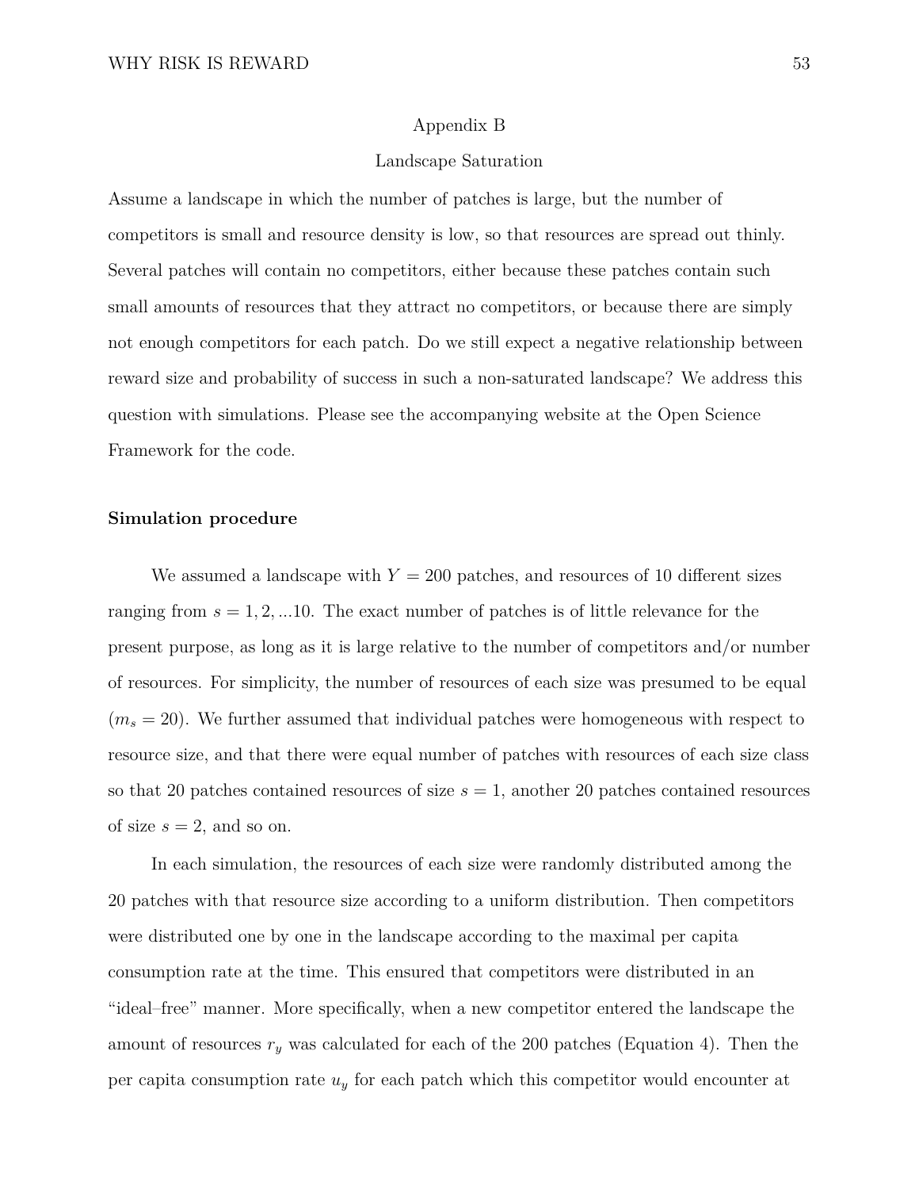# Appendix B

## Landscape Saturation

Assume a landscape in which the number of patches is large, but the number of competitors is small and resource density is low, so that resources are spread out thinly. Several patches will contain no competitors, either because these patches contain such small amounts of resources that they attract no competitors, or because there are simply not enough competitors for each patch. Do we still expect a negative relationship between reward size and probability of success in such a non-saturated landscape? We address this question with simulations. Please see the accompanying website at the Open Science Framework for the code.

### Simulation procedure

We assumed a landscape with $Y = 200$ patches, and resources of 10 different sizes ranging from $s = 1, 2, ...10$. The exact number of patches is of little relevance for the present purpose, as long as it is large relative to the number of competitors and/or number of resources. For simplicity, the number of resources of each size was presumed to be equal ($m_s = 20$). We further assumed that individual patches were homogeneous with respect to resource size, and that there were equal number of patches with resources of each size class so that 20 patches contained resources of size $s = 1$, another 20 patches contained resources of size $s = 2$, and so on.

In each simulation, the resources of each size were randomly distributed among the 20 patches with that resource size according to a uniform distribution. Then competitors were distributed one by one in the landscape according to the maximal per capita consumption rate at the time. This ensured that competitors were distributed in an "ideal–free" manner. More specifically, when a new competitor entered the landscape the amount of resources $r_y$ was calculated for each of the 200 patches (Equation 4). Then the per capita consumption rate $u_y$ for each patch which this competitor would encounter at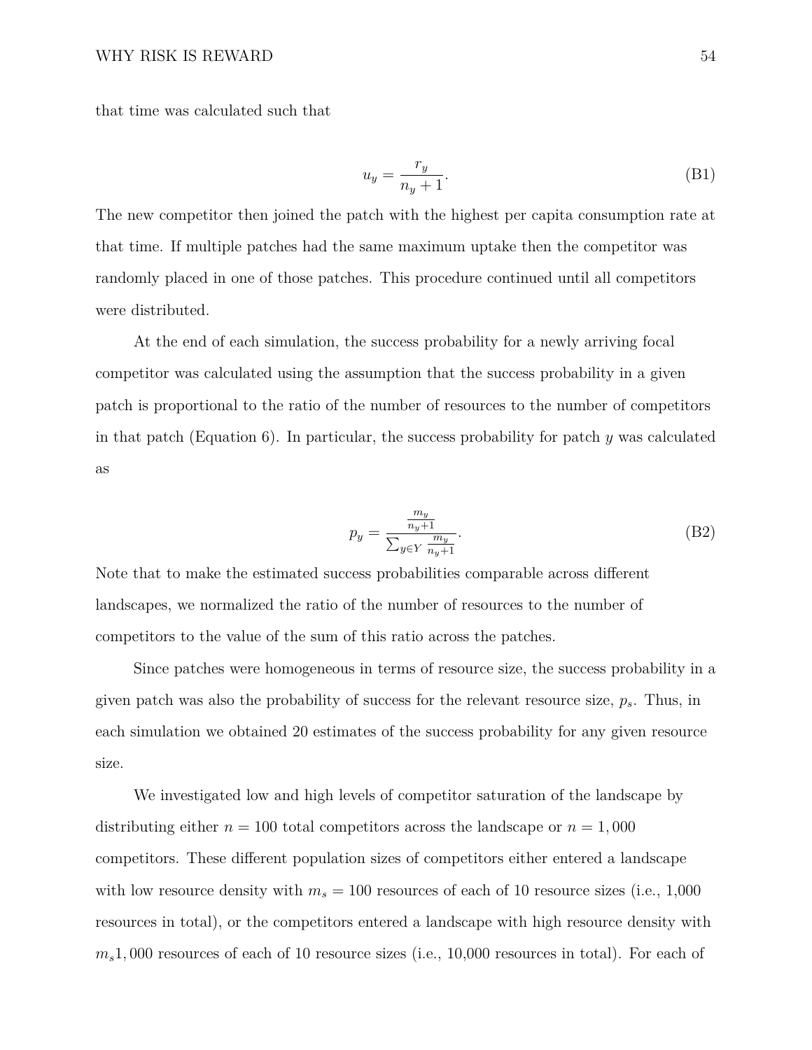that time was calculated such that

$$u_y = \frac{r_y}{n_y + 1}. \tag{B1}$$

The new competitor then joined the patch with the highest per capita consumption rate at that time. If multiple patches had the same maximum uptake then the competitor was randomly placed in one of those patches. This procedure continued until all competitors were distributed.

At the end of each simulation, the success probability for a newly arriving focal competitor was calculated using the assumption that the success probability in a given patch is proportional to the ratio of the number of resources to the number of competitors in that patch (Equation 6). In particular, the success probability for patch $y$ was calculated as

$$p_y = \frac{\frac{m_y}{n_y+1}}{\sum_{y \in Y} \frac{m_y}{n_y+1}}. \tag{B2}$$

Note that to make the estimated success probabilities comparable across different landscapes, we normalized the ratio of the number of resources to the number of competitors to the value of the sum of this ratio across the patches.

Since patches were homogeneous in terms of resource size, the success probability in a given patch was also the probability of success for the relevant resource size, $p_s$. Thus, in each simulation we obtained 20 estimates of the success probability for any given resource size.

We investigated low and high levels of competitor saturation of the landscape by distributing either $n = 100$ total competitors across the landscape or $n = 1,000$ competitors. These different population sizes of competitors either entered a landscape with low resource density with $m_s = 100$ resources of each of 10 resource sizes (i.e., 1,000 resources in total), or the competitors entered a landscape with high resource density with $m_s 1,000$ resources of each of 10 resource sizes (i.e., 10,000 resources in total). For each of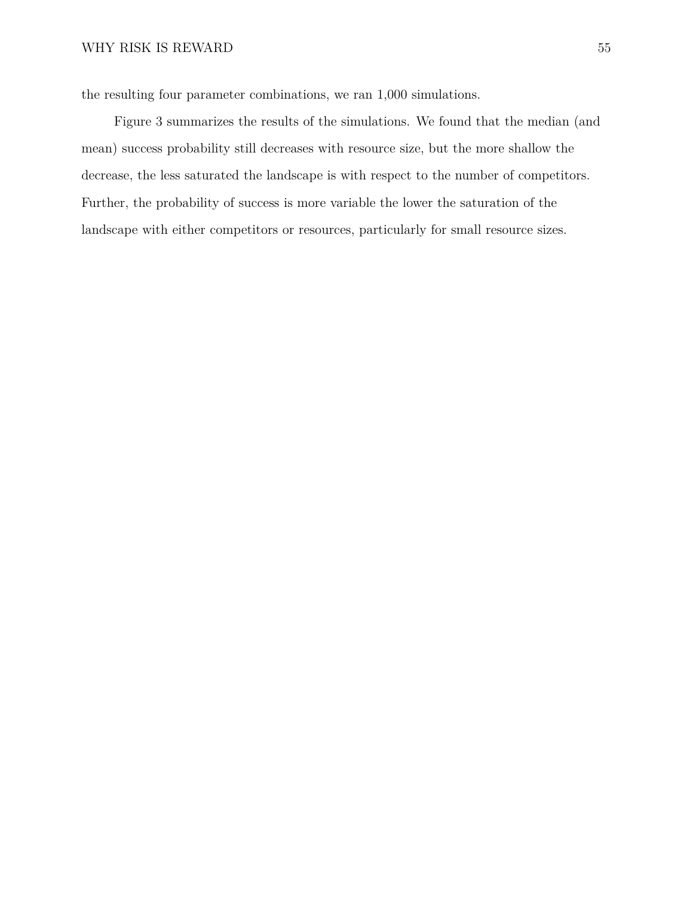the resulting four parameter combinations, we ran 1,000 simulations.

Figure 3 summarizes the results of the simulations. We found that the median (and mean) success probability still decreases with resource size, but the more shallow the decrease, the less saturated the landscape is with respect to the number of competitors. Further, the probability of success is more variable the lower the saturation of the landscape with either competitors or resources, particularly for small resource sizes.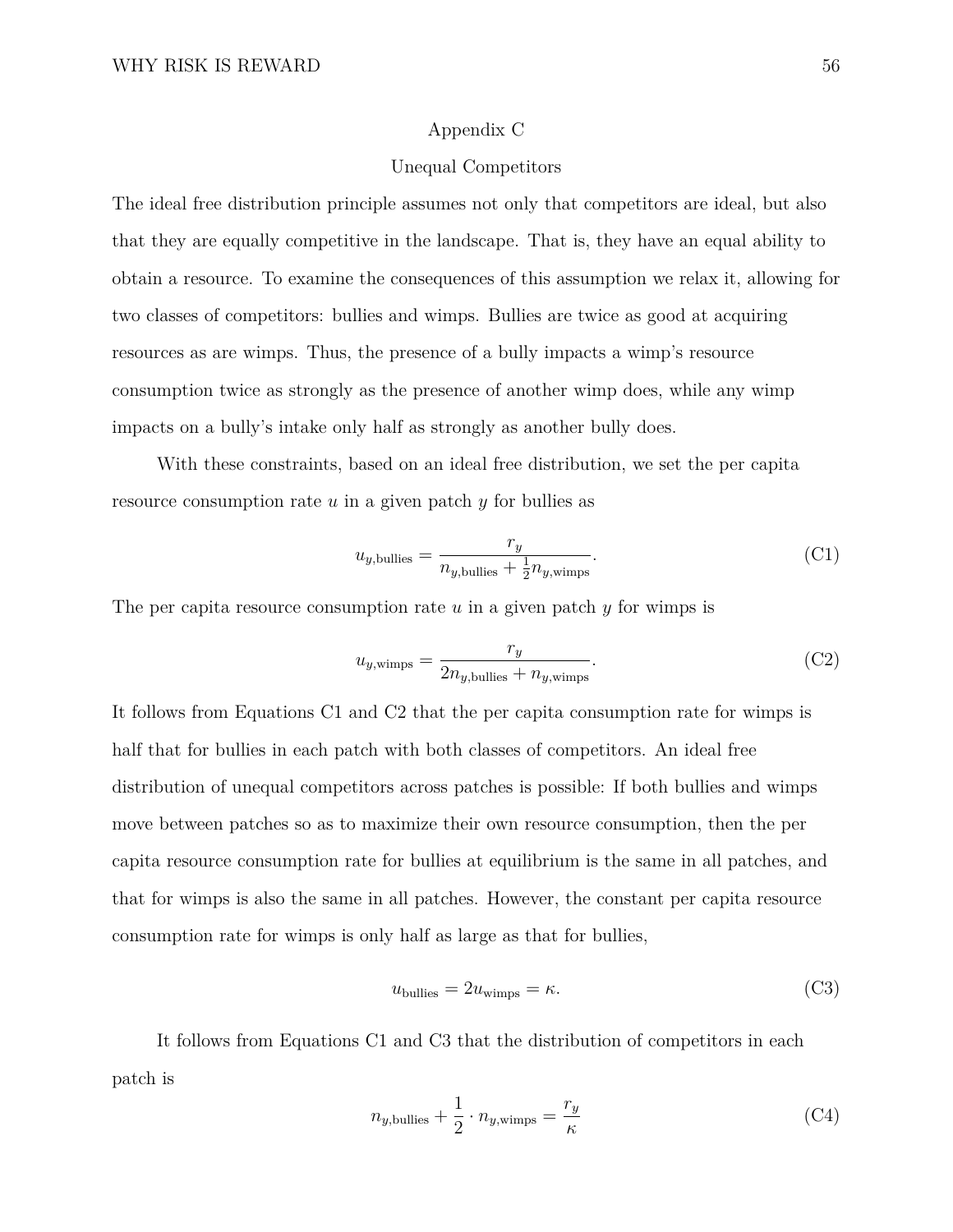# Appendix C

## Unequal Competitors

The ideal free distribution principle assumes not only that competitors are ideal, but also that they are equally competitive in the landscape. That is, they have an equal ability to obtain a resource. To examine the consequences of this assumption we relax it, allowing for two classes of competitors: bullies and wimps. Bullies are twice as good at acquiring resources as are wimps. Thus, the presence of a bully impacts a wimp's resource consumption twice as strongly as the presence of another wimp does, while any wimp impacts on a bully's intake only half as strongly as another bully does.

With these constraints, based on an ideal free distribution, we set the per capita resource consumption rate $u$ in a given patch $y$ for bullies as

$$u_{y,\text{bullies}} = \frac{r_y}{n_{y,\text{bullies}} + \frac{1}{2}n_{y,\text{wimps}}}. \tag{C1}$$

The per capita resource consumption rate $u$ in a given patch $y$ for wimps is

$$u_{y,\text{wimps}} = \frac{r_y}{2n_{y,\text{bullies}} + n_{y,\text{wimps}}}. \tag{C2}$$

It follows from Equations C1 and C2 that the per capita consumption rate for wimps is half that for bullies in each patch with both classes of competitors. An ideal free distribution of unequal competitors across patches is possible: If both bullies and wimps move between patches so as to maximize their own resource consumption, then the per capita resource consumption rate for bullies at equilibrium is the same in all patches, and that for wimps is also the same in all patches. However, the constant per capita resource consumption rate for wimps is only half as large as that for bullies,

$$u_{\text{bullies}} = 2u_{\text{wimps}} = \kappa. \tag{C3}$$

It follows from Equations C1 and C3 that the distribution of competitors in each patch is

$$n_{y,\text{bullies}} + \frac{1}{2} \cdot n_{y,\text{wimps}} = \frac{r_y}{\kappa} \tag{C4}$$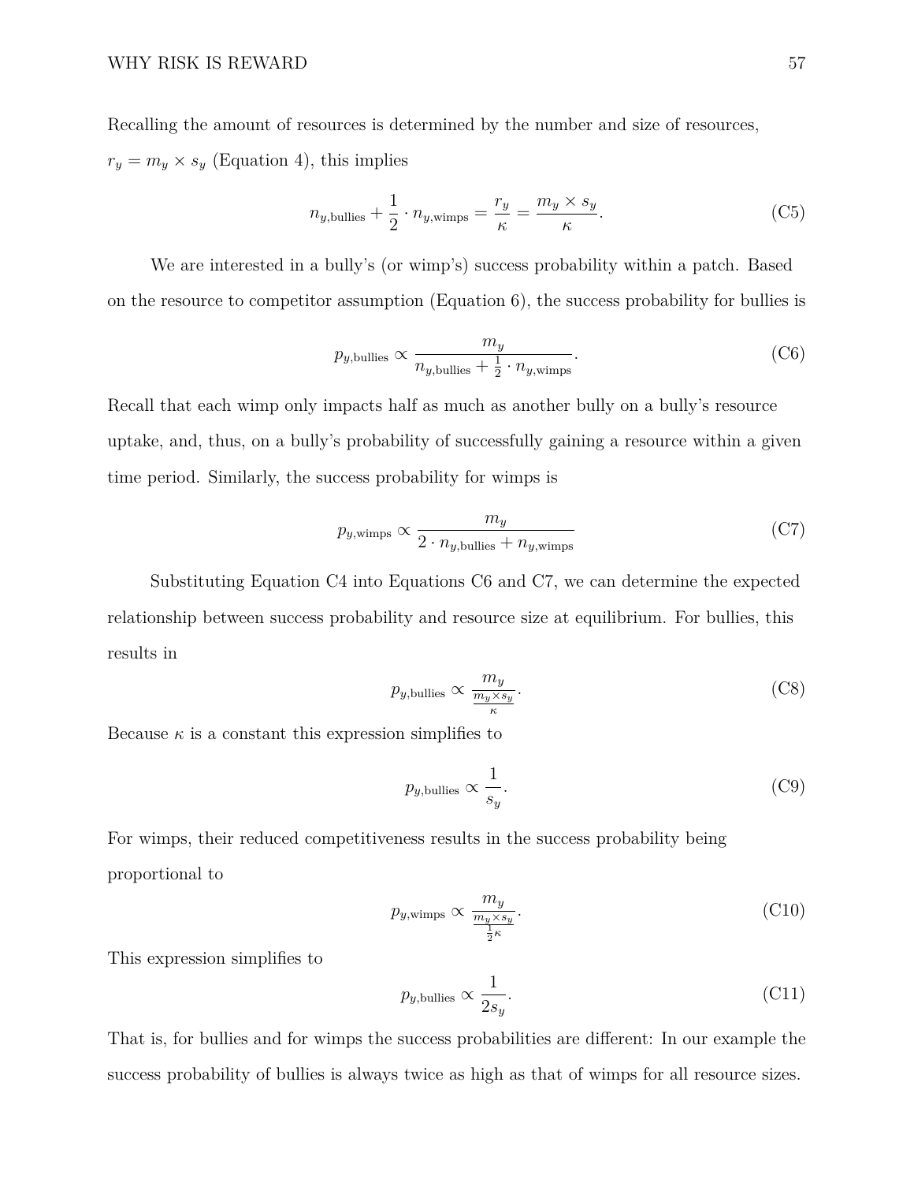Recalling the amount of resources is determined by the number and size of resources, $r_y = m_y \times s_y$ (Equation 4), this implies

$$n_{y,\text{bullies}} + \frac{1}{2} \cdot n_{y,\text{wimps}} = \frac{r_y}{\kappa} = \frac{m_y \times s_y}{\kappa}. \tag{C5}$$

We are interested in a bully's (or wimp's) success probability within a patch. Based on the resource to competitor assumption (Equation 6), the success probability for bullies is

$$p_{y,\text{bullies}} \propto \frac{m_y}{n_{y,\text{bullies}} + \frac{1}{2} \cdot n_{y,\text{wimps}}}. \tag{C6}$$

Recall that each wimp only impacts half as much as another bully on a bully's resource uptake, and, thus, on a bully's probability of successfully gaining a resource within a given time period. Similarly, the success probability for wimps is

$$p_{y,\text{wimps}} \propto \frac{m_y}{2 \cdot n_{y,\text{bullies}} + n_{y,\text{wimps}}} \tag{C7}$$

Substituting Equation C4 into Equations C6 and C7, we can determine the expected relationship between success probability and resource size at equilibrium. For bullies, this results in

$$p_{y,\text{bullies}} \propto \frac{m_y}{\frac{m_y \times s_y}{\kappa}}. \tag{C8}$$

Because $\kappa$ is a constant this expression simplifies to

$$p_{y,\text{bullies}} \propto \frac{1}{s_y}. \tag{C9}$$

For wimps, their reduced competitiveness results in the success probability being proportional to

$$p_{y,\text{wimps}} \propto \frac{m_y}{\frac{m_y \times s_y}{\frac{1}{2}\kappa}}. \tag{C10}$$

This expression simplifies to

$$p_{y,\text{bullies}} \propto \frac{1}{2 s_y}. \tag{C11}$$

That is, for bullies and for wimps the success probabilities are different: In our example the success probability of bullies is always twice as high as that of wimps for all resource sizes.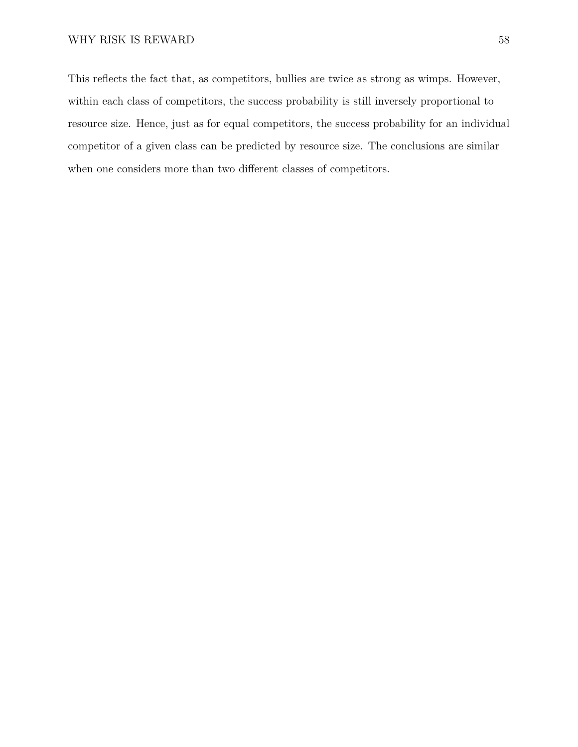This reflects the fact that, as competitors, bullies are twice as strong as wimps. However, within each class of competitors, the success probability is still inversely proportional to resource size. Hence, just as for equal competitors, the success probability for an individual competitor of a given class can be predicted by resource size. The conclusions are similar when one considers more than two different classes of competitors.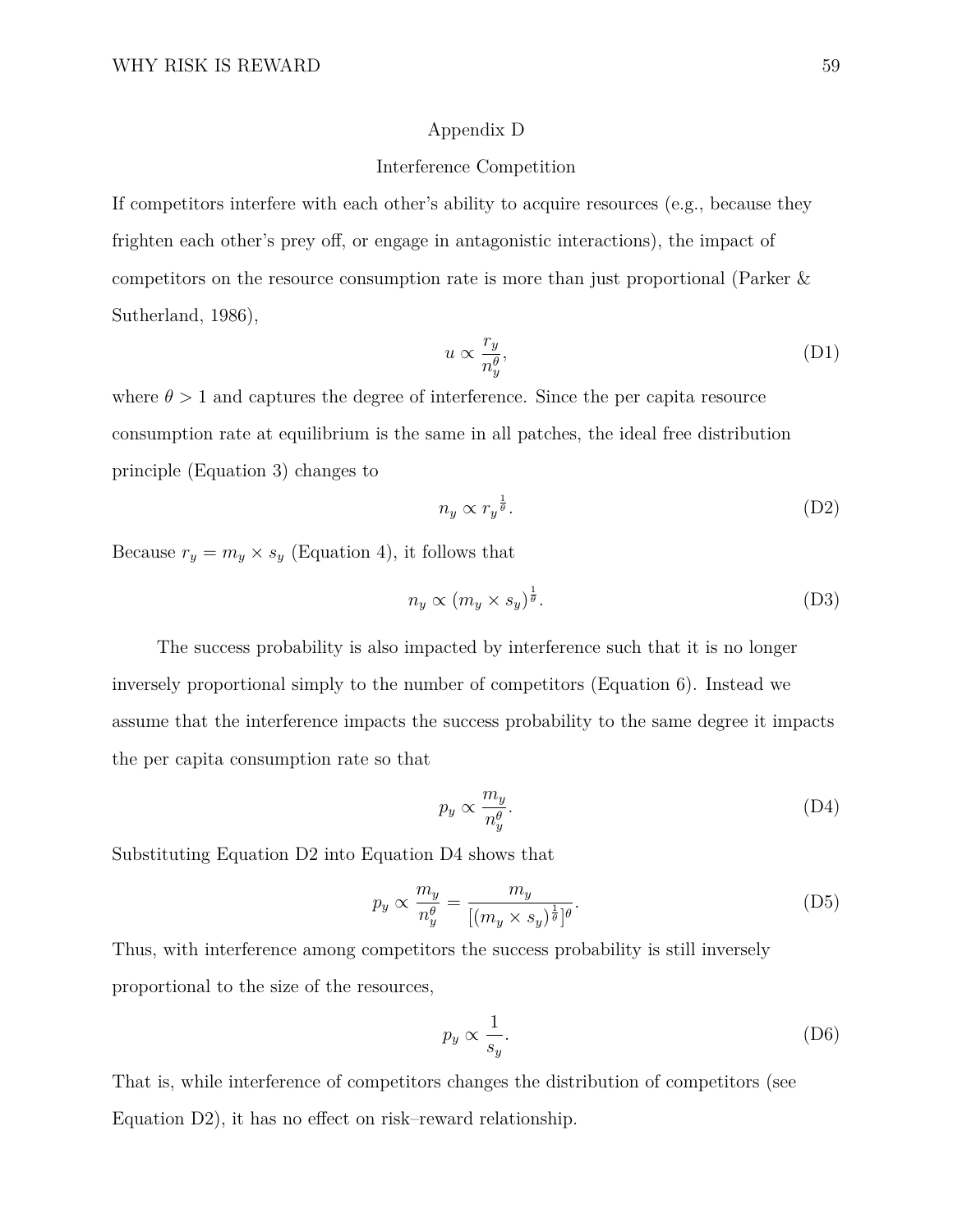# Appendix D

## Interference Competition

If competitors interfere with each other's ability to acquire resources (e.g., because they frighten each other's prey off, or engage in antagonistic interactions), the impact of competitors on the resource consumption rate is more than just proportional (Parker & Sutherland, 1986),

$$u \propto \frac{r_y}{n_y^{\theta}}, \tag{D1}$$

where $\theta > 1$ and captures the degree of interference. Since the per capita resource consumption rate at equilibrium is the same in all patches, the ideal free distribution principle (Equation 3) changes to

$$n_y \propto r_y^{\frac{1}{\theta}}. \tag{D2}$$

Because $r_y = m_y \times s_y$ (Equation 4), it follows that

$$n_y \propto (m_y \times s_y)^{\frac{1}{\theta}}. \tag{D3}$$

The success probability is also impacted by interference such that it is no longer inversely proportional simply to the number of competitors (Equation 6). Instead we assume that the interference impacts the success probability to the same degree it impacts the per capita consumption rate so that

$$p_y \propto \frac{m_y}{n_y^{\theta}}. \tag{D4}$$

Substituting Equation D2 into Equation D4 shows that

$$p_y \propto \frac{m_y}{n_y^{\theta}} = \frac{m_y}{[(m_y \times s_y)^{\frac{1}{\theta}}]^{\theta}}. \tag{D5}$$

Thus, with interference among competitors the success probability is still inversely proportional to the size of the resources,

$$p_y \propto \frac{1}{s_y}. \tag{D6}$$

That is, while interference of competitors changes the distribution of competitors (see Equation D2), it has no effect on risk–reward relationship.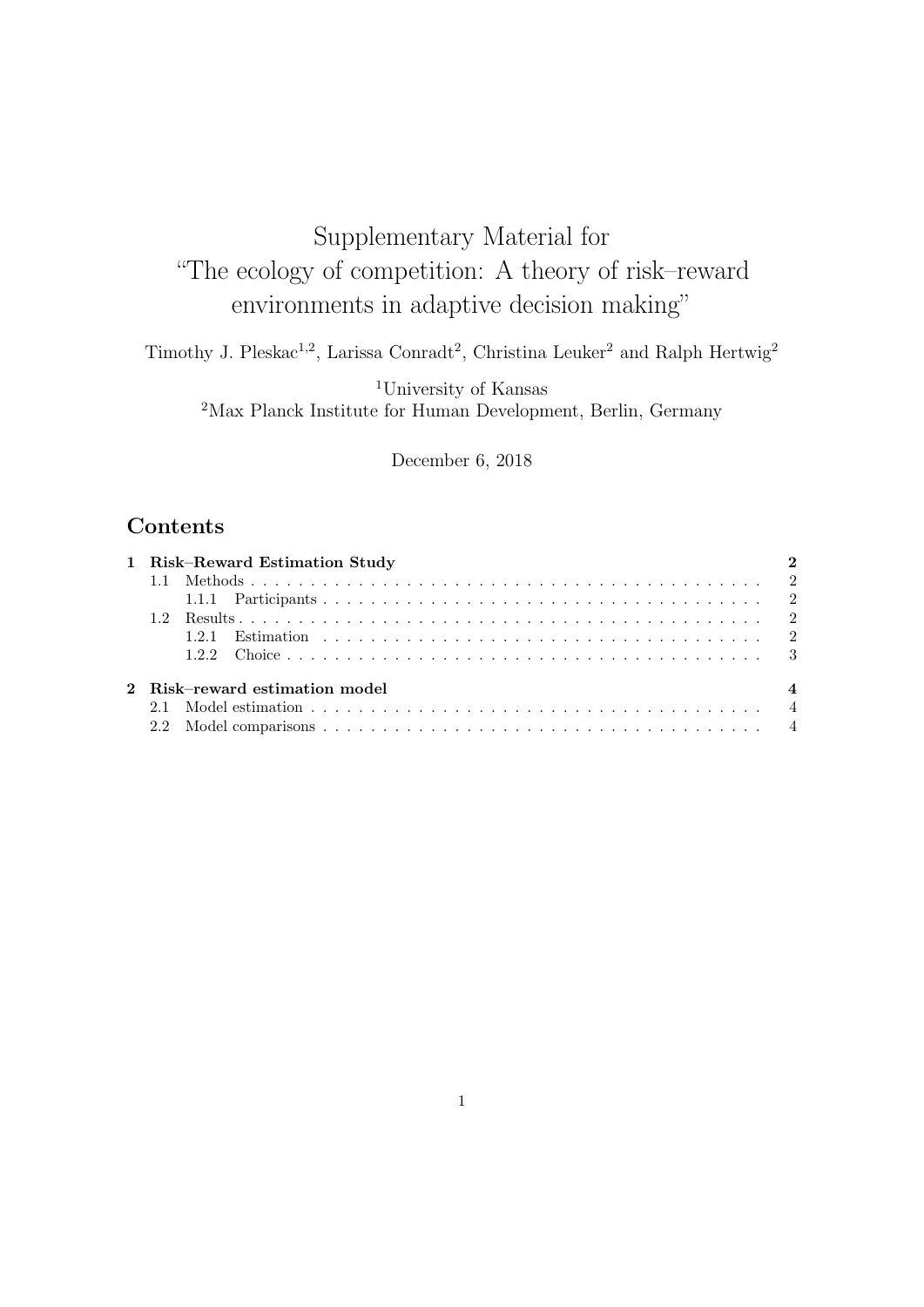# Supplementary Material for "The ecology of competition: A theory of risk–reward environments in adaptive decision making"

Timothy J. Pleskac[1,2], Larissa Conradt[2], Christina Leuker[2] and Ralph Hertwig[2]

[1]University of Kansas
[2]Max Planck Institute for Human Development, Berlin, Germany

December 6, 2018

## Contents

- **1 Risk–Reward Estimation Study** — 2
  - 1.1 Methods — 2
    - 1.1.1 Participants — 2
  - 1.2 Results — 2
    - 1.2.1 Estimation — 2
    - 1.2.2 Choice — 3
- **2 Risk–reward estimation model** — 4
  - 2.1 Model estimation — 4
  - 2.2 Model comparisons — 4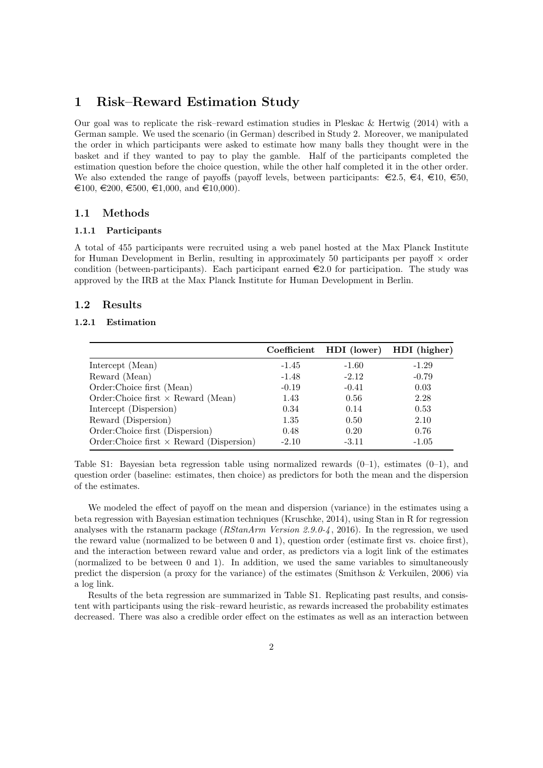# 1 Risk–Reward Estimation Study

Our goal was to replicate the risk–reward estimation studies in Pleskac & Hertwig (2014) with a German sample. We used the scenario (in German) described in Study 2. Moreover, we manipulated the order in which participants were asked to estimate how many balls they thought were in the basket and if they wanted to pay to play the gamble. Half of the participants completed the estimation question before the choice question, while the other half completed it in the other order. We also extended the range of payoffs (payoff levels, between participants: €2.5, €4, €10, €50, €100, €200, €500, €1,000, and €10,000).

## 1.1 Methods

### 1.1.1 Participants

A total of 455 participants were recruited using a web panel hosted at the Max Planck Institute for Human Development in Berlin, resulting in approximately 50 participants per payoff × order condition (between-participants). Each participant earned €2.0 for participation. The study was approved by the IRB at the Max Planck Institute for Human Development in Berlin.

## 1.2 Results

### 1.2.1 Estimation

| | **Coefficient** | **HDI (lower)** | **HDI (higher)** |
|---|---|---|---|
| Intercept (Mean) | -1.45 | -1.60 | -1.29 |
| Reward (Mean) | -1.48 | -2.12 | -0.79 |
| Order:Choice first (Mean) | -0.19 | -0.41 | 0.03 |
| Order:Choice first × Reward (Mean) | 1.43 | 0.56 | 2.28 |
| Intercept (Dispersion) | 0.34 | 0.14 | 0.53 |
| Reward (Dispersion) | 1.35 | 0.50 | 2.10 |
| Order:Choice first (Dispersion) | 0.48 | 0.20 | 0.76 |
| Order:Choice first × Reward (Dispersion) | -2.10 | -3.11 | -1.05 |

Table S1: Bayesian beta regression table using normalized rewards (0–1), estimates (0–1), and question order (baseline: estimates, then choice) as predictors for both the mean and the dispersion of the estimates.

We modeled the effect of payoff on the mean and dispersion (variance) in the estimates using a beta regression with Bayesian estimation techniques (Kruschke, 2014), using Stan in R for regression analyses with the rstanarm package (*RStanArm Version 2.9.0-4*, 2016). In the regression, we used the reward value (normalized to be between 0 and 1), question order (estimate first vs. choice first), and the interaction between reward value and order, as predictors via a logit link of the estimates (normalized to be between 0 and 1). In addition, we used the same variables to simultaneously predict the dispersion (a proxy for the variance) of the estimates (Smithson & Verkuilen, 2006) via a log link.

Results of the beta regression are summarized in Table S1. Replicating past results, and consistent with participants using the risk–reward heuristic, as rewards increased the probability estimates decreased. There was also a credible order effect on the estimates as well as an interaction between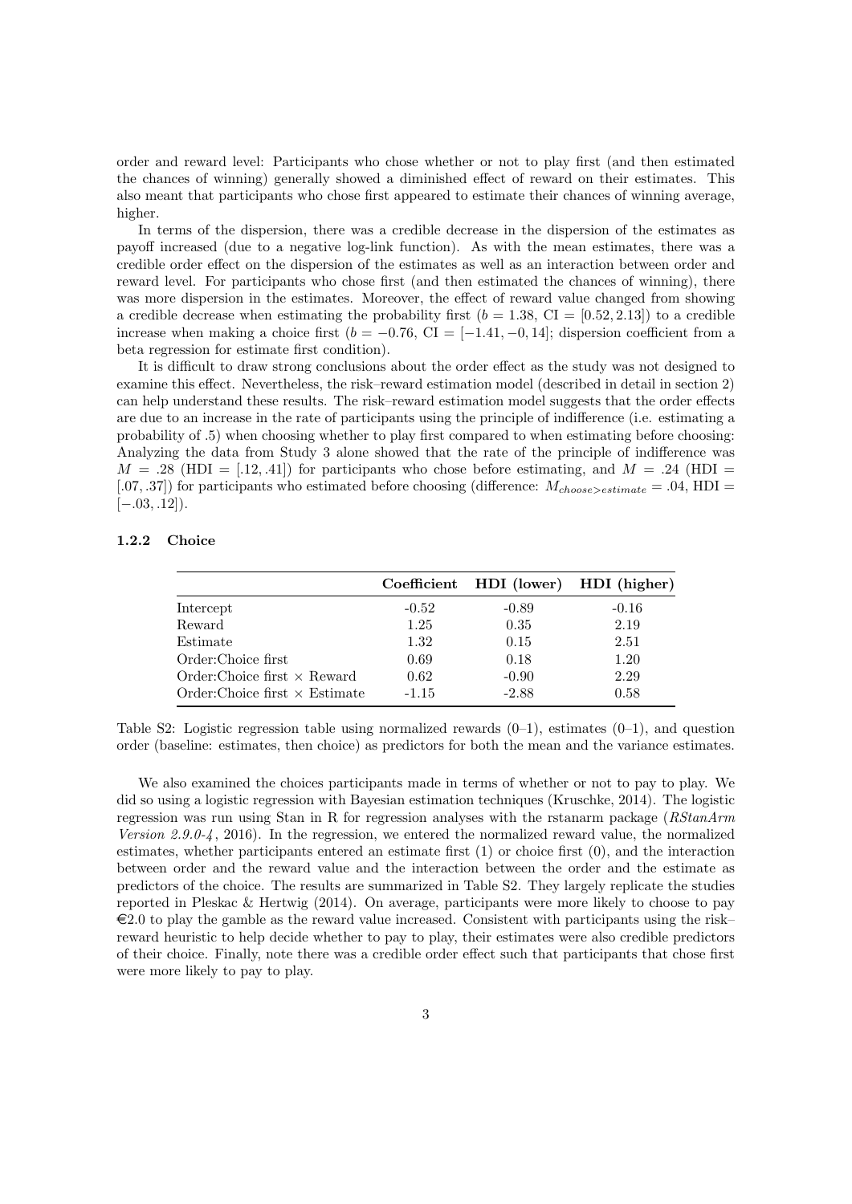order and reward level: Participants who chose whether or not to play first (and then estimated the chances of winning) generally showed a diminished effect of reward on their estimates. This also meant that participants who chose first appeared to estimate their chances of winning average, higher.

In terms of the dispersion, there was a credible decrease in the dispersion of the estimates as payoff increased (due to a negative log-link function). As with the mean estimates, there was a credible order effect on the dispersion of the estimates as well as an interaction between order and reward level. For participants who chose first (and then estimated the chances of winning), there was more dispersion in the estimates. Moreover, the effect of reward value changed from showing a credible decrease when estimating the probability first ($b = 1.38$, CI $= [0.52, 2.13]$) to a credible increase when making a choice first ($b = -0.76$, CI $= [-1.41, -0, 14]$; dispersion coefficient from a beta regression for estimate first condition).

It is difficult to draw strong conclusions about the order effect as the study was not designed to examine this effect. Nevertheless, the risk–reward estimation model (described in detail in section 2) can help understand these results. The risk–reward estimation model suggests that the order effects are due to an increase in the rate of participants using the principle of indifference (i.e. estimating a probability of .5) when choosing whether to play first compared to when estimating before choosing: Analyzing the data from Study 3 alone showed that the rate of the principle of indifference was $M = .28$ (HDI $= [.12, .41]$) for participants who chose before estimating, and $M = .24$ (HDI $= [.07, .37]$) for participants who estimated before choosing (difference: $M_{choose>estimate} = .04$, HDI $= [-.03, .12]$).

### 1.2.2 Choice

| | Coefficient | HDI (lower) | HDI (higher) |
|---|---|---|---|
| Intercept | -0.52 | -0.89 | -0.16 |
| Reward | 1.25 | 0.35 | 2.19 |
| Estimate | 1.32 | 0.15 | 2.51 |
| Order:Choice first | 0.69 | 0.18 | 1.20 |
| Order:Choice first × Reward | 0.62 | -0.90 | 2.29 |
| Order:Choice first × Estimate | -1.15 | -2.88 | 0.58 |

Table S2: Logistic regression table using normalized rewards (0–1), estimates (0–1), and question order (baseline: estimates, then choice) as predictors for both the mean and the variance estimates.

We also examined the choices participants made in terms of whether or not to pay to play. We did so using a logistic regression with Bayesian estimation techniques (Kruschke, 2014). The logistic regression was run using Stan in R for regression analyses with the rstanarm package (*RStanArm Version 2.9.0-4*, 2016). In the regression, we entered the normalized reward value, the normalized estimates, whether participants entered an estimate first (1) or choice first (0), and the interaction between order and the reward value and the interaction between the order and the estimate as predictors of the choice. The results are summarized in Table S2. They largely replicate the studies reported in Pleskac & Hertwig (2014). On average, participants were more likely to choose to pay €2.0 to play the gamble as the reward value increased. Consistent with participants using the risk–reward heuristic to help decide whether to pay to play, their estimates were also credible predictors of their choice. Finally, note there was a credible order effect such that participants that chose first were more likely to pay to play.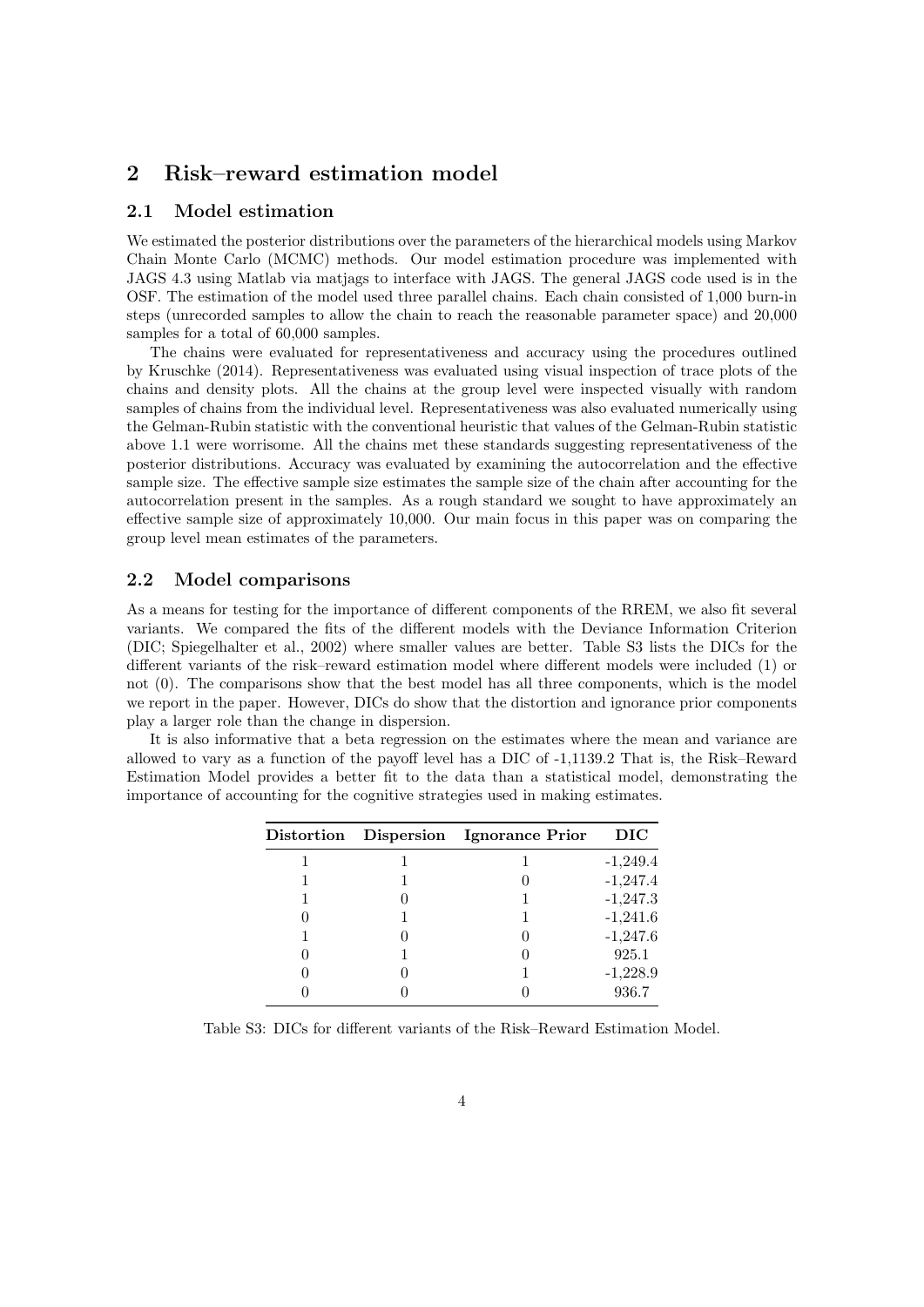## 2 Risk–reward estimation model

### 2.1 Model estimation

We estimated the posterior distributions over the parameters of the hierarchical models using Markov Chain Monte Carlo (MCMC) methods. Our model estimation procedure was implemented with JAGS 4.3 using Matlab via matjags to interface with JAGS. The general JAGS code used is in the OSF. The estimation of the model used three parallel chains. Each chain consisted of 1,000 burn-in steps (unrecorded samples to allow the chain to reach the reasonable parameter space) and 20,000 samples for a total of 60,000 samples.

The chains were evaluated for representativeness and accuracy using the procedures outlined by Kruschke (2014). Representativeness was evaluated using visual inspection of trace plots of the chains and density plots. All the chains at the group level were inspected visually with random samples of chains from the individual level. Representativeness was also evaluated numerically using the Gelman-Rubin statistic with the conventional heuristic that values of the Gelman-Rubin statistic above 1.1 were worrisome. All the chains met these standards suggesting representativeness of the posterior distributions. Accuracy was evaluated by examining the autocorrelation and the effective sample size. The effective sample size estimates the sample size of the chain after accounting for the autocorrelation present in the samples. As a rough standard we sought to have approximately an effective sample size of approximately 10,000. Our main focus in this paper was on comparing the group level mean estimates of the parameters.

### 2.2 Model comparisons

As a means for testing for the importance of different components of the RREM, we also fit several variants. We compared the fits of the different models with the Deviance Information Criterion (DIC; Spiegelhalter et al., 2002) where smaller values are better. Table S3 lists the DICs for the different variants of the risk–reward estimation model where different models were included (1) or not (0). The comparisons show that the best model has all three components, which is the model we report in the paper. However, DICs do show that the distortion and ignorance prior components play a larger role than the change in dispersion.

It is also informative that a beta regression on the estimates where the mean and variance are allowed to vary as a function of the payoff level has a DIC of -1,1139.2 That is, the Risk–Reward Estimation Model provides a better fit to the data than a statistical model, demonstrating the importance of accounting for the cognitive strategies used in making estimates.

| Distortion | Dispersion | Ignorance Prior | DIC |
|---|---|---|---|
| 1 | 1 | 1 | -1,249.4 |
| 1 | 1 | 0 | -1,247.4 |
| 1 | 0 | 1 | -1,247.3 |
| 0 | 1 | 1 | -1,241.6 |
| 1 | 0 | 0 | -1,247.6 |
| 0 | 1 | 0 | 925.1 |
| 0 | 0 | 1 | -1,228.9 |
| 0 | 0 | 0 | 936.7 |

Table S3: DICs for different variants of the Risk–Reward Estimation Model.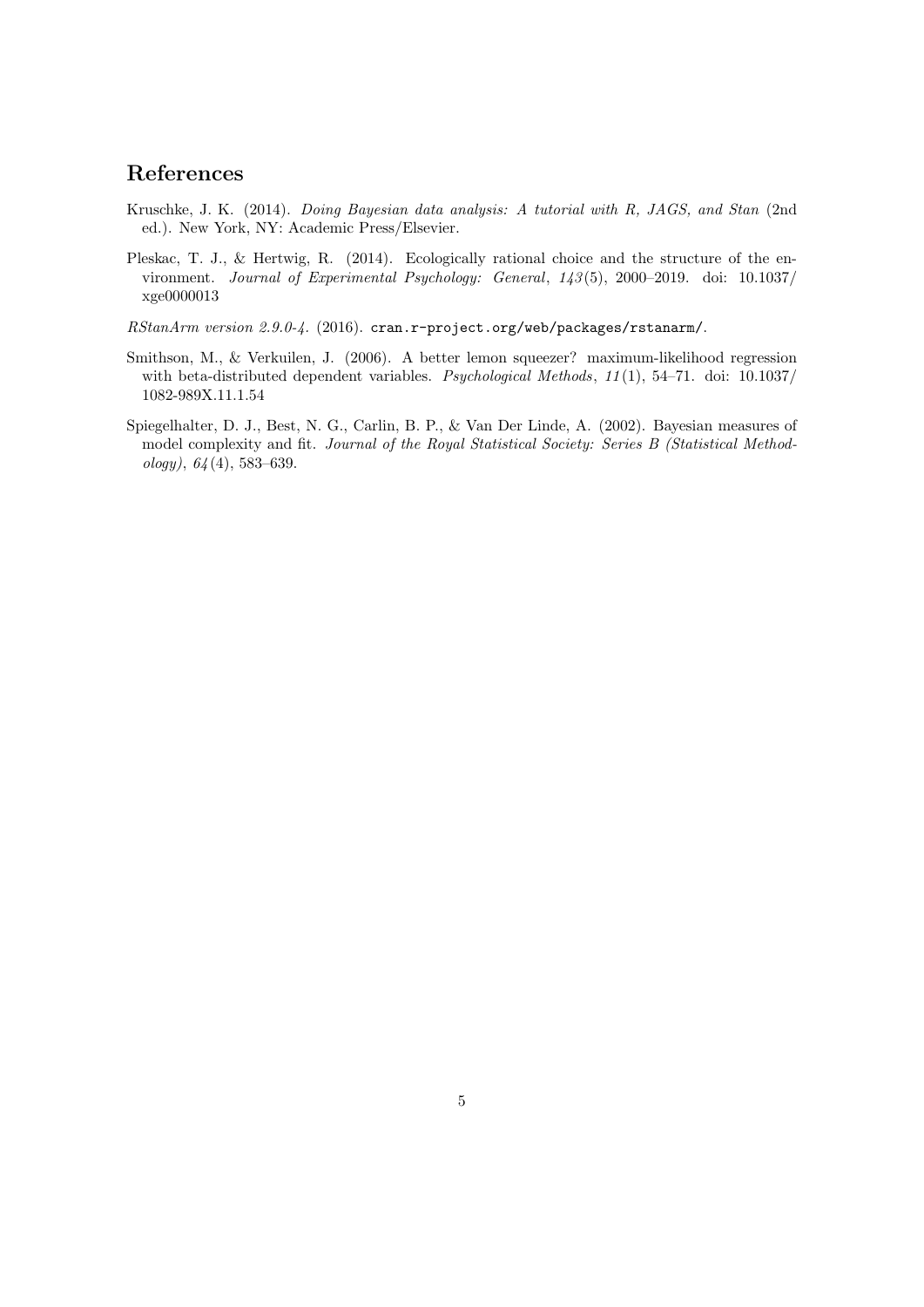## References

Kruschke, J. K. (2014). *Doing Bayesian data analysis: A tutorial with R, JAGS, and Stan* (2nd ed.). New York, NY: Academic Press/Elsevier.

Pleskac, T. J., & Hertwig, R. (2014). Ecologically rational choice and the structure of the environment. *Journal of Experimental Psychology: General*, *143*(5), 2000–2019. doi: 10.1037/xge0000013

*RStanArm version 2.9.0-4.* (2016). `cran.r-project.org/web/packages/rstanarm/`.

Smithson, M., & Verkuilen, J. (2006). A better lemon squeezer? maximum-likelihood regression with beta-distributed dependent variables. *Psychological Methods*, *11*(1), 54–71. doi: 10.1037/1082-989X.11.1.54

Spiegelhalter, D. J., Best, N. G., Carlin, B. P., & Van Der Linde, A. (2002). Bayesian measures of model complexity and fit. *Journal of the Royal Statistical Society: Series B (Statistical Methodology)*, *64*(4), 583–639.